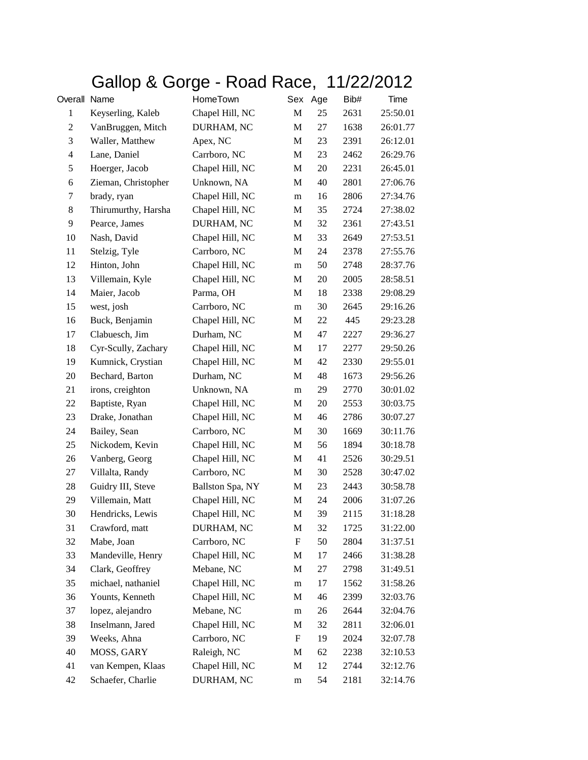# Gallop & Gorge - Road Race, 11/22/2012

| Overall | Name | HomeTown | Sex | Age | Bib# | Time |
|---|---|---|---|---|---|---|
| 1 | Keyserling, Kaleb | Chapel Hill, NC | M | 25 | 2631 | 25:50.01 |
| 2 | VanBruggen, Mitch | DURHAM, NC | M | 27 | 1638 | 26:01.77 |
| 3 | Waller, Matthew | Apex, NC | M | 23 | 2391 | 26:12.01 |
| 4 | Lane, Daniel | Carrboro, NC | M | 23 | 2462 | 26:29.76 |
| 5 | Hoerger, Jacob | Chapel Hill, NC | M | 20 | 2231 | 26:45.01 |
| 6 | Zieman, Christopher | Unknown, NA | M | 40 | 2801 | 27:06.76 |
| 7 | brady, ryan | Chapel Hill, NC | m | 16 | 2806 | 27:34.76 |
| 8 | Thirumurthy, Harsha | Chapel Hill, NC | M | 35 | 2724 | 27:38.02 |
| 9 | Pearce, James | DURHAM, NC | M | 32 | 2361 | 27:43.51 |
| 10 | Nash, David | Chapel Hill, NC | M | 33 | 2649 | 27:53.51 |
| 11 | Stelzig, Tyle | Carrboro, NC | M | 24 | 2378 | 27:55.76 |
| 12 | Hinton, John | Chapel Hill, NC | m | 50 | 2748 | 28:37.76 |
| 13 | Villemain, Kyle | Chapel Hill, NC | M | 20 | 2005 | 28:58.51 |
| 14 | Maier, Jacob | Parma, OH | M | 18 | 2338 | 29:08.29 |
| 15 | west, josh | Carrboro, NC | m | 30 | 2645 | 29:16.26 |
| 16 | Buck, Benjamin | Chapel Hill, NC | M | 22 | 445 | 29:23.28 |
| 17 | Clabuesch, Jim | Durham, NC | M | 47 | 2227 | 29:36.27 |
| 18 | Cyr-Scully, Zachary | Chapel Hill, NC | M | 17 | 2277 | 29:50.26 |
| 19 | Kumnick, Crystian | Chapel Hill, NC | M | 42 | 2330 | 29:55.01 |
| 20 | Bechard, Barton | Durham, NC | M | 48 | 1673 | 29:56.26 |
| 21 | irons, creighton | Unknown, NA | m | 29 | 2770 | 30:01.02 |
| 22 | Baptiste, Ryan | Chapel Hill, NC | M | 20 | 2553 | 30:03.75 |
| 23 | Drake, Jonathan | Chapel Hill, NC | M | 46 | 2786 | 30:07.27 |
| 24 | Bailey, Sean | Carrboro, NC | M | 30 | 1669 | 30:11.76 |
| 25 | Nickodem, Kevin | Chapel Hill, NC | M | 56 | 1894 | 30:18.78 |
| 26 | Vanberg, Georg | Chapel Hill, NC | M | 41 | 2526 | 30:29.51 |
| 27 | Villalta, Randy | Carrboro, NC | M | 30 | 2528 | 30:47.02 |
| 28 | Guidry III, Steve | Ballston Spa, NY | M | 23 | 2443 | 30:58.78 |
| 29 | Villemain, Matt | Chapel Hill, NC | M | 24 | 2006 | 31:07.26 |
| 30 | Hendricks, Lewis | Chapel Hill, NC | M | 39 | 2115 | 31:18.28 |
| 31 | Crawford, matt | DURHAM, NC | M | 32 | 1725 | 31:22.00 |
| 32 | Mabe, Joan | Carrboro, NC | F | 50 | 2804 | 31:37.51 |
| 33 | Mandeville, Henry | Chapel Hill, NC | M | 17 | 2466 | 31:38.28 |
| 34 | Clark, Geoffrey | Mebane, NC | M | 27 | 2798 | 31:49.51 |
| 35 | michael, nathaniel | Chapel Hill, NC | m | 17 | 1562 | 31:58.26 |
| 36 | Younts, Kenneth | Chapel Hill, NC | M | 46 | 2399 | 32:03.76 |
| 37 | lopez, alejandro | Mebane, NC | m | 26 | 2644 | 32:04.76 |
| 38 | Inselmann, Jared | Chapel Hill, NC | M | 32 | 2811 | 32:06.01 |
| 39 | Weeks, Ahna | Carrboro, NC | F | 19 | 2024 | 32:07.78 |
| 40 | MOSS, GARY | Raleigh, NC | M | 62 | 2238 | 32:10.53 |
| 41 | van Kempen, Klaas | Chapel Hill, NC | M | 12 | 2744 | 32:12.76 |
| 42 | Schaefer, Charlie | DURHAM, NC | m | 54 | 2181 | 32:14.76 |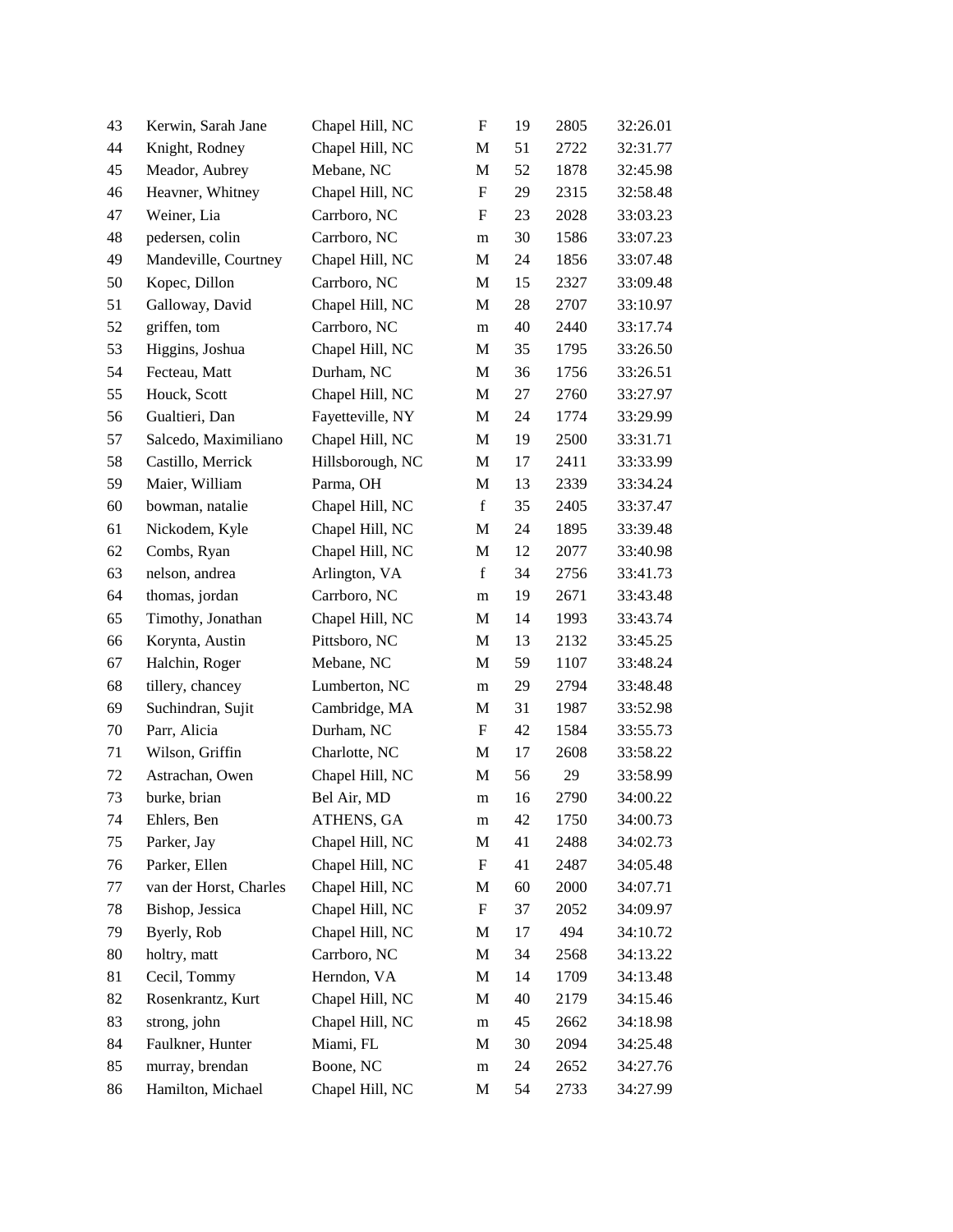| | | | | | | |
|---|---|---|---|---|---|---|
| 43 | Kerwin, Sarah Jane | Chapel Hill, NC | F | 19 | 2805 | 32:26.01 |
| 44 | Knight, Rodney | Chapel Hill, NC | M | 51 | 2722 | 32:31.77 |
| 45 | Meador, Aubrey | Mebane, NC | M | 52 | 1878 | 32:45.98 |
| 46 | Heavner, Whitney | Chapel Hill, NC | F | 29 | 2315 | 32:58.48 |
| 47 | Weiner, Lia | Carrboro, NC | F | 23 | 2028 | 33:03.23 |
| 48 | pedersen, colin | Carrboro, NC | m | 30 | 1586 | 33:07.23 |
| 49 | Mandeville, Courtney | Chapel Hill, NC | M | 24 | 1856 | 33:07.48 |
| 50 | Kopec, Dillon | Carrboro, NC | M | 15 | 2327 | 33:09.48 |
| 51 | Galloway, David | Chapel Hill, NC | M | 28 | 2707 | 33:10.97 |
| 52 | griffen, tom | Carrboro, NC | m | 40 | 2440 | 33:17.74 |
| 53 | Higgins, Joshua | Chapel Hill, NC | M | 35 | 1795 | 33:26.50 |
| 54 | Fecteau, Matt | Durham, NC | M | 36 | 1756 | 33:26.51 |
| 55 | Houck, Scott | Chapel Hill, NC | M | 27 | 2760 | 33:27.97 |
| 56 | Gualtieri, Dan | Fayetteville, NY | M | 24 | 1774 | 33:29.99 |
| 57 | Salcedo, Maximiliano | Chapel Hill, NC | M | 19 | 2500 | 33:31.71 |
| 58 | Castillo, Merrick | Hillsborough, NC | M | 17 | 2411 | 33:33.99 |
| 59 | Maier, William | Parma, OH | M | 13 | 2339 | 33:34.24 |
| 60 | bowman, natalie | Chapel Hill, NC | f | 35 | 2405 | 33:37.47 |
| 61 | Nickodem, Kyle | Chapel Hill, NC | M | 24 | 1895 | 33:39.48 |
| 62 | Combs, Ryan | Chapel Hill, NC | M | 12 | 2077 | 33:40.98 |
| 63 | nelson, andrea | Arlington, VA | f | 34 | 2756 | 33:41.73 |
| 64 | thomas, jordan | Carrboro, NC | m | 19 | 2671 | 33:43.48 |
| 65 | Timothy, Jonathan | Chapel Hill, NC | M | 14 | 1993 | 33:43.74 |
| 66 | Korynta, Austin | Pittsboro, NC | M | 13 | 2132 | 33:45.25 |
| 67 | Halchin, Roger | Mebane, NC | M | 59 | 1107 | 33:48.24 |
| 68 | tillery, chancey | Lumberton, NC | m | 29 | 2794 | 33:48.48 |
| 69 | Suchindran, Sujit | Cambridge, MA | M | 31 | 1987 | 33:52.98 |
| 70 | Parr, Alicia | Durham, NC | F | 42 | 1584 | 33:55.73 |
| 71 | Wilson, Griffin | Charlotte, NC | M | 17 | 2608 | 33:58.22 |
| 72 | Astrachan, Owen | Chapel Hill, NC | M | 56 | 29 | 33:58.99 |
| 73 | burke, brian | Bel Air, MD | m | 16 | 2790 | 34:00.22 |
| 74 | Ehlers, Ben | ATHENS, GA | m | 42 | 1750 | 34:00.73 |
| 75 | Parker, Jay | Chapel Hill, NC | M | 41 | 2488 | 34:02.73 |
| 76 | Parker, Ellen | Chapel Hill, NC | F | 41 | 2487 | 34:05.48 |
| 77 | van der Horst, Charles | Chapel Hill, NC | M | 60 | 2000 | 34:07.71 |
| 78 | Bishop, Jessica | Chapel Hill, NC | F | 37 | 2052 | 34:09.97 |
| 79 | Byerly, Rob | Chapel Hill, NC | M | 17 | 494 | 34:10.72 |
| 80 | holtry, matt | Carrboro, NC | M | 34 | 2568 | 34:13.22 |
| 81 | Cecil, Tommy | Herndon, VA | M | 14 | 1709 | 34:13.48 |
| 82 | Rosenkrantz, Kurt | Chapel Hill, NC | M | 40 | 2179 | 34:15.46 |
| 83 | strong, john | Chapel Hill, NC | m | 45 | 2662 | 34:18.98 |
| 84 | Faulkner, Hunter | Miami, FL | M | 30 | 2094 | 34:25.48 |
| 85 | murray, brendan | Boone, NC | m | 24 | 2652 | 34:27.76 |
| 86 | Hamilton, Michael | Chapel Hill, NC | M | 54 | 2733 | 34:27.99 |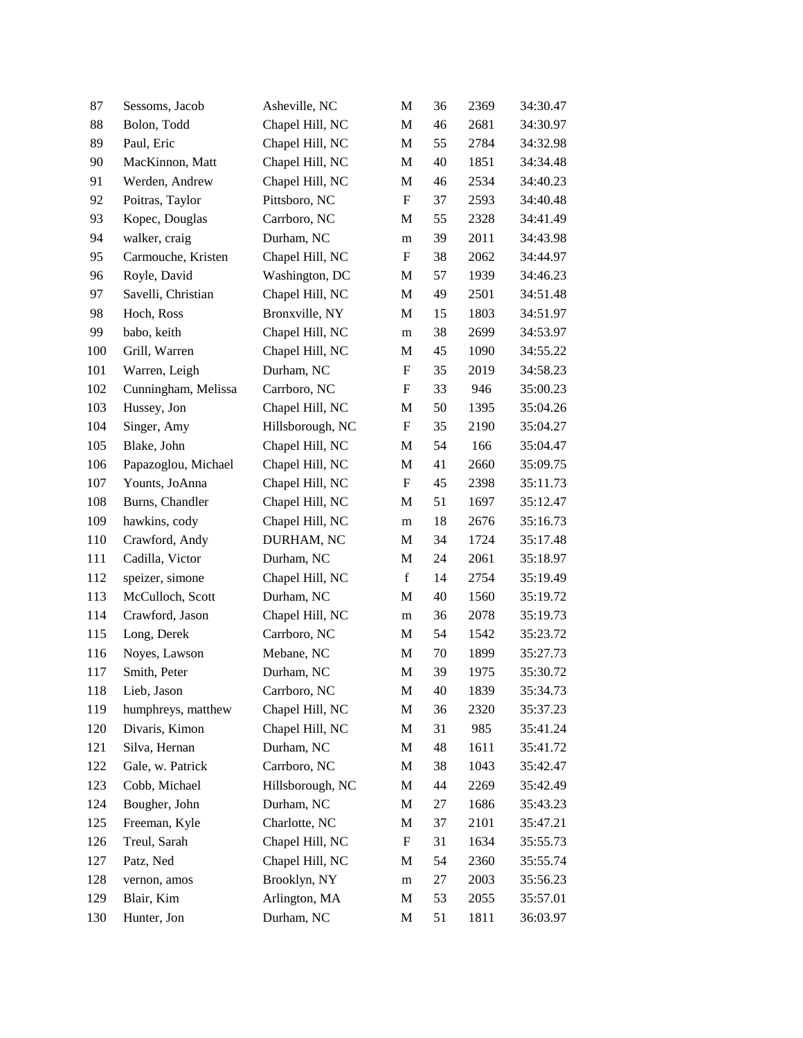| | | | | | | |
|---|---|---|---|---|---|---|
| 87 | Sessoms, Jacob | Asheville, NC | M | 36 | 2369 | 34:30.47 |
| 88 | Bolon, Todd | Chapel Hill, NC | M | 46 | 2681 | 34:30.97 |
| 89 | Paul, Eric | Chapel Hill, NC | M | 55 | 2784 | 34:32.98 |
| 90 | MacKinnon, Matt | Chapel Hill, NC | M | 40 | 1851 | 34:34.48 |
| 91 | Werden, Andrew | Chapel Hill, NC | M | 46 | 2534 | 34:40.23 |
| 92 | Poitras, Taylor | Pittsboro, NC | F | 37 | 2593 | 34:40.48 |
| 93 | Kopec, Douglas | Carrboro, NC | M | 55 | 2328 | 34:41.49 |
| 94 | walker, craig | Durham, NC | m | 39 | 2011 | 34:43.98 |
| 95 | Carmouche, Kristen | Chapel Hill, NC | F | 38 | 2062 | 34:44.97 |
| 96 | Royle, David | Washington, DC | M | 57 | 1939 | 34:46.23 |
| 97 | Savelli, Christian | Chapel Hill, NC | M | 49 | 2501 | 34:51.48 |
| 98 | Hoch, Ross | Bronxville, NY | M | 15 | 1803 | 34:51.97 |
| 99 | babo, keith | Chapel Hill, NC | m | 38 | 2699 | 34:53.97 |
| 100 | Grill, Warren | Chapel Hill, NC | M | 45 | 1090 | 34:55.22 |
| 101 | Warren, Leigh | Durham, NC | F | 35 | 2019 | 34:58.23 |
| 102 | Cunningham, Melissa | Carrboro, NC | F | 33 | 946 | 35:00.23 |
| 103 | Hussey, Jon | Chapel Hill, NC | M | 50 | 1395 | 35:04.26 |
| 104 | Singer, Amy | Hillsborough, NC | F | 35 | 2190 | 35:04.27 |
| 105 | Blake, John | Chapel Hill, NC | M | 54 | 166 | 35:04.47 |
| 106 | Papazoglou, Michael | Chapel Hill, NC | M | 41 | 2660 | 35:09.75 |
| 107 | Younts, JoAnna | Chapel Hill, NC | F | 45 | 2398 | 35:11.73 |
| 108 | Burns, Chandler | Chapel Hill, NC | M | 51 | 1697 | 35:12.47 |
| 109 | hawkins, cody | Chapel Hill, NC | m | 18 | 2676 | 35:16.73 |
| 110 | Crawford, Andy | DURHAM, NC | M | 34 | 1724 | 35:17.48 |
| 111 | Cadilla, Victor | Durham, NC | M | 24 | 2061 | 35:18.97 |
| 112 | speizer, simone | Chapel Hill, NC | f | 14 | 2754 | 35:19.49 |
| 113 | McCulloch, Scott | Durham, NC | M | 40 | 1560 | 35:19.72 |
| 114 | Crawford, Jason | Chapel Hill, NC | m | 36 | 2078 | 35:19.73 |
| 115 | Long, Derek | Carrboro, NC | M | 54 | 1542 | 35:23.72 |
| 116 | Noyes, Lawson | Mebane, NC | M | 70 | 1899 | 35:27.73 |
| 117 | Smith, Peter | Durham, NC | M | 39 | 1975 | 35:30.72 |
| 118 | Lieb, Jason | Carrboro, NC | M | 40 | 1839 | 35:34.73 |
| 119 | humphreys, matthew | Chapel Hill, NC | M | 36 | 2320 | 35:37.23 |
| 120 | Divaris, Kimon | Chapel Hill, NC | M | 31 | 985 | 35:41.24 |
| 121 | Silva, Hernan | Durham, NC | M | 48 | 1611 | 35:41.72 |
| 122 | Gale, w. Patrick | Carrboro, NC | M | 38 | 1043 | 35:42.47 |
| 123 | Cobb, Michael | Hillsborough, NC | M | 44 | 2269 | 35:42.49 |
| 124 | Bougher, John | Durham, NC | M | 27 | 1686 | 35:43.23 |
| 125 | Freeman, Kyle | Charlotte, NC | M | 37 | 2101 | 35:47.21 |
| 126 | Treul, Sarah | Chapel Hill, NC | F | 31 | 1634 | 35:55.73 |
| 127 | Patz, Ned | Chapel Hill, NC | M | 54 | 2360 | 35:55.74 |
| 128 | vernon, amos | Brooklyn, NY | m | 27 | 2003 | 35:56.23 |
| 129 | Blair, Kim | Arlington, MA | M | 53 | 2055 | 35:57.01 |
| 130 | Hunter, Jon | Durham, NC | M | 51 | 1811 | 36:03.97 |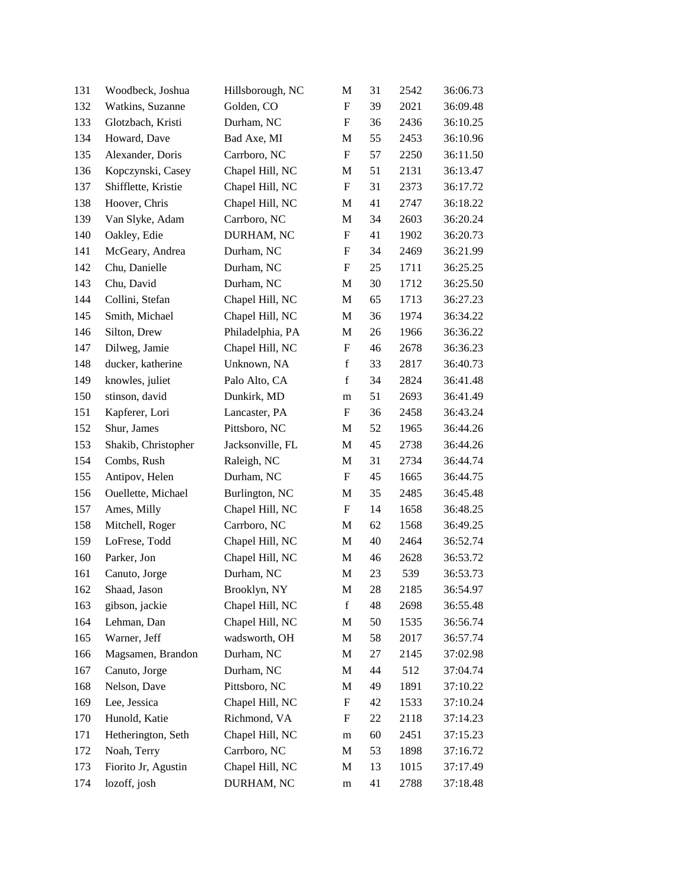| | | | | | | |
|---|---|---|---|---|---|---|
| 131 | Woodbeck, Joshua | Hillsborough, NC | M | 31 | 2542 | 36:06.73 |
| 132 | Watkins, Suzanne | Golden, CO | F | 39 | 2021 | 36:09.48 |
| 133 | Glotzbach, Kristi | Durham, NC | F | 36 | 2436 | 36:10.25 |
| 134 | Howard, Dave | Bad Axe, MI | M | 55 | 2453 | 36:10.96 |
| 135 | Alexander, Doris | Carrboro, NC | F | 57 | 2250 | 36:11.50 |
| 136 | Kopczynski, Casey | Chapel Hill, NC | M | 51 | 2131 | 36:13.47 |
| 137 | Shifflette, Kristie | Chapel Hill, NC | F | 31 | 2373 | 36:17.72 |
| 138 | Hoover, Chris | Chapel Hill, NC | M | 41 | 2747 | 36:18.22 |
| 139 | Van Slyke, Adam | Carrboro, NC | M | 34 | 2603 | 36:20.24 |
| 140 | Oakley, Edie | DURHAM, NC | F | 41 | 1902 | 36:20.73 |
| 141 | McGeary, Andrea | Durham, NC | F | 34 | 2469 | 36:21.99 |
| 142 | Chu, Danielle | Durham, NC | F | 25 | 1711 | 36:25.25 |
| 143 | Chu, David | Durham, NC | M | 30 | 1712 | 36:25.50 |
| 144 | Collini, Stefan | Chapel Hill, NC | M | 65 | 1713 | 36:27.23 |
| 145 | Smith, Michael | Chapel Hill, NC | M | 36 | 1974 | 36:34.22 |
| 146 | Silton, Drew | Philadelphia, PA | M | 26 | 1966 | 36:36.22 |
| 147 | Dilweg, Jamie | Chapel Hill, NC | F | 46 | 2678 | 36:36.23 |
| 148 | ducker, katherine | Unknown, NA | f | 33 | 2817 | 36:40.73 |
| 149 | knowles, juliet | Palo Alto, CA | f | 34 | 2824 | 36:41.48 |
| 150 | stinson, david | Dunkirk, MD | m | 51 | 2693 | 36:41.49 |
| 151 | Kapferer, Lori | Lancaster, PA | F | 36 | 2458 | 36:43.24 |
| 152 | Shur, James | Pittsboro, NC | M | 52 | 1965 | 36:44.26 |
| 153 | Shakib, Christopher | Jacksonville, FL | M | 45 | 2738 | 36:44.26 |
| 154 | Combs, Rush | Raleigh, NC | M | 31 | 2734 | 36:44.74 |
| 155 | Antipov, Helen | Durham, NC | F | 45 | 1665 | 36:44.75 |
| 156 | Ouellette, Michael | Burlington, NC | M | 35 | 2485 | 36:45.48 |
| 157 | Ames, Milly | Chapel Hill, NC | F | 14 | 1658 | 36:48.25 |
| 158 | Mitchell, Roger | Carrboro, NC | M | 62 | 1568 | 36:49.25 |
| 159 | LoFrese, Todd | Chapel Hill, NC | M | 40 | 2464 | 36:52.74 |
| 160 | Parker, Jon | Chapel Hill, NC | M | 46 | 2628 | 36:53.72 |
| 161 | Canuto, Jorge | Durham, NC | M | 23 | 539 | 36:53.73 |
| 162 | Shaad, Jason | Brooklyn, NY | M | 28 | 2185 | 36:54.97 |
| 163 | gibson, jackie | Chapel Hill, NC | f | 48 | 2698 | 36:55.48 |
| 164 | Lehman, Dan | Chapel Hill, NC | M | 50 | 1535 | 36:56.74 |
| 165 | Warner, Jeff | wadsworth, OH | M | 58 | 2017 | 36:57.74 |
| 166 | Magsamen, Brandon | Durham, NC | M | 27 | 2145 | 37:02.98 |
| 167 | Canuto, Jorge | Durham, NC | M | 44 | 512 | 37:04.74 |
| 168 | Nelson, Dave | Pittsboro, NC | M | 49 | 1891 | 37:10.22 |
| 169 | Lee, Jessica | Chapel Hill, NC | F | 42 | 1533 | 37:10.24 |
| 170 | Hunold, Katie | Richmond, VA | F | 22 | 2118 | 37:14.23 |
| 171 | Hetherington, Seth | Chapel Hill, NC | m | 60 | 2451 | 37:15.23 |
| 172 | Noah, Terry | Carrboro, NC | M | 53 | 1898 | 37:16.72 |
| 173 | Fiorito Jr, Agustin | Chapel Hill, NC | M | 13 | 1015 | 37:17.49 |
| 174 | lozoff, josh | DURHAM, NC | m | 41 | 2788 | 37:18.48 |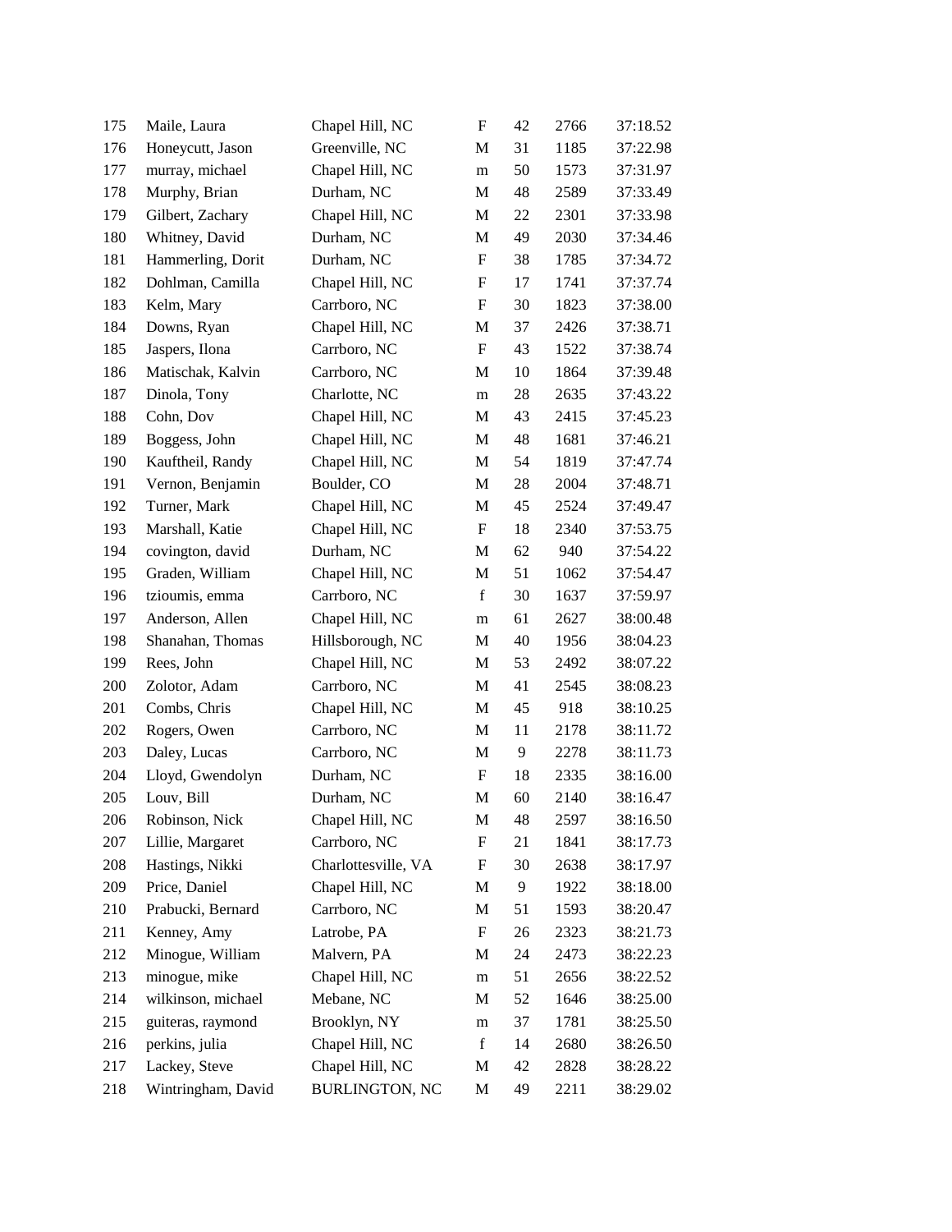| | | | | | | |
|---|---|---|---|---|---|---|
| 175 | Maile, Laura | Chapel Hill, NC | F | 42 | 2766 | 37:18.52 |
| 176 | Honeycutt, Jason | Greenville, NC | M | 31 | 1185 | 37:22.98 |
| 177 | murray, michael | Chapel Hill, NC | m | 50 | 1573 | 37:31.97 |
| 178 | Murphy, Brian | Durham, NC | M | 48 | 2589 | 37:33.49 |
| 179 | Gilbert, Zachary | Chapel Hill, NC | M | 22 | 2301 | 37:33.98 |
| 180 | Whitney, David | Durham, NC | M | 49 | 2030 | 37:34.46 |
| 181 | Hammerling, Dorit | Durham, NC | F | 38 | 1785 | 37:34.72 |
| 182 | Dohlman, Camilla | Chapel Hill, NC | F | 17 | 1741 | 37:37.74 |
| 183 | Kelm, Mary | Carrboro, NC | F | 30 | 1823 | 37:38.00 |
| 184 | Downs, Ryan | Chapel Hill, NC | M | 37 | 2426 | 37:38.71 |
| 185 | Jaspers, Ilona | Carrboro, NC | F | 43 | 1522 | 37:38.74 |
| 186 | Matischak, Kalvin | Carrboro, NC | M | 10 | 1864 | 37:39.48 |
| 187 | Dinola, Tony | Charlotte, NC | m | 28 | 2635 | 37:43.22 |
| 188 | Cohn, Dov | Chapel Hill, NC | M | 43 | 2415 | 37:45.23 |
| 189 | Boggess, John | Chapel Hill, NC | M | 48 | 1681 | 37:46.21 |
| 190 | Kauftheil, Randy | Chapel Hill, NC | M | 54 | 1819 | 37:47.74 |
| 191 | Vernon, Benjamin | Boulder, CO | M | 28 | 2004 | 37:48.71 |
| 192 | Turner, Mark | Chapel Hill, NC | M | 45 | 2524 | 37:49.47 |
| 193 | Marshall, Katie | Chapel Hill, NC | F | 18 | 2340 | 37:53.75 |
| 194 | covington, david | Durham, NC | M | 62 | 940 | 37:54.22 |
| 195 | Graden, William | Chapel Hill, NC | M | 51 | 1062 | 37:54.47 |
| 196 | tzioumis, emma | Carrboro, NC | f | 30 | 1637 | 37:59.97 |
| 197 | Anderson, Allen | Chapel Hill, NC | m | 61 | 2627 | 38:00.48 |
| 198 | Shanahan, Thomas | Hillsborough, NC | M | 40 | 1956 | 38:04.23 |
| 199 | Rees, John | Chapel Hill, NC | M | 53 | 2492 | 38:07.22 |
| 200 | Zolotor, Adam | Carrboro, NC | M | 41 | 2545 | 38:08.23 |
| 201 | Combs, Chris | Chapel Hill, NC | M | 45 | 918 | 38:10.25 |
| 202 | Rogers, Owen | Carrboro, NC | M | 11 | 2178 | 38:11.72 |
| 203 | Daley, Lucas | Carrboro, NC | M | 9 | 2278 | 38:11.73 |
| 204 | Lloyd, Gwendolyn | Durham, NC | F | 18 | 2335 | 38:16.00 |
| 205 | Louv, Bill | Durham, NC | M | 60 | 2140 | 38:16.47 |
| 206 | Robinson, Nick | Chapel Hill, NC | M | 48 | 2597 | 38:16.50 |
| 207 | Lillie, Margaret | Carrboro, NC | F | 21 | 1841 | 38:17.73 |
| 208 | Hastings, Nikki | Charlottesville, VA | F | 30 | 2638 | 38:17.97 |
| 209 | Price, Daniel | Chapel Hill, NC | M | 9 | 1922 | 38:18.00 |
| 210 | Prabucki, Bernard | Carrboro, NC | M | 51 | 1593 | 38:20.47 |
| 211 | Kenney, Amy | Latrobe, PA | F | 26 | 2323 | 38:21.73 |
| 212 | Minogue, William | Malvern, PA | M | 24 | 2473 | 38:22.23 |
| 213 | minogue, mike | Chapel Hill, NC | m | 51 | 2656 | 38:22.52 |
| 214 | wilkinson, michael | Mebane, NC | M | 52 | 1646 | 38:25.00 |
| 215 | guiteras, raymond | Brooklyn, NY | m | 37 | 1781 | 38:25.50 |
| 216 | perkins, julia | Chapel Hill, NC | f | 14 | 2680 | 38:26.50 |
| 217 | Lackey, Steve | Chapel Hill, NC | M | 42 | 2828 | 38:28.22 |
| 218 | Wintringham, David | BURLINGTON, NC | M | 49 | 2211 | 38:29.02 |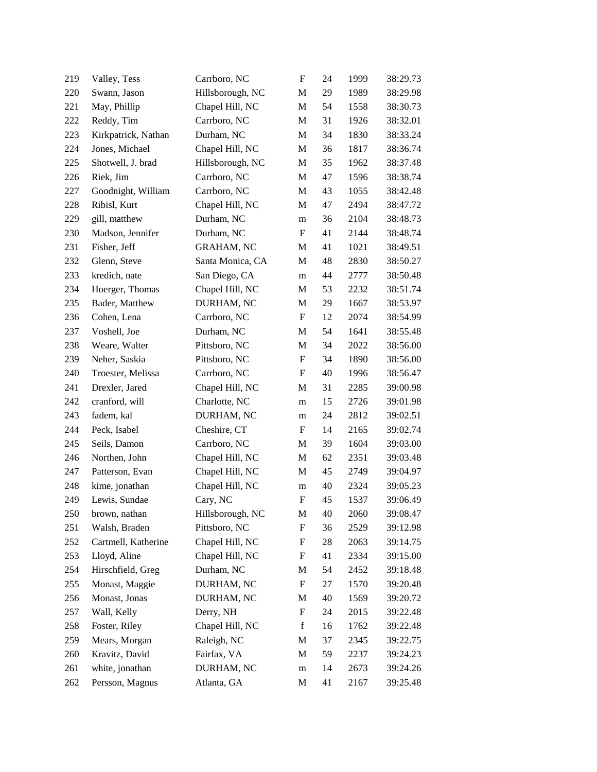| | | | | | | |
|---|---|---|---|---|---|---|
| 219 | Valley, Tess | Carrboro, NC | F | 24 | 1999 | 38:29.73 |
| 220 | Swann, Jason | Hillsborough, NC | M | 29 | 1989 | 38:29.98 |
| 221 | May, Phillip | Chapel Hill, NC | M | 54 | 1558 | 38:30.73 |
| 222 | Reddy, Tim | Carrboro, NC | M | 31 | 1926 | 38:32.01 |
| 223 | Kirkpatrick, Nathan | Durham, NC | M | 34 | 1830 | 38:33.24 |
| 224 | Jones, Michael | Chapel Hill, NC | M | 36 | 1817 | 38:36.74 |
| 225 | Shotwell, J. brad | Hillsborough, NC | M | 35 | 1962 | 38:37.48 |
| 226 | Riek, Jim | Carrboro, NC | M | 47 | 1596 | 38:38.74 |
| 227 | Goodnight, William | Carrboro, NC | M | 43 | 1055 | 38:42.48 |
| 228 | Ribisl, Kurt | Chapel Hill, NC | M | 47 | 2494 | 38:47.72 |
| 229 | gill, matthew | Durham, NC | m | 36 | 2104 | 38:48.73 |
| 230 | Madson, Jennifer | Durham, NC | F | 41 | 2144 | 38:48.74 |
| 231 | Fisher, Jeff | GRAHAM, NC | M | 41 | 1021 | 38:49.51 |
| 232 | Glenn, Steve | Santa Monica, CA | M | 48 | 2830 | 38:50.27 |
| 233 | kredich, nate | San Diego, CA | m | 44 | 2777 | 38:50.48 |
| 234 | Hoerger, Thomas | Chapel Hill, NC | M | 53 | 2232 | 38:51.74 |
| 235 | Bader, Matthew | DURHAM, NC | M | 29 | 1667 | 38:53.97 |
| 236 | Cohen, Lena | Carrboro, NC | F | 12 | 2074 | 38:54.99 |
| 237 | Voshell, Joe | Durham, NC | M | 54 | 1641 | 38:55.48 |
| 238 | Weare, Walter | Pittsboro, NC | M | 34 | 2022 | 38:56.00 |
| 239 | Neher, Saskia | Pittsboro, NC | F | 34 | 1890 | 38:56.00 |
| 240 | Troester, Melissa | Carrboro, NC | F | 40 | 1996 | 38:56.47 |
| 241 | Drexler, Jared | Chapel Hill, NC | M | 31 | 2285 | 39:00.98 |
| 242 | cranford, will | Charlotte, NC | m | 15 | 2726 | 39:01.98 |
| 243 | fadem, kal | DURHAM, NC | m | 24 | 2812 | 39:02.51 |
| 244 | Peck, Isabel | Cheshire, CT | F | 14 | 2165 | 39:02.74 |
| 245 | Seils, Damon | Carrboro, NC | M | 39 | 1604 | 39:03.00 |
| 246 | Northen, John | Chapel Hill, NC | M | 62 | 2351 | 39:03.48 |
| 247 | Patterson, Evan | Chapel Hill, NC | M | 45 | 2749 | 39:04.97 |
| 248 | kime, jonathan | Chapel Hill, NC | m | 40 | 2324 | 39:05.23 |
| 249 | Lewis, Sundae | Cary, NC | F | 45 | 1537 | 39:06.49 |
| 250 | brown, nathan | Hillsborough, NC | M | 40 | 2060 | 39:08.47 |
| 251 | Walsh, Braden | Pittsboro, NC | F | 36 | 2529 | 39:12.98 |
| 252 | Cartmell, Katherine | Chapel Hill, NC | F | 28 | 2063 | 39:14.75 |
| 253 | Lloyd, Aline | Chapel Hill, NC | F | 41 | 2334 | 39:15.00 |
| 254 | Hirschfield, Greg | Durham, NC | M | 54 | 2452 | 39:18.48 |
| 255 | Monast, Maggie | DURHAM, NC | F | 27 | 1570 | 39:20.48 |
| 256 | Monast, Jonas | DURHAM, NC | M | 40 | 1569 | 39:20.72 |
| 257 | Wall, Kelly | Derry, NH | F | 24 | 2015 | 39:22.48 |
| 258 | Foster, Riley | Chapel Hill, NC | f | 16 | 1762 | 39:22.48 |
| 259 | Mears, Morgan | Raleigh, NC | M | 37 | 2345 | 39:22.75 |
| 260 | Kravitz, David | Fairfax, VA | M | 59 | 2237 | 39:24.23 |
| 261 | white, jonathan | DURHAM, NC | m | 14 | 2673 | 39:24.26 |
| 262 | Persson, Magnus | Atlanta, GA | M | 41 | 2167 | 39:25.48 |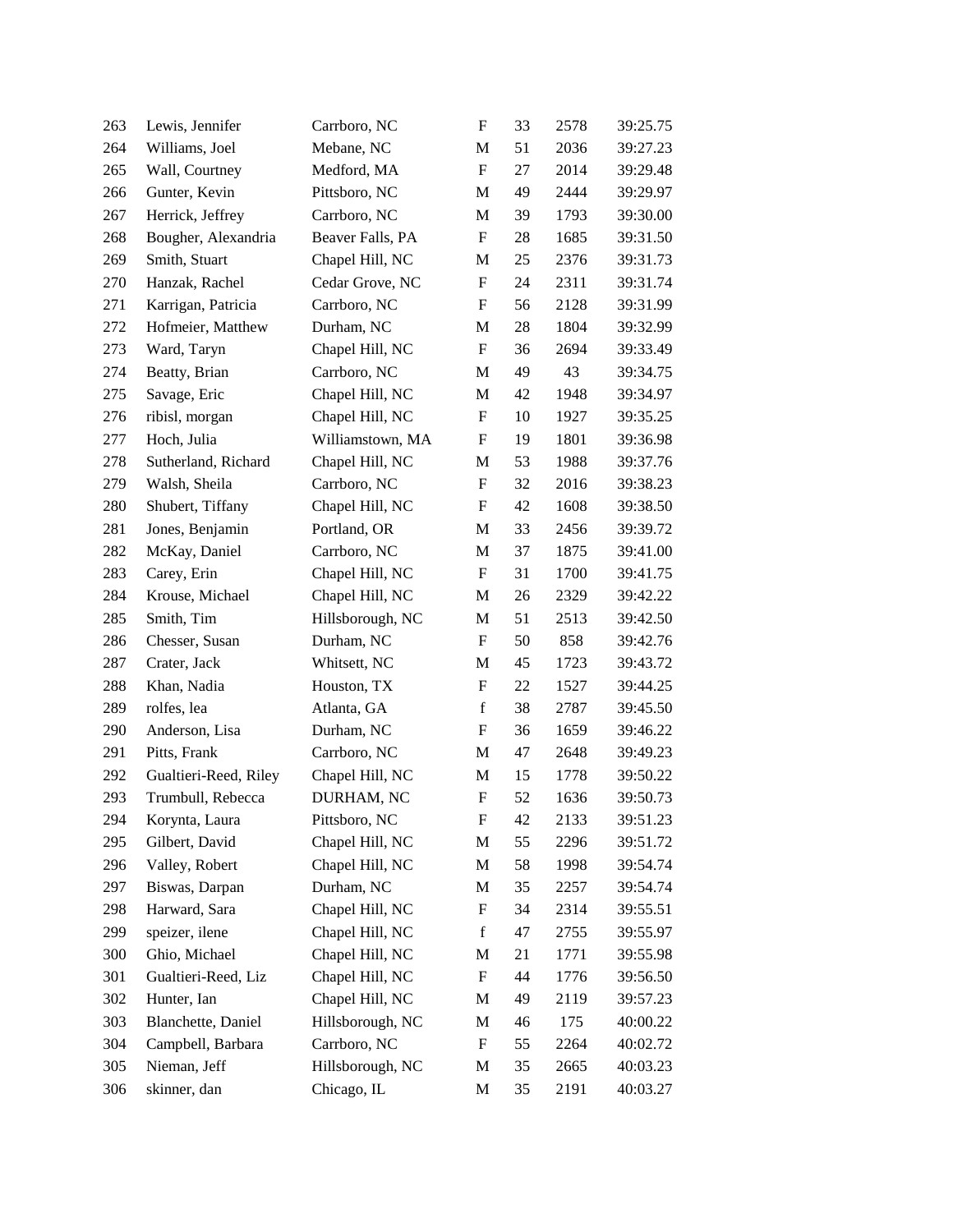| | | | | | | |
|---|---|---|---|---|---|---|
| 263 | Lewis, Jennifer | Carrboro, NC | F | 33 | 2578 | 39:25.75 |
| 264 | Williams, Joel | Mebane, NC | M | 51 | 2036 | 39:27.23 |
| 265 | Wall, Courtney | Medford, MA | F | 27 | 2014 | 39:29.48 |
| 266 | Gunter, Kevin | Pittsboro, NC | M | 49 | 2444 | 39:29.97 |
| 267 | Herrick, Jeffrey | Carrboro, NC | M | 39 | 1793 | 39:30.00 |
| 268 | Bougher, Alexandria | Beaver Falls, PA | F | 28 | 1685 | 39:31.50 |
| 269 | Smith, Stuart | Chapel Hill, NC | M | 25 | 2376 | 39:31.73 |
| 270 | Hanzak, Rachel | Cedar Grove, NC | F | 24 | 2311 | 39:31.74 |
| 271 | Karrigan, Patricia | Carrboro, NC | F | 56 | 2128 | 39:31.99 |
| 272 | Hofmeier, Matthew | Durham, NC | M | 28 | 1804 | 39:32.99 |
| 273 | Ward, Taryn | Chapel Hill, NC | F | 36 | 2694 | 39:33.49 |
| 274 | Beatty, Brian | Carrboro, NC | M | 49 | 43 | 39:34.75 |
| 275 | Savage, Eric | Chapel Hill, NC | M | 42 | 1948 | 39:34.97 |
| 276 | ribisl, morgan | Chapel Hill, NC | F | 10 | 1927 | 39:35.25 |
| 277 | Hoch, Julia | Williamstown, MA | F | 19 | 1801 | 39:36.98 |
| 278 | Sutherland, Richard | Chapel Hill, NC | M | 53 | 1988 | 39:37.76 |
| 279 | Walsh, Sheila | Carrboro, NC | F | 32 | 2016 | 39:38.23 |
| 280 | Shubert, Tiffany | Chapel Hill, NC | F | 42 | 1608 | 39:38.50 |
| 281 | Jones, Benjamin | Portland, OR | M | 33 | 2456 | 39:39.72 |
| 282 | McKay, Daniel | Carrboro, NC | M | 37 | 1875 | 39:41.00 |
| 283 | Carey, Erin | Chapel Hill, NC | F | 31 | 1700 | 39:41.75 |
| 284 | Krouse, Michael | Chapel Hill, NC | M | 26 | 2329 | 39:42.22 |
| 285 | Smith, Tim | Hillsborough, NC | M | 51 | 2513 | 39:42.50 |
| 286 | Chesser, Susan | Durham, NC | F | 50 | 858 | 39:42.76 |
| 287 | Crater, Jack | Whitsett, NC | M | 45 | 1723 | 39:43.72 |
| 288 | Khan, Nadia | Houston, TX | F | 22 | 1527 | 39:44.25 |
| 289 | rolfes, lea | Atlanta, GA | f | 38 | 2787 | 39:45.50 |
| 290 | Anderson, Lisa | Durham, NC | F | 36 | 1659 | 39:46.22 |
| 291 | Pitts, Frank | Carrboro, NC | M | 47 | 2648 | 39:49.23 |
| 292 | Gualtieri-Reed, Riley | Chapel Hill, NC | M | 15 | 1778 | 39:50.22 |
| 293 | Trumbull, Rebecca | DURHAM, NC | F | 52 | 1636 | 39:50.73 |
| 294 | Korynta, Laura | Pittsboro, NC | F | 42 | 2133 | 39:51.23 |
| 295 | Gilbert, David | Chapel Hill, NC | M | 55 | 2296 | 39:51.72 |
| 296 | Valley, Robert | Chapel Hill, NC | M | 58 | 1998 | 39:54.74 |
| 297 | Biswas, Darpan | Durham, NC | M | 35 | 2257 | 39:54.74 |
| 298 | Harward, Sara | Chapel Hill, NC | F | 34 | 2314 | 39:55.51 |
| 299 | speizer, ilene | Chapel Hill, NC | f | 47 | 2755 | 39:55.97 |
| 300 | Ghio, Michael | Chapel Hill, NC | M | 21 | 1771 | 39:55.98 |
| 301 | Gualtieri-Reed, Liz | Chapel Hill, NC | F | 44 | 1776 | 39:56.50 |
| 302 | Hunter, Ian | Chapel Hill, NC | M | 49 | 2119 | 39:57.23 |
| 303 | Blanchette, Daniel | Hillsborough, NC | M | 46 | 175 | 40:00.22 |
| 304 | Campbell, Barbara | Carrboro, NC | F | 55 | 2264 | 40:02.72 |
| 305 | Nieman, Jeff | Hillsborough, NC | M | 35 | 2665 | 40:03.23 |
| 306 | skinner, dan | Chicago, IL | M | 35 | 2191 | 40:03.27 |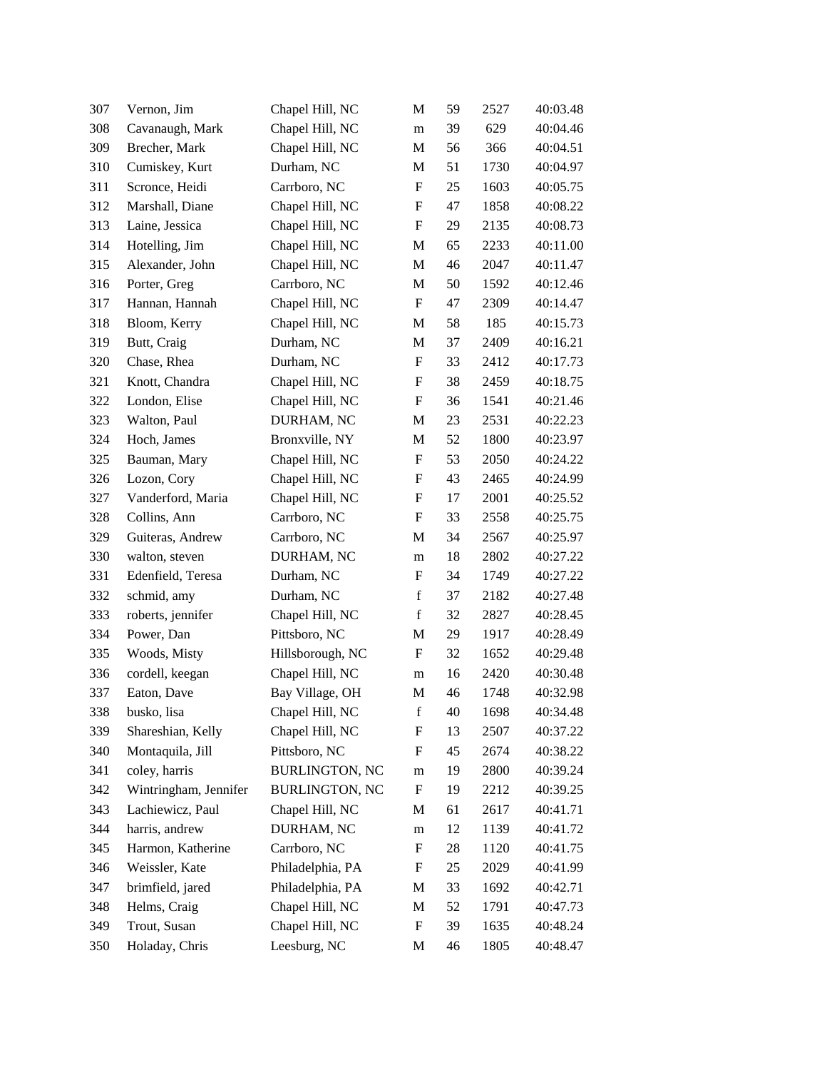| | | | | | | |
|---|---|---|---|---|---|---|
| 307 | Vernon, Jim | Chapel Hill, NC | M | 59 | 2527 | 40:03.48 |
| 308 | Cavanaugh, Mark | Chapel Hill, NC | m | 39 | 629 | 40:04.46 |
| 309 | Brecher, Mark | Chapel Hill, NC | M | 56 | 366 | 40:04.51 |
| 310 | Cumiskey, Kurt | Durham, NC | M | 51 | 1730 | 40:04.97 |
| 311 | Scronce, Heidi | Carrboro, NC | F | 25 | 1603 | 40:05.75 |
| 312 | Marshall, Diane | Chapel Hill, NC | F | 47 | 1858 | 40:08.22 |
| 313 | Laine, Jessica | Chapel Hill, NC | F | 29 | 2135 | 40:08.73 |
| 314 | Hotelling, Jim | Chapel Hill, NC | M | 65 | 2233 | 40:11.00 |
| 315 | Alexander, John | Chapel Hill, NC | M | 46 | 2047 | 40:11.47 |
| 316 | Porter, Greg | Carrboro, NC | M | 50 | 1592 | 40:12.46 |
| 317 | Hannan, Hannah | Chapel Hill, NC | F | 47 | 2309 | 40:14.47 |
| 318 | Bloom, Kerry | Chapel Hill, NC | M | 58 | 185 | 40:15.73 |
| 319 | Butt, Craig | Durham, NC | M | 37 | 2409 | 40:16.21 |
| 320 | Chase, Rhea | Durham, NC | F | 33 | 2412 | 40:17.73 |
| 321 | Knott, Chandra | Chapel Hill, NC | F | 38 | 2459 | 40:18.75 |
| 322 | London, Elise | Chapel Hill, NC | F | 36 | 1541 | 40:21.46 |
| 323 | Walton, Paul | DURHAM, NC | M | 23 | 2531 | 40:22.23 |
| 324 | Hoch, James | Bronxville, NY | M | 52 | 1800 | 40:23.97 |
| 325 | Bauman, Mary | Chapel Hill, NC | F | 53 | 2050 | 40:24.22 |
| 326 | Lozon, Cory | Chapel Hill, NC | F | 43 | 2465 | 40:24.99 |
| 327 | Vanderford, Maria | Chapel Hill, NC | F | 17 | 2001 | 40:25.52 |
| 328 | Collins, Ann | Carrboro, NC | F | 33 | 2558 | 40:25.75 |
| 329 | Guiteras, Andrew | Carrboro, NC | M | 34 | 2567 | 40:25.97 |
| 330 | walton, steven | DURHAM, NC | m | 18 | 2802 | 40:27.22 |
| 331 | Edenfield, Teresa | Durham, NC | F | 34 | 1749 | 40:27.22 |
| 332 | schmid, amy | Durham, NC | f | 37 | 2182 | 40:27.48 |
| 333 | roberts, jennifer | Chapel Hill, NC | f | 32 | 2827 | 40:28.45 |
| 334 | Power, Dan | Pittsboro, NC | M | 29 | 1917 | 40:28.49 |
| 335 | Woods, Misty | Hillsborough, NC | F | 32 | 1652 | 40:29.48 |
| 336 | cordell, keegan | Chapel Hill, NC | m | 16 | 2420 | 40:30.48 |
| 337 | Eaton, Dave | Bay Village, OH | M | 46 | 1748 | 40:32.98 |
| 338 | busko, lisa | Chapel Hill, NC | f | 40 | 1698 | 40:34.48 |
| 339 | Shareshian, Kelly | Chapel Hill, NC | F | 13 | 2507 | 40:37.22 |
| 340 | Montaquila, Jill | Pittsboro, NC | F | 45 | 2674 | 40:38.22 |
| 341 | coley, harris | BURLINGTON, NC | m | 19 | 2800 | 40:39.24 |
| 342 | Wintringham, Jennifer | BURLINGTON, NC | F | 19 | 2212 | 40:39.25 |
| 343 | Lachiewicz, Paul | Chapel Hill, NC | M | 61 | 2617 | 40:41.71 |
| 344 | harris, andrew | DURHAM, NC | m | 12 | 1139 | 40:41.72 |
| 345 | Harmon, Katherine | Carrboro, NC | F | 28 | 1120 | 40:41.75 |
| 346 | Weissler, Kate | Philadelphia, PA | F | 25 | 2029 | 40:41.99 |
| 347 | brimfield, jared | Philadelphia, PA | M | 33 | 1692 | 40:42.71 |
| 348 | Helms, Craig | Chapel Hill, NC | M | 52 | 1791 | 40:47.73 |
| 349 | Trout, Susan | Chapel Hill, NC | F | 39 | 1635 | 40:48.24 |
| 350 | Holaday, Chris | Leesburg, NC | M | 46 | 1805 | 40:48.47 |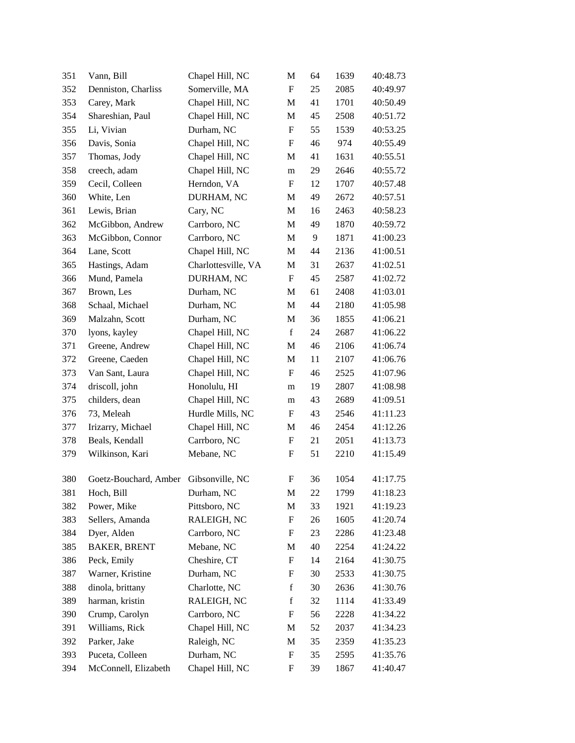| | | | | | | |
|---|---|---|---|---|---|---|
| 351 | Vann, Bill | Chapel Hill, NC | M | 64 | 1639 | 40:48.73 |
| 352 | Denniston, Charliss | Somerville, MA | F | 25 | 2085 | 40:49.97 |
| 353 | Carey, Mark | Chapel Hill, NC | M | 41 | 1701 | 40:50.49 |
| 354 | Shareshian, Paul | Chapel Hill, NC | M | 45 | 2508 | 40:51.72 |
| 355 | Li, Vivian | Durham, NC | F | 55 | 1539 | 40:53.25 |
| 356 | Davis, Sonia | Chapel Hill, NC | F | 46 | 974 | 40:55.49 |
| 357 | Thomas, Jody | Chapel Hill, NC | M | 41 | 1631 | 40:55.51 |
| 358 | creech, adam | Chapel Hill, NC | m | 29 | 2646 | 40:55.72 |
| 359 | Cecil, Colleen | Herndon, VA | F | 12 | 1707 | 40:57.48 |
| 360 | White, Len | DURHAM, NC | M | 49 | 2672 | 40:57.51 |
| 361 | Lewis, Brian | Cary, NC | M | 16 | 2463 | 40:58.23 |
| 362 | McGibbon, Andrew | Carrboro, NC | M | 49 | 1870 | 40:59.72 |
| 363 | McGibbon, Connor | Carrboro, NC | M | 9 | 1871 | 41:00.23 |
| 364 | Lane, Scott | Chapel Hill, NC | M | 44 | 2136 | 41:00.51 |
| 365 | Hastings, Adam | Charlottesville, VA | M | 31 | 2637 | 41:02.51 |
| 366 | Mund, Pamela | DURHAM, NC | F | 45 | 2587 | 41:02.72 |
| 367 | Brown, Les | Durham, NC | M | 61 | 2408 | 41:03.01 |
| 368 | Schaal, Michael | Durham, NC | M | 44 | 2180 | 41:05.98 |
| 369 | Malzahn, Scott | Durham, NC | M | 36 | 1855 | 41:06.21 |
| 370 | lyons, kayley | Chapel Hill, NC | f | 24 | 2687 | 41:06.22 |
| 371 | Greene, Andrew | Chapel Hill, NC | M | 46 | 2106 | 41:06.74 |
| 372 | Greene, Caeden | Chapel Hill, NC | M | 11 | 2107 | 41:06.76 |
| 373 | Van Sant, Laura | Chapel Hill, NC | F | 46 | 2525 | 41:07.96 |
| 374 | driscoll, john | Honolulu, HI | m | 19 | 2807 | 41:08.98 |
| 375 | childers, dean | Chapel Hill, NC | m | 43 | 2689 | 41:09.51 |
| 376 | 73, Meleah | Hurdle Mills, NC | F | 43 | 2546 | 41:11.23 |
| 377 | Irizarry, Michael | Chapel Hill, NC | M | 46 | 2454 | 41:12.26 |
| 378 | Beals, Kendall | Carrboro, NC | F | 21 | 2051 | 41:13.73 |
| 379 | Wilkinson, Kari | Mebane, NC | F | 51 | 2210 | 41:15.49 |
| 380 | Goetz-Bouchard, Amber | Gibsonville, NC | F | 36 | 1054 | 41:17.75 |
| 381 | Hoch, Bill | Durham, NC | M | 22 | 1799 | 41:18.23 |
| 382 | Power, Mike | Pittsboro, NC | M | 33 | 1921 | 41:19.23 |
| 383 | Sellers, Amanda | RALEIGH, NC | F | 26 | 1605 | 41:20.74 |
| 384 | Dyer, Alden | Carrboro, NC | F | 23 | 2286 | 41:23.48 |
| 385 | BAKER, BRENT | Mebane, NC | M | 40 | 2254 | 41:24.22 |
| 386 | Peck, Emily | Cheshire, CT | F | 14 | 2164 | 41:30.75 |
| 387 | Warner, Kristine | Durham, NC | F | 30 | 2533 | 41:30.75 |
| 388 | dinola, brittany | Charlotte, NC | f | 30 | 2636 | 41:30.76 |
| 389 | harman, kristin | RALEIGH, NC | f | 32 | 1114 | 41:33.49 |
| 390 | Crump, Carolyn | Carrboro, NC | F | 56 | 2228 | 41:34.22 |
| 391 | Williams, Rick | Chapel Hill, NC | M | 52 | 2037 | 41:34.23 |
| 392 | Parker, Jake | Raleigh, NC | M | 35 | 2359 | 41:35.23 |
| 393 | Puceta, Colleen | Durham, NC | F | 35 | 2595 | 41:35.76 |
| 394 | McConnell, Elizabeth | Chapel Hill, NC | F | 39 | 1867 | 41:40.47 |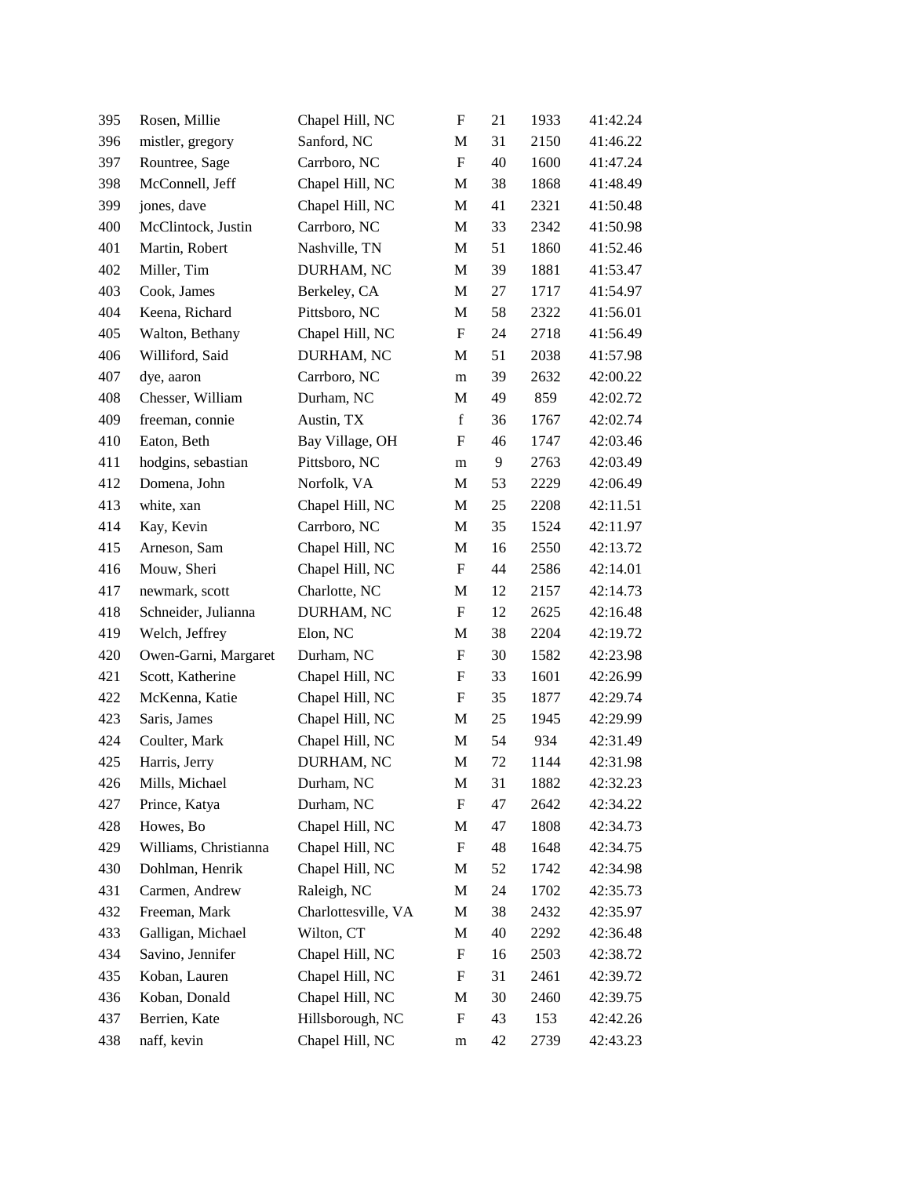| | | | | | | |
|---|---|---|---|---|---|---|
| 395 | Rosen, Millie | Chapel Hill, NC | F | 21 | 1933 | 41:42.24 |
| 396 | mistler, gregory | Sanford, NC | M | 31 | 2150 | 41:46.22 |
| 397 | Rountree, Sage | Carrboro, NC | F | 40 | 1600 | 41:47.24 |
| 398 | McConnell, Jeff | Chapel Hill, NC | M | 38 | 1868 | 41:48.49 |
| 399 | jones, dave | Chapel Hill, NC | M | 41 | 2321 | 41:50.48 |
| 400 | McClintock, Justin | Carrboro, NC | M | 33 | 2342 | 41:50.98 |
| 401 | Martin, Robert | Nashville, TN | M | 51 | 1860 | 41:52.46 |
| 402 | Miller, Tim | DURHAM, NC | M | 39 | 1881 | 41:53.47 |
| 403 | Cook, James | Berkeley, CA | M | 27 | 1717 | 41:54.97 |
| 404 | Keena, Richard | Pittsboro, NC | M | 58 | 2322 | 41:56.01 |
| 405 | Walton, Bethany | Chapel Hill, NC | F | 24 | 2718 | 41:56.49 |
| 406 | Williford, Said | DURHAM, NC | M | 51 | 2038 | 41:57.98 |
| 407 | dye, aaron | Carrboro, NC | m | 39 | 2632 | 42:00.22 |
| 408 | Chesser, William | Durham, NC | M | 49 | 859 | 42:02.72 |
| 409 | freeman, connie | Austin, TX | f | 36 | 1767 | 42:02.74 |
| 410 | Eaton, Beth | Bay Village, OH | F | 46 | 1747 | 42:03.46 |
| 411 | hodgins, sebastian | Pittsboro, NC | m | 9 | 2763 | 42:03.49 |
| 412 | Domena, John | Norfolk, VA | M | 53 | 2229 | 42:06.49 |
| 413 | white, xan | Chapel Hill, NC | M | 25 | 2208 | 42:11.51 |
| 414 | Kay, Kevin | Carrboro, NC | M | 35 | 1524 | 42:11.97 |
| 415 | Arneson, Sam | Chapel Hill, NC | M | 16 | 2550 | 42:13.72 |
| 416 | Mouw, Sheri | Chapel Hill, NC | F | 44 | 2586 | 42:14.01 |
| 417 | newmark, scott | Charlotte, NC | M | 12 | 2157 | 42:14.73 |
| 418 | Schneider, Julianna | DURHAM, NC | F | 12 | 2625 | 42:16.48 |
| 419 | Welch, Jeffrey | Elon, NC | M | 38 | 2204 | 42:19.72 |
| 420 | Owen-Garni, Margaret | Durham, NC | F | 30 | 1582 | 42:23.98 |
| 421 | Scott, Katherine | Chapel Hill, NC | F | 33 | 1601 | 42:26.99 |
| 422 | McKenna, Katie | Chapel Hill, NC | F | 35 | 1877 | 42:29.74 |
| 423 | Saris, James | Chapel Hill, NC | M | 25 | 1945 | 42:29.99 |
| 424 | Coulter, Mark | Chapel Hill, NC | M | 54 | 934 | 42:31.49 |
| 425 | Harris, Jerry | DURHAM, NC | M | 72 | 1144 | 42:31.98 |
| 426 | Mills, Michael | Durham, NC | M | 31 | 1882 | 42:32.23 |
| 427 | Prince, Katya | Durham, NC | F | 47 | 2642 | 42:34.22 |
| 428 | Howes, Bo | Chapel Hill, NC | M | 47 | 1808 | 42:34.73 |
| 429 | Williams, Christianna | Chapel Hill, NC | F | 48 | 1648 | 42:34.75 |
| 430 | Dohlman, Henrik | Chapel Hill, NC | M | 52 | 1742 | 42:34.98 |
| 431 | Carmen, Andrew | Raleigh, NC | M | 24 | 1702 | 42:35.73 |
| 432 | Freeman, Mark | Charlottesville, VA | M | 38 | 2432 | 42:35.97 |
| 433 | Galligan, Michael | Wilton, CT | M | 40 | 2292 | 42:36.48 |
| 434 | Savino, Jennifer | Chapel Hill, NC | F | 16 | 2503 | 42:38.72 |
| 435 | Koban, Lauren | Chapel Hill, NC | F | 31 | 2461 | 42:39.72 |
| 436 | Koban, Donald | Chapel Hill, NC | M | 30 | 2460 | 42:39.75 |
| 437 | Berrien, Kate | Hillsborough, NC | F | 43 | 153 | 42:42.26 |
| 438 | naff, kevin | Chapel Hill, NC | m | 42 | 2739 | 42:43.23 |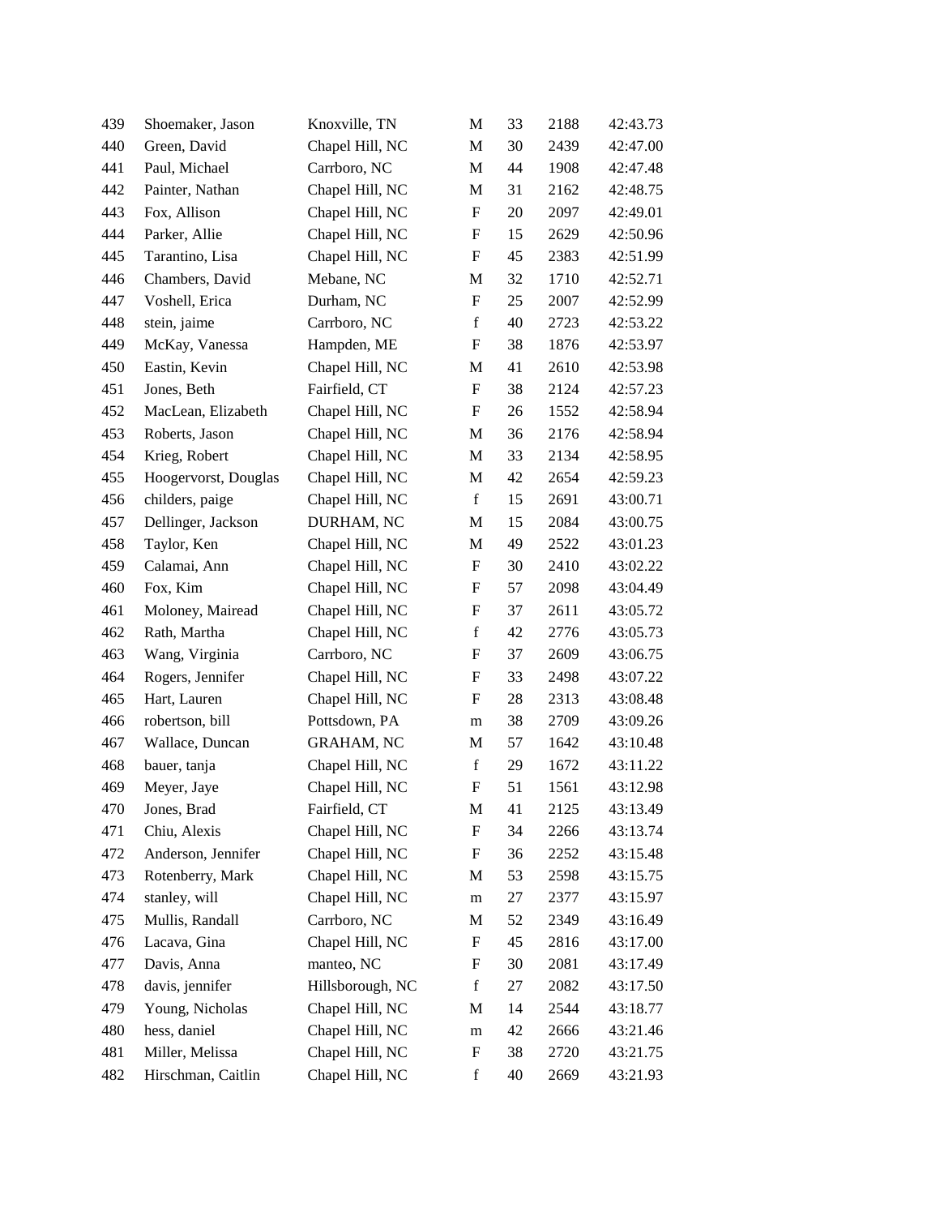| | | | | | | |
|---|---|---|---|---|---|---|
| 439 | Shoemaker, Jason | Knoxville, TN | M | 33 | 2188 | 42:43.73 |
| 440 | Green, David | Chapel Hill, NC | M | 30 | 2439 | 42:47.00 |
| 441 | Paul, Michael | Carrboro, NC | M | 44 | 1908 | 42:47.48 |
| 442 | Painter, Nathan | Chapel Hill, NC | M | 31 | 2162 | 42:48.75 |
| 443 | Fox, Allison | Chapel Hill, NC | F | 20 | 2097 | 42:49.01 |
| 444 | Parker, Allie | Chapel Hill, NC | F | 15 | 2629 | 42:50.96 |
| 445 | Tarantino, Lisa | Chapel Hill, NC | F | 45 | 2383 | 42:51.99 |
| 446 | Chambers, David | Mebane, NC | M | 32 | 1710 | 42:52.71 |
| 447 | Voshell, Erica | Durham, NC | F | 25 | 2007 | 42:52.99 |
| 448 | stein, jaime | Carrboro, NC | f | 40 | 2723 | 42:53.22 |
| 449 | McKay, Vanessa | Hampden, ME | F | 38 | 1876 | 42:53.97 |
| 450 | Eastin, Kevin | Chapel Hill, NC | M | 41 | 2610 | 42:53.98 |
| 451 | Jones, Beth | Fairfield, CT | F | 38 | 2124 | 42:57.23 |
| 452 | MacLean, Elizabeth | Chapel Hill, NC | F | 26 | 1552 | 42:58.94 |
| 453 | Roberts, Jason | Chapel Hill, NC | M | 36 | 2176 | 42:58.94 |
| 454 | Krieg, Robert | Chapel Hill, NC | M | 33 | 2134 | 42:58.95 |
| 455 | Hoogervorst, Douglas | Chapel Hill, NC | M | 42 | 2654 | 42:59.23 |
| 456 | childers, paige | Chapel Hill, NC | f | 15 | 2691 | 43:00.71 |
| 457 | Dellinger, Jackson | DURHAM, NC | M | 15 | 2084 | 43:00.75 |
| 458 | Taylor, Ken | Chapel Hill, NC | M | 49 | 2522 | 43:01.23 |
| 459 | Calamai, Ann | Chapel Hill, NC | F | 30 | 2410 | 43:02.22 |
| 460 | Fox, Kim | Chapel Hill, NC | F | 57 | 2098 | 43:04.49 |
| 461 | Moloney, Mairead | Chapel Hill, NC | F | 37 | 2611 | 43:05.72 |
| 462 | Rath, Martha | Chapel Hill, NC | f | 42 | 2776 | 43:05.73 |
| 463 | Wang, Virginia | Carrboro, NC | F | 37 | 2609 | 43:06.75 |
| 464 | Rogers, Jennifer | Chapel Hill, NC | F | 33 | 2498 | 43:07.22 |
| 465 | Hart, Lauren | Chapel Hill, NC | F | 28 | 2313 | 43:08.48 |
| 466 | robertson, bill | Pottsdown, PA | m | 38 | 2709 | 43:09.26 |
| 467 | Wallace, Duncan | GRAHAM, NC | M | 57 | 1642 | 43:10.48 |
| 468 | bauer, tanja | Chapel Hill, NC | f | 29 | 1672 | 43:11.22 |
| 469 | Meyer, Jaye | Chapel Hill, NC | F | 51 | 1561 | 43:12.98 |
| 470 | Jones, Brad | Fairfield, CT | M | 41 | 2125 | 43:13.49 |
| 471 | Chiu, Alexis | Chapel Hill, NC | F | 34 | 2266 | 43:13.74 |
| 472 | Anderson, Jennifer | Chapel Hill, NC | F | 36 | 2252 | 43:15.48 |
| 473 | Rotenberry, Mark | Chapel Hill, NC | M | 53 | 2598 | 43:15.75 |
| 474 | stanley, will | Chapel Hill, NC | m | 27 | 2377 | 43:15.97 |
| 475 | Mullis, Randall | Carrboro, NC | M | 52 | 2349 | 43:16.49 |
| 476 | Lacava, Gina | Chapel Hill, NC | F | 45 | 2816 | 43:17.00 |
| 477 | Davis, Anna | manteo, NC | F | 30 | 2081 | 43:17.49 |
| 478 | davis, jennifer | Hillsborough, NC | f | 27 | 2082 | 43:17.50 |
| 479 | Young, Nicholas | Chapel Hill, NC | M | 14 | 2544 | 43:18.77 |
| 480 | hess, daniel | Chapel Hill, NC | m | 42 | 2666 | 43:21.46 |
| 481 | Miller, Melissa | Chapel Hill, NC | F | 38 | 2720 | 43:21.75 |
| 482 | Hirschman, Caitlin | Chapel Hill, NC | f | 40 | 2669 | 43:21.93 |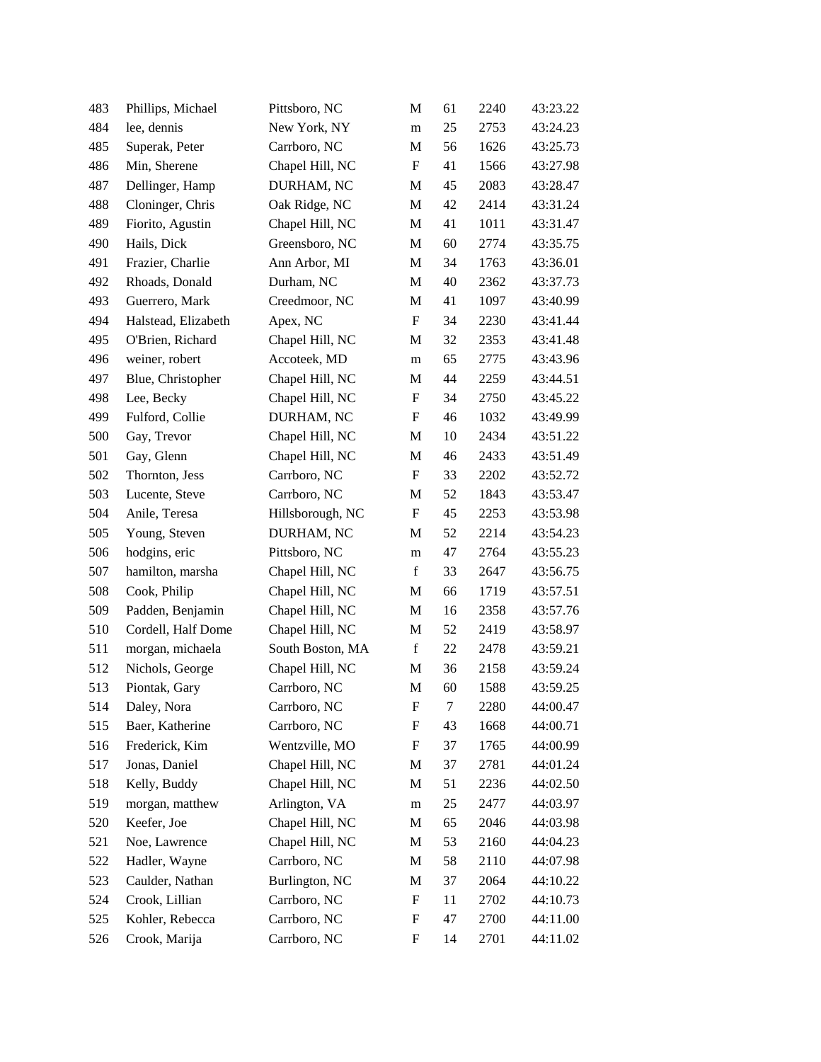| | | | | | | |
|---|---|---|---|---|---|---|
| 483 | Phillips, Michael | Pittsboro, NC | M | 61 | 2240 | 43:23.22 |
| 484 | lee, dennis | New York, NY | m | 25 | 2753 | 43:24.23 |
| 485 | Superak, Peter | Carrboro, NC | M | 56 | 1626 | 43:25.73 |
| 486 | Min, Sherene | Chapel Hill, NC | F | 41 | 1566 | 43:27.98 |
| 487 | Dellinger, Hamp | DURHAM, NC | M | 45 | 2083 | 43:28.47 |
| 488 | Cloninger, Chris | Oak Ridge, NC | M | 42 | 2414 | 43:31.24 |
| 489 | Fiorito, Agustin | Chapel Hill, NC | M | 41 | 1011 | 43:31.47 |
| 490 | Hails, Dick | Greensboro, NC | M | 60 | 2774 | 43:35.75 |
| 491 | Frazier, Charlie | Ann Arbor, MI | M | 34 | 1763 | 43:36.01 |
| 492 | Rhoads, Donald | Durham, NC | M | 40 | 2362 | 43:37.73 |
| 493 | Guerrero, Mark | Creedmoor, NC | M | 41 | 1097 | 43:40.99 |
| 494 | Halstead, Elizabeth | Apex, NC | F | 34 | 2230 | 43:41.44 |
| 495 | O'Brien, Richard | Chapel Hill, NC | M | 32 | 2353 | 43:41.48 |
| 496 | weiner, robert | Accoteek, MD | m | 65 | 2775 | 43:43.96 |
| 497 | Blue, Christopher | Chapel Hill, NC | M | 44 | 2259 | 43:44.51 |
| 498 | Lee, Becky | Chapel Hill, NC | F | 34 | 2750 | 43:45.22 |
| 499 | Fulford, Collie | DURHAM, NC | F | 46 | 1032 | 43:49.99 |
| 500 | Gay, Trevor | Chapel Hill, NC | M | 10 | 2434 | 43:51.22 |
| 501 | Gay, Glenn | Chapel Hill, NC | M | 46 | 2433 | 43:51.49 |
| 502 | Thornton, Jess | Carrboro, NC | F | 33 | 2202 | 43:52.72 |
| 503 | Lucente, Steve | Carrboro, NC | M | 52 | 1843 | 43:53.47 |
| 504 | Anile, Teresa | Hillsborough, NC | F | 45 | 2253 | 43:53.98 |
| 505 | Young, Steven | DURHAM, NC | M | 52 | 2214 | 43:54.23 |
| 506 | hodgins, eric | Pittsboro, NC | m | 47 | 2764 | 43:55.23 |
| 507 | hamilton, marsha | Chapel Hill, NC | f | 33 | 2647 | 43:56.75 |
| 508 | Cook, Philip | Chapel Hill, NC | M | 66 | 1719 | 43:57.51 |
| 509 | Padden, Benjamin | Chapel Hill, NC | M | 16 | 2358 | 43:57.76 |
| 510 | Cordell, Half Dome | Chapel Hill, NC | M | 52 | 2419 | 43:58.97 |
| 511 | morgan, michaela | South Boston, MA | f | 22 | 2478 | 43:59.21 |
| 512 | Nichols, George | Chapel Hill, NC | M | 36 | 2158 | 43:59.24 |
| 513 | Piontak, Gary | Carrboro, NC | M | 60 | 1588 | 43:59.25 |
| 514 | Daley, Nora | Carrboro, NC | F | 7 | 2280 | 44:00.47 |
| 515 | Baer, Katherine | Carrboro, NC | F | 43 | 1668 | 44:00.71 |
| 516 | Frederick, Kim | Wentzville, MO | F | 37 | 1765 | 44:00.99 |
| 517 | Jonas, Daniel | Chapel Hill, NC | M | 37 | 2781 | 44:01.24 |
| 518 | Kelly, Buddy | Chapel Hill, NC | M | 51 | 2236 | 44:02.50 |
| 519 | morgan, matthew | Arlington, VA | m | 25 | 2477 | 44:03.97 |
| 520 | Keefer, Joe | Chapel Hill, NC | M | 65 | 2046 | 44:03.98 |
| 521 | Noe, Lawrence | Chapel Hill, NC | M | 53 | 2160 | 44:04.23 |
| 522 | Hadler, Wayne | Carrboro, NC | M | 58 | 2110 | 44:07.98 |
| 523 | Caulder, Nathan | Burlington, NC | M | 37 | 2064 | 44:10.22 |
| 524 | Crook, Lillian | Carrboro, NC | F | 11 | 2702 | 44:10.73 |
| 525 | Kohler, Rebecca | Carrboro, NC | F | 47 | 2700 | 44:11.00 |
| 526 | Crook, Marija | Carrboro, NC | F | 14 | 2701 | 44:11.02 |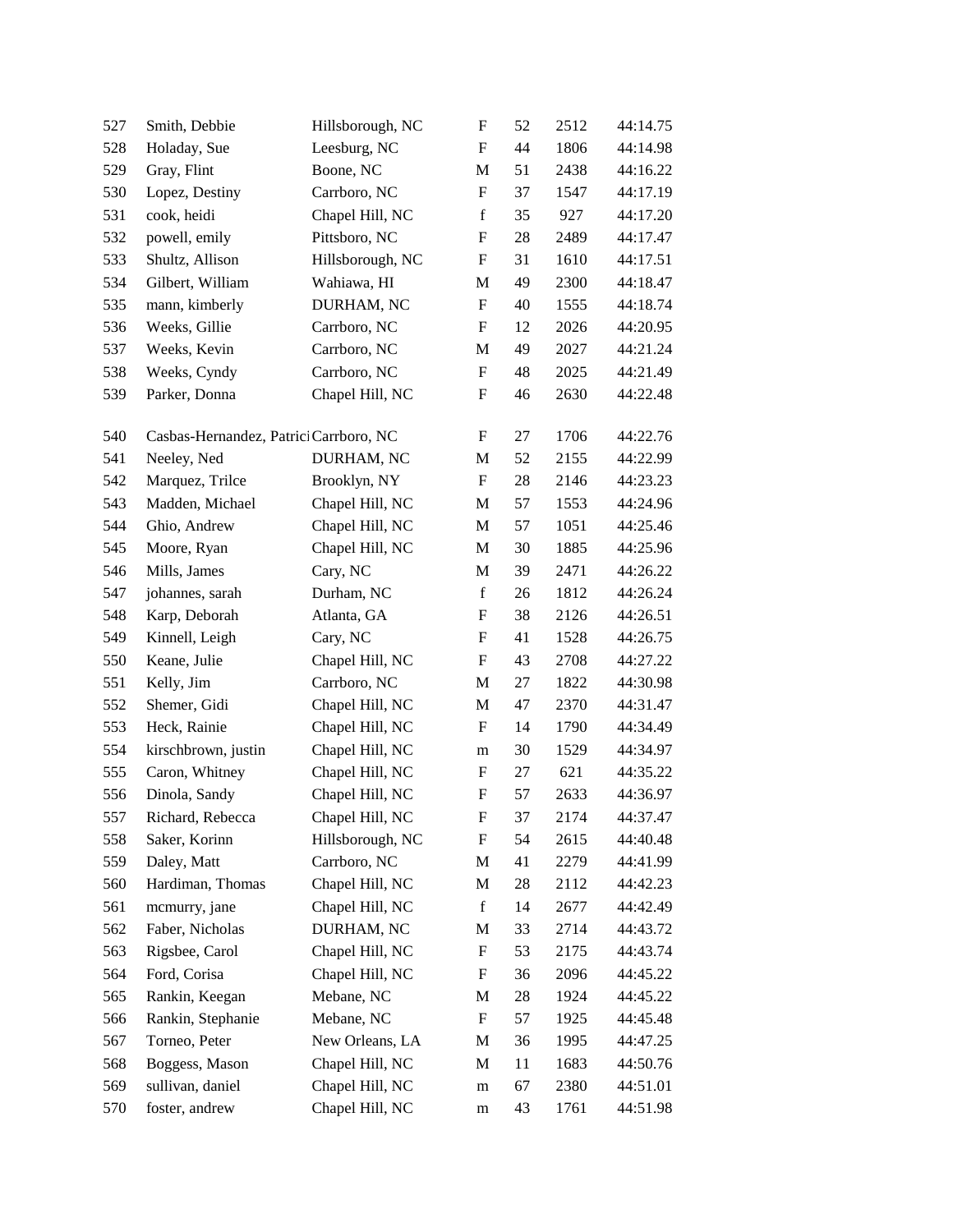| | | | | | | |
|---|---|---|---|---|---|---|
| 527 | Smith, Debbie | Hillsborough, NC | F | 52 | 2512 | 44:14.75 |
| 528 | Holaday, Sue | Leesburg, NC | F | 44 | 1806 | 44:14.98 |
| 529 | Gray, Flint | Boone, NC | M | 51 | 2438 | 44:16.22 |
| 530 | Lopez, Destiny | Carrboro, NC | F | 37 | 1547 | 44:17.19 |
| 531 | cook, heidi | Chapel Hill, NC | f | 35 | 927 | 44:17.20 |
| 532 | powell, emily | Pittsboro, NC | F | 28 | 2489 | 44:17.47 |
| 533 | Shultz, Allison | Hillsborough, NC | F | 31 | 1610 | 44:17.51 |
| 534 | Gilbert, William | Wahiawa, HI | M | 49 | 2300 | 44:18.47 |
| 535 | mann, kimberly | DURHAM, NC | F | 40 | 1555 | 44:18.74 |
| 536 | Weeks, Gillie | Carrboro, NC | F | 12 | 2026 | 44:20.95 |
| 537 | Weeks, Kevin | Carrboro, NC | M | 49 | 2027 | 44:21.24 |
| 538 | Weeks, Cyndy | Carrboro, NC | F | 48 | 2025 | 44:21.49 |
| 539 | Parker, Donna | Chapel Hill, NC | F | 46 | 2630 | 44:22.48 |
| 540 | Casbas-Hernandez, Patrici | Carrboro, NC | F | 27 | 1706 | 44:22.76 |
| 541 | Neeley, Ned | DURHAM, NC | M | 52 | 2155 | 44:22.99 |
| 542 | Marquez, Trilce | Brooklyn, NY | F | 28 | 2146 | 44:23.23 |
| 543 | Madden, Michael | Chapel Hill, NC | M | 57 | 1553 | 44:24.96 |
| 544 | Ghio, Andrew | Chapel Hill, NC | M | 57 | 1051 | 44:25.46 |
| 545 | Moore, Ryan | Chapel Hill, NC | M | 30 | 1885 | 44:25.96 |
| 546 | Mills, James | Cary, NC | M | 39 | 2471 | 44:26.22 |
| 547 | johannes, sarah | Durham, NC | f | 26 | 1812 | 44:26.24 |
| 548 | Karp, Deborah | Atlanta, GA | F | 38 | 2126 | 44:26.51 |
| 549 | Kinnell, Leigh | Cary, NC | F | 41 | 1528 | 44:26.75 |
| 550 | Keane, Julie | Chapel Hill, NC | F | 43 | 2708 | 44:27.22 |
| 551 | Kelly, Jim | Carrboro, NC | M | 27 | 1822 | 44:30.98 |
| 552 | Shemer, Gidi | Chapel Hill, NC | M | 47 | 2370 | 44:31.47 |
| 553 | Heck, Rainie | Chapel Hill, NC | F | 14 | 1790 | 44:34.49 |
| 554 | kirschbrown, justin | Chapel Hill, NC | m | 30 | 1529 | 44:34.97 |
| 555 | Caron, Whitney | Chapel Hill, NC | F | 27 | 621 | 44:35.22 |
| 556 | Dinola, Sandy | Chapel Hill, NC | F | 57 | 2633 | 44:36.97 |
| 557 | Richard, Rebecca | Chapel Hill, NC | F | 37 | 2174 | 44:37.47 |
| 558 | Saker, Korinn | Hillsborough, NC | F | 54 | 2615 | 44:40.48 |
| 559 | Daley, Matt | Carrboro, NC | M | 41 | 2279 | 44:41.99 |
| 560 | Hardiman, Thomas | Chapel Hill, NC | M | 28 | 2112 | 44:42.23 |
| 561 | mcmurry, jane | Chapel Hill, NC | f | 14 | 2677 | 44:42.49 |
| 562 | Faber, Nicholas | DURHAM, NC | M | 33 | 2714 | 44:43.72 |
| 563 | Rigsbee, Carol | Chapel Hill, NC | F | 53 | 2175 | 44:43.74 |
| 564 | Ford, Corisa | Chapel Hill, NC | F | 36 | 2096 | 44:45.22 |
| 565 | Rankin, Keegan | Mebane, NC | M | 28 | 1924 | 44:45.22 |
| 566 | Rankin, Stephanie | Mebane, NC | F | 57 | 1925 | 44:45.48 |
| 567 | Torneo, Peter | New Orleans, LA | M | 36 | 1995 | 44:47.25 |
| 568 | Boggess, Mason | Chapel Hill, NC | M | 11 | 1683 | 44:50.76 |
| 569 | sullivan, daniel | Chapel Hill, NC | m | 67 | 2380 | 44:51.01 |
| 570 | foster, andrew | Chapel Hill, NC | m | 43 | 1761 | 44:51.98 |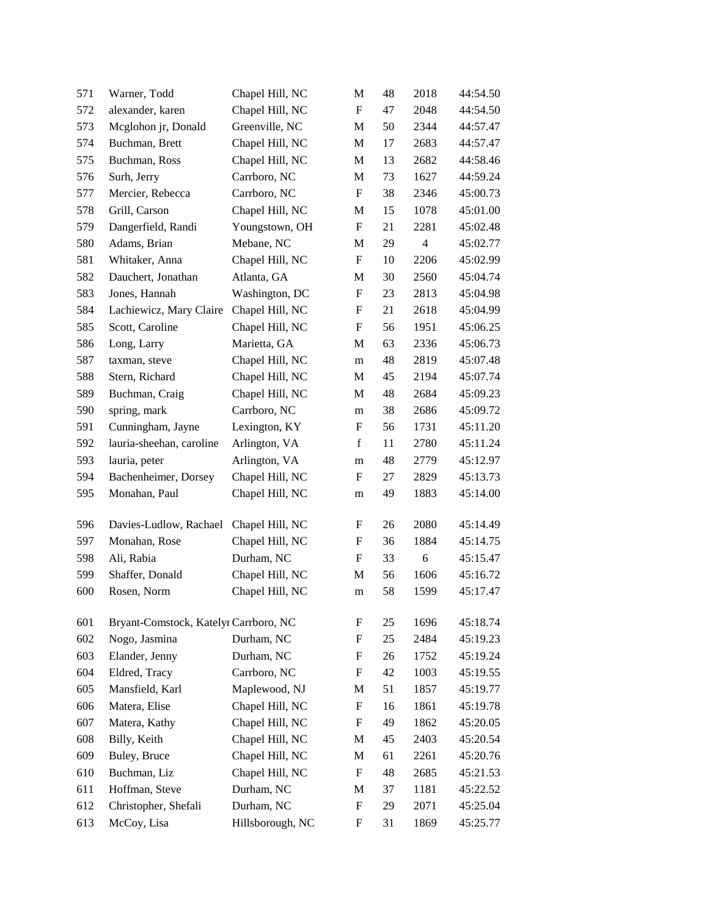| | | | | | | |
|---|---|---|---|---|---|---|
| 571 | Warner, Todd | Chapel Hill, NC | M | 48 | 2018 | 44:54.50 |
| 572 | alexander, karen | Chapel Hill, NC | F | 47 | 2048 | 44:54.50 |
| 573 | Mcglohon jr, Donald | Greenville, NC | M | 50 | 2344 | 44:57.47 |
| 574 | Buchman, Brett | Chapel Hill, NC | M | 17 | 2683 | 44:57.47 |
| 575 | Buchman, Ross | Chapel Hill, NC | M | 13 | 2682 | 44:58.46 |
| 576 | Surh, Jerry | Carrboro, NC | M | 73 | 1627 | 44:59.24 |
| 577 | Mercier, Rebecca | Carrboro, NC | F | 38 | 2346 | 45:00.73 |
| 578 | Grill, Carson | Chapel Hill, NC | M | 15 | 1078 | 45:01.00 |
| 579 | Dangerfield, Randi | Youngstown, OH | F | 21 | 2281 | 45:02.48 |
| 580 | Adams, Brian | Mebane, NC | M | 29 | 4 | 45:02.77 |
| 581 | Whitaker, Anna | Chapel Hill, NC | F | 10 | 2206 | 45:02.99 |
| 582 | Dauchert, Jonathan | Atlanta, GA | M | 30 | 2560 | 45:04.74 |
| 583 | Jones, Hannah | Washington, DC | F | 23 | 2813 | 45:04.98 |
| 584 | Lachiewicz, Mary Claire | Chapel Hill, NC | F | 21 | 2618 | 45:04.99 |
| 585 | Scott, Caroline | Chapel Hill, NC | F | 56 | 1951 | 45:06.25 |
| 586 | Long, Larry | Marietta, GA | M | 63 | 2336 | 45:06.73 |
| 587 | taxman, steve | Chapel Hill, NC | m | 48 | 2819 | 45:07.48 |
| 588 | Stern, Richard | Chapel Hill, NC | M | 45 | 2194 | 45:07.74 |
| 589 | Buchman, Craig | Chapel Hill, NC | M | 48 | 2684 | 45:09.23 |
| 590 | spring, mark | Carrboro, NC | m | 38 | 2686 | 45:09.72 |
| 591 | Cunningham, Jayne | Lexington, KY | F | 56 | 1731 | 45:11.20 |
| 592 | lauria-sheehan, caroline | Arlington, VA | f | 11 | 2780 | 45:11.24 |
| 593 | lauria, peter | Arlington, VA | m | 48 | 2779 | 45:12.97 |
| 594 | Bachenheimer, Dorsey | Chapel Hill, NC | F | 27 | 2829 | 45:13.73 |
| 595 | Monahan, Paul | Chapel Hill, NC | m | 49 | 1883 | 45:14.00 |
| 596 | Davies-Ludlow, Rachael | Chapel Hill, NC | F | 26 | 2080 | 45:14.49 |
| 597 | Monahan, Rose | Chapel Hill, NC | F | 36 | 1884 | 45:14.75 |
| 598 | Ali, Rabia | Durham, NC | F | 33 | 6 | 45:15.47 |
| 599 | Shaffer, Donald | Chapel Hill, NC | M | 56 | 1606 | 45:16.72 |
| 600 | Rosen, Norm | Chapel Hill, NC | m | 58 | 1599 | 45:17.47 |
| 601 | Bryant-Comstock, Katelyn | Carrboro, NC | F | 25 | 1696 | 45:18.74 |
| 602 | Nogo, Jasmina | Durham, NC | F | 25 | 2484 | 45:19.23 |
| 603 | Elander, Jenny | Durham, NC | F | 26 | 1752 | 45:19.24 |
| 604 | Eldred, Tracy | Carrboro, NC | F | 42 | 1003 | 45:19.55 |
| 605 | Mansfield, Karl | Maplewood, NJ | M | 51 | 1857 | 45:19.77 |
| 606 | Matera, Elise | Chapel Hill, NC | F | 16 | 1861 | 45:19.78 |
| 607 | Matera, Kathy | Chapel Hill, NC | F | 49 | 1862 | 45:20.05 |
| 608 | Billy, Keith | Chapel Hill, NC | M | 45 | 2403 | 45:20.54 |
| 609 | Buley, Bruce | Chapel Hill, NC | M | 61 | 2261 | 45:20.76 |
| 610 | Buchman, Liz | Chapel Hill, NC | F | 48 | 2685 | 45:21.53 |
| 611 | Hoffman, Steve | Durham, NC | M | 37 | 1181 | 45:22.52 |
| 612 | Christopher, Shefali | Durham, NC | F | 29 | 2071 | 45:25.04 |
| 613 | McCoy, Lisa | Hillsborough, NC | F | 31 | 1869 | 45:25.77 |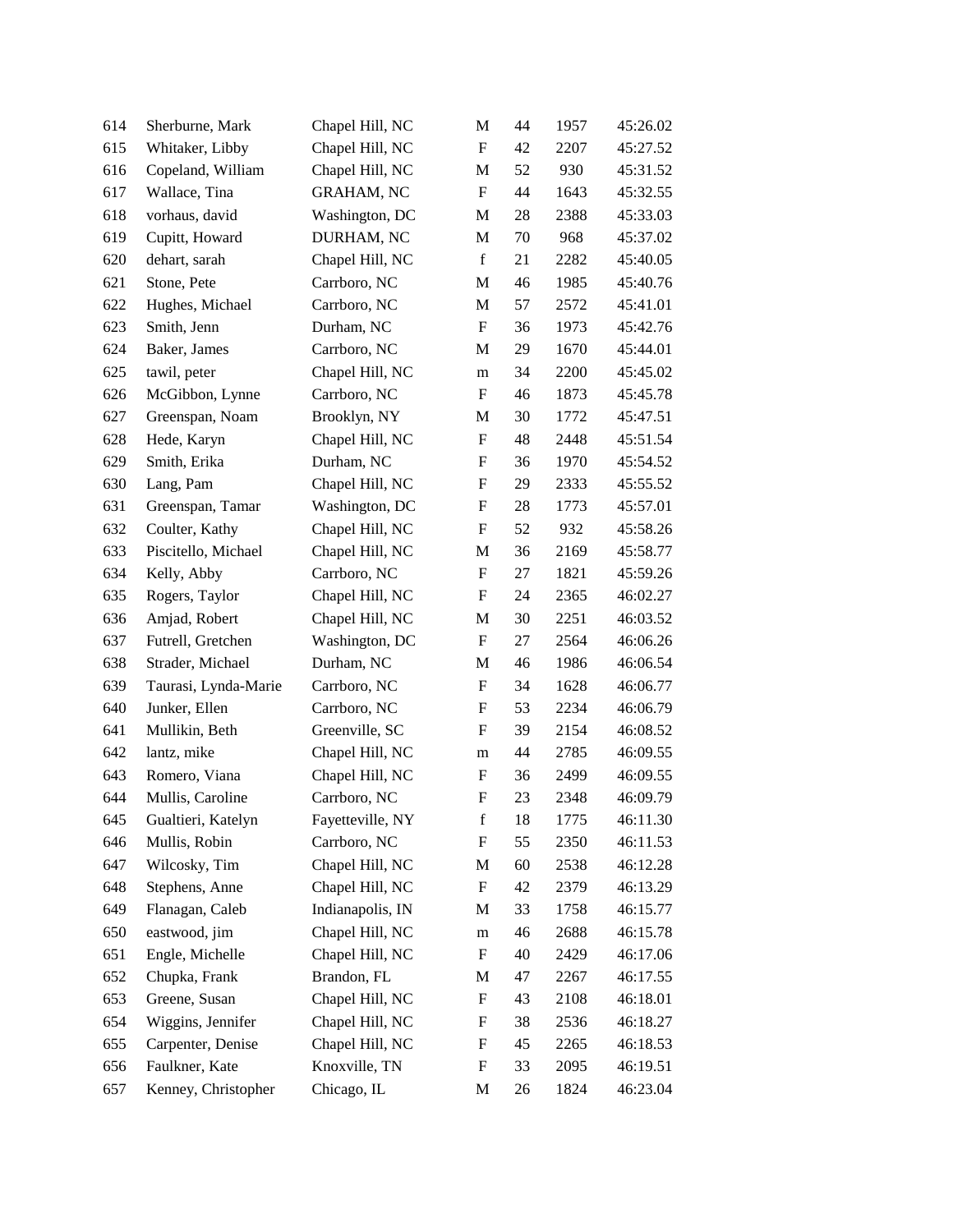| | | | | | | |
|---|---|---|---|---|---|---|
| 614 | Sherburne, Mark | Chapel Hill, NC | M | 44 | 1957 | 45:26.02 |
| 615 | Whitaker, Libby | Chapel Hill, NC | F | 42 | 2207 | 45:27.52 |
| 616 | Copeland, William | Chapel Hill, NC | M | 52 | 930 | 45:31.52 |
| 617 | Wallace, Tina | GRAHAM, NC | F | 44 | 1643 | 45:32.55 |
| 618 | vorhaus, david | Washington, DC | M | 28 | 2388 | 45:33.03 |
| 619 | Cupitt, Howard | DURHAM, NC | M | 70 | 968 | 45:37.02 |
| 620 | dehart, sarah | Chapel Hill, NC | f | 21 | 2282 | 45:40.05 |
| 621 | Stone, Pete | Carrboro, NC | M | 46 | 1985 | 45:40.76 |
| 622 | Hughes, Michael | Carrboro, NC | M | 57 | 2572 | 45:41.01 |
| 623 | Smith, Jenn | Durham, NC | F | 36 | 1973 | 45:42.76 |
| 624 | Baker, James | Carrboro, NC | M | 29 | 1670 | 45:44.01 |
| 625 | tawil, peter | Chapel Hill, NC | m | 34 | 2200 | 45:45.02 |
| 626 | McGibbon, Lynne | Carrboro, NC | F | 46 | 1873 | 45:45.78 |
| 627 | Greenspan, Noam | Brooklyn, NY | M | 30 | 1772 | 45:47.51 |
| 628 | Hede, Karyn | Chapel Hill, NC | F | 48 | 2448 | 45:51.54 |
| 629 | Smith, Erika | Durham, NC | F | 36 | 1970 | 45:54.52 |
| 630 | Lang, Pam | Chapel Hill, NC | F | 29 | 2333 | 45:55.52 |
| 631 | Greenspan, Tamar | Washington, DC | F | 28 | 1773 | 45:57.01 |
| 632 | Coulter, Kathy | Chapel Hill, NC | F | 52 | 932 | 45:58.26 |
| 633 | Piscitello, Michael | Chapel Hill, NC | M | 36 | 2169 | 45:58.77 |
| 634 | Kelly, Abby | Carrboro, NC | F | 27 | 1821 | 45:59.26 |
| 635 | Rogers, Taylor | Chapel Hill, NC | F | 24 | 2365 | 46:02.27 |
| 636 | Amjad, Robert | Chapel Hill, NC | M | 30 | 2251 | 46:03.52 |
| 637 | Futrell, Gretchen | Washington, DC | F | 27 | 2564 | 46:06.26 |
| 638 | Strader, Michael | Durham, NC | M | 46 | 1986 | 46:06.54 |
| 639 | Taurasi, Lynda-Marie | Carrboro, NC | F | 34 | 1628 | 46:06.77 |
| 640 | Junker, Ellen | Carrboro, NC | F | 53 | 2234 | 46:06.79 |
| 641 | Mullikin, Beth | Greenville, SC | F | 39 | 2154 | 46:08.52 |
| 642 | lantz, mike | Chapel Hill, NC | m | 44 | 2785 | 46:09.55 |
| 643 | Romero, Viana | Chapel Hill, NC | F | 36 | 2499 | 46:09.55 |
| 644 | Mullis, Caroline | Carrboro, NC | F | 23 | 2348 | 46:09.79 |
| 645 | Gualtieri, Katelyn | Fayetteville, NY | f | 18 | 1775 | 46:11.30 |
| 646 | Mullis, Robin | Carrboro, NC | F | 55 | 2350 | 46:11.53 |
| 647 | Wilcosky, Tim | Chapel Hill, NC | M | 60 | 2538 | 46:12.28 |
| 648 | Stephens, Anne | Chapel Hill, NC | F | 42 | 2379 | 46:13.29 |
| 649 | Flanagan, Caleb | Indianapolis, IN | M | 33 | 1758 | 46:15.77 |
| 650 | eastwood, jim | Chapel Hill, NC | m | 46 | 2688 | 46:15.78 |
| 651 | Engle, Michelle | Chapel Hill, NC | F | 40 | 2429 | 46:17.06 |
| 652 | Chupka, Frank | Brandon, FL | M | 47 | 2267 | 46:17.55 |
| 653 | Greene, Susan | Chapel Hill, NC | F | 43 | 2108 | 46:18.01 |
| 654 | Wiggins, Jennifer | Chapel Hill, NC | F | 38 | 2536 | 46:18.27 |
| 655 | Carpenter, Denise | Chapel Hill, NC | F | 45 | 2265 | 46:18.53 |
| 656 | Faulkner, Kate | Knoxville, TN | F | 33 | 2095 | 46:19.51 |
| 657 | Kenney, Christopher | Chicago, IL | M | 26 | 1824 | 46:23.04 |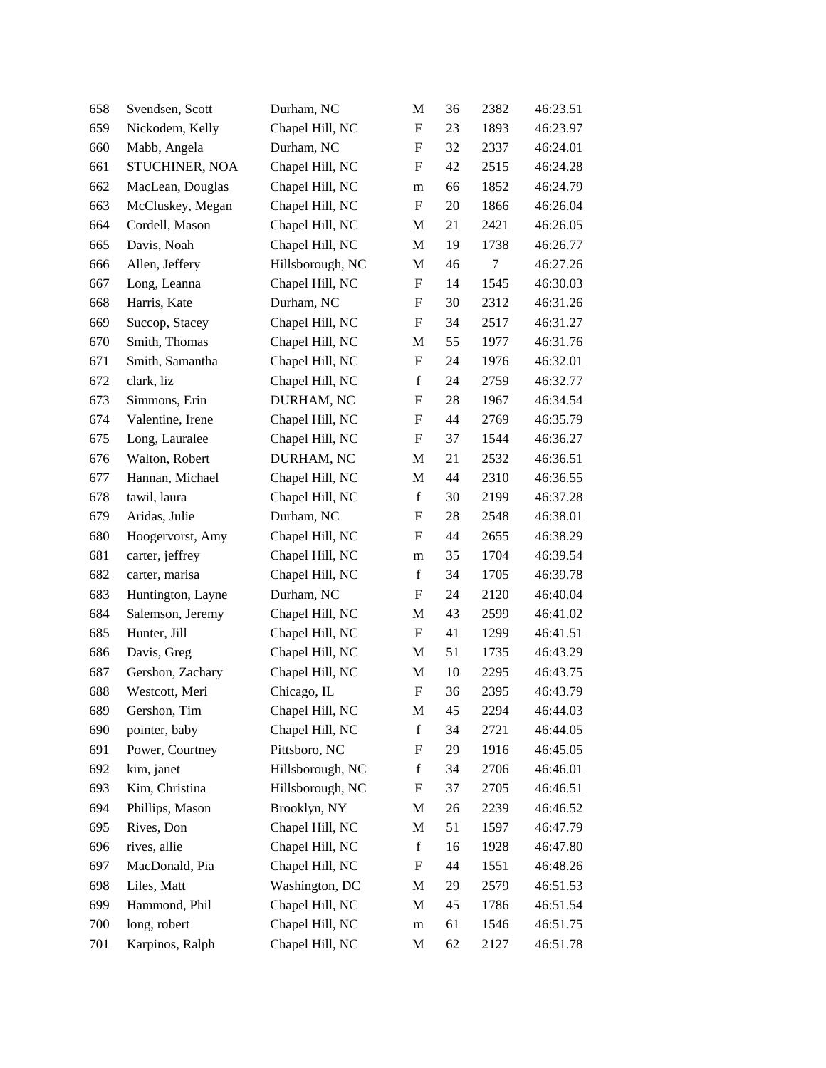| | | | | | | |
|---|---|---|---|---|---|---|
| 658 | Svendsen, Scott | Durham, NC | M | 36 | 2382 | 46:23.51 |
| 659 | Nickodem, Kelly | Chapel Hill, NC | F | 23 | 1893 | 46:23.97 |
| 660 | Mabb, Angela | Durham, NC | F | 32 | 2337 | 46:24.01 |
| 661 | STUCHINER, NOA | Chapel Hill, NC | F | 42 | 2515 | 46:24.28 |
| 662 | MacLean, Douglas | Chapel Hill, NC | m | 66 | 1852 | 46:24.79 |
| 663 | McCluskey, Megan | Chapel Hill, NC | F | 20 | 1866 | 46:26.04 |
| 664 | Cordell, Mason | Chapel Hill, NC | M | 21 | 2421 | 46:26.05 |
| 665 | Davis, Noah | Chapel Hill, NC | M | 19 | 1738 | 46:26.77 |
| 666 | Allen, Jeffery | Hillsborough, NC | M | 46 | 7 | 46:27.26 |
| 667 | Long, Leanna | Chapel Hill, NC | F | 14 | 1545 | 46:30.03 |
| 668 | Harris, Kate | Durham, NC | F | 30 | 2312 | 46:31.26 |
| 669 | Succop, Stacey | Chapel Hill, NC | F | 34 | 2517 | 46:31.27 |
| 670 | Smith, Thomas | Chapel Hill, NC | M | 55 | 1977 | 46:31.76 |
| 671 | Smith, Samantha | Chapel Hill, NC | F | 24 | 1976 | 46:32.01 |
| 672 | clark, liz | Chapel Hill, NC | f | 24 | 2759 | 46:32.77 |
| 673 | Simmons, Erin | DURHAM, NC | F | 28 | 1967 | 46:34.54 |
| 674 | Valentine, Irene | Chapel Hill, NC | F | 44 | 2769 | 46:35.79 |
| 675 | Long, Lauralee | Chapel Hill, NC | F | 37 | 1544 | 46:36.27 |
| 676 | Walton, Robert | DURHAM, NC | M | 21 | 2532 | 46:36.51 |
| 677 | Hannan, Michael | Chapel Hill, NC | M | 44 | 2310 | 46:36.55 |
| 678 | tawil, laura | Chapel Hill, NC | f | 30 | 2199 | 46:37.28 |
| 679 | Aridas, Julie | Durham, NC | F | 28 | 2548 | 46:38.01 |
| 680 | Hoogervorst, Amy | Chapel Hill, NC | F | 44 | 2655 | 46:38.29 |
| 681 | carter, jeffrey | Chapel Hill, NC | m | 35 | 1704 | 46:39.54 |
| 682 | carter, marisa | Chapel Hill, NC | f | 34 | 1705 | 46:39.78 |
| 683 | Huntington, Layne | Durham, NC | F | 24 | 2120 | 46:40.04 |
| 684 | Salemson, Jeremy | Chapel Hill, NC | M | 43 | 2599 | 46:41.02 |
| 685 | Hunter, Jill | Chapel Hill, NC | F | 41 | 1299 | 46:41.51 |
| 686 | Davis, Greg | Chapel Hill, NC | M | 51 | 1735 | 46:43.29 |
| 687 | Gershon, Zachary | Chapel Hill, NC | M | 10 | 2295 | 46:43.75 |
| 688 | Westcott, Meri | Chicago, IL | F | 36 | 2395 | 46:43.79 |
| 689 | Gershon, Tim | Chapel Hill, NC | M | 45 | 2294 | 46:44.03 |
| 690 | pointer, baby | Chapel Hill, NC | f | 34 | 2721 | 46:44.05 |
| 691 | Power, Courtney | Pittsboro, NC | F | 29 | 1916 | 46:45.05 |
| 692 | kim, janet | Hillsborough, NC | f | 34 | 2706 | 46:46.01 |
| 693 | Kim, Christina | Hillsborough, NC | F | 37 | 2705 | 46:46.51 |
| 694 | Phillips, Mason | Brooklyn, NY | M | 26 | 2239 | 46:46.52 |
| 695 | Rives, Don | Chapel Hill, NC | M | 51 | 1597 | 46:47.79 |
| 696 | rives, allie | Chapel Hill, NC | f | 16 | 1928 | 46:47.80 |
| 697 | MacDonald, Pia | Chapel Hill, NC | F | 44 | 1551 | 46:48.26 |
| 698 | Liles, Matt | Washington, DC | M | 29 | 2579 | 46:51.53 |
| 699 | Hammond, Phil | Chapel Hill, NC | M | 45 | 1786 | 46:51.54 |
| 700 | long, robert | Chapel Hill, NC | m | 61 | 1546 | 46:51.75 |
| 701 | Karpinos, Ralph | Chapel Hill, NC | M | 62 | 2127 | 46:51.78 |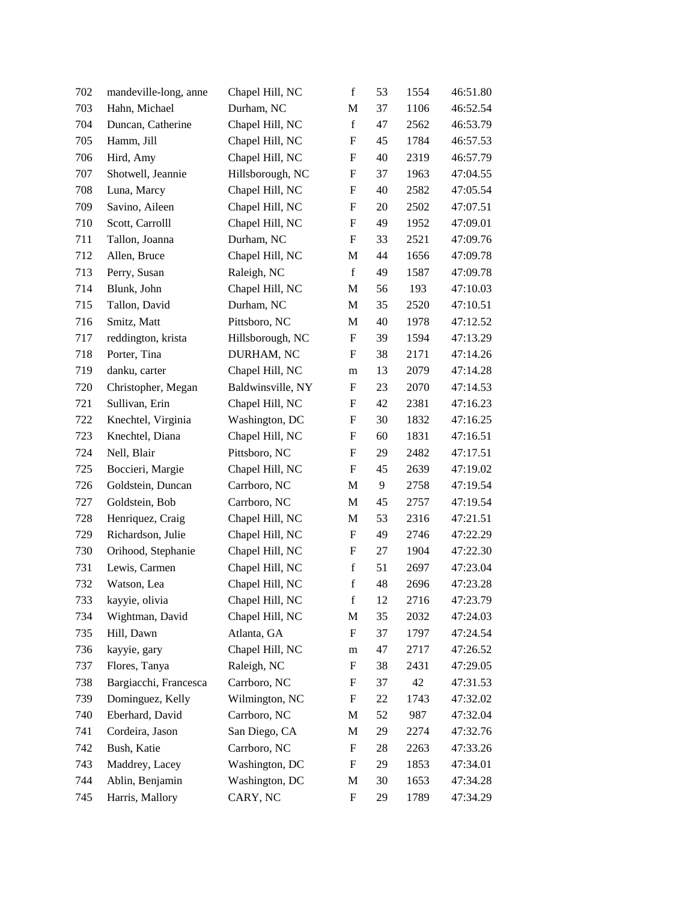| | | | | | | |
|---|---|---|---|---|---|---|
| 702 | mandeville-long, anne | Chapel Hill, NC | f | 53 | 1554 | 46:51.80 |
| 703 | Hahn, Michael | Durham, NC | M | 37 | 1106 | 46:52.54 |
| 704 | Duncan, Catherine | Chapel Hill, NC | f | 47 | 2562 | 46:53.79 |
| 705 | Hamm, Jill | Chapel Hill, NC | F | 45 | 1784 | 46:57.53 |
| 706 | Hird, Amy | Chapel Hill, NC | F | 40 | 2319 | 46:57.79 |
| 707 | Shotwell, Jeannie | Hillsborough, NC | F | 37 | 1963 | 47:04.55 |
| 708 | Luna, Marcy | Chapel Hill, NC | F | 40 | 2582 | 47:05.54 |
| 709 | Savino, Aileen | Chapel Hill, NC | F | 20 | 2502 | 47:07.51 |
| 710 | Scott, Carrolll | Chapel Hill, NC | F | 49 | 1952 | 47:09.01 |
| 711 | Tallon, Joanna | Durham, NC | F | 33 | 2521 | 47:09.76 |
| 712 | Allen, Bruce | Chapel Hill, NC | M | 44 | 1656 | 47:09.78 |
| 713 | Perry, Susan | Raleigh, NC | f | 49 | 1587 | 47:09.78 |
| 714 | Blunk, John | Chapel Hill, NC | M | 56 | 193 | 47:10.03 |
| 715 | Tallon, David | Durham, NC | M | 35 | 2520 | 47:10.51 |
| 716 | Smitz, Matt | Pittsboro, NC | M | 40 | 1978 | 47:12.52 |
| 717 | reddington, krista | Hillsborough, NC | F | 39 | 1594 | 47:13.29 |
| 718 | Porter, Tina | DURHAM, NC | F | 38 | 2171 | 47:14.26 |
| 719 | danku, carter | Chapel Hill, NC | m | 13 | 2079 | 47:14.28 |
| 720 | Christopher, Megan | Baldwinsville, NY | F | 23 | 2070 | 47:14.53 |
| 721 | Sullivan, Erin | Chapel Hill, NC | F | 42 | 2381 | 47:16.23 |
| 722 | Knechtel, Virginia | Washington, DC | F | 30 | 1832 | 47:16.25 |
| 723 | Knechtel, Diana | Chapel Hill, NC | F | 60 | 1831 | 47:16.51 |
| 724 | Nell, Blair | Pittsboro, NC | F | 29 | 2482 | 47:17.51 |
| 725 | Boccieri, Margie | Chapel Hill, NC | F | 45 | 2639 | 47:19.02 |
| 726 | Goldstein, Duncan | Carrboro, NC | M | 9 | 2758 | 47:19.54 |
| 727 | Goldstein, Bob | Carrboro, NC | M | 45 | 2757 | 47:19.54 |
| 728 | Henriquez, Craig | Chapel Hill, NC | M | 53 | 2316 | 47:21.51 |
| 729 | Richardson, Julie | Chapel Hill, NC | F | 49 | 2746 | 47:22.29 |
| 730 | Orihood, Stephanie | Chapel Hill, NC | F | 27 | 1904 | 47:22.30 |
| 731 | Lewis, Carmen | Chapel Hill, NC | f | 51 | 2697 | 47:23.04 |
| 732 | Watson, Lea | Chapel Hill, NC | f | 48 | 2696 | 47:23.28 |
| 733 | kayyie, olivia | Chapel Hill, NC | f | 12 | 2716 | 47:23.79 |
| 734 | Wightman, David | Chapel Hill, NC | M | 35 | 2032 | 47:24.03 |
| 735 | Hill, Dawn | Atlanta, GA | F | 37 | 1797 | 47:24.54 |
| 736 | kayyie, gary | Chapel Hill, NC | m | 47 | 2717 | 47:26.52 |
| 737 | Flores, Tanya | Raleigh, NC | F | 38 | 2431 | 47:29.05 |
| 738 | Bargiacchi, Francesca | Carrboro, NC | F | 37 | 42 | 47:31.53 |
| 739 | Dominguez, Kelly | Wilmington, NC | F | 22 | 1743 | 47:32.02 |
| 740 | Eberhard, David | Carrboro, NC | M | 52 | 987 | 47:32.04 |
| 741 | Cordeira, Jason | San Diego, CA | M | 29 | 2274 | 47:32.76 |
| 742 | Bush, Katie | Carrboro, NC | F | 28 | 2263 | 47:33.26 |
| 743 | Maddrey, Lacey | Washington, DC | F | 29 | 1853 | 47:34.01 |
| 744 | Ablin, Benjamin | Washington, DC | M | 30 | 1653 | 47:34.28 |
| 745 | Harris, Mallory | CARY, NC | F | 29 | 1789 | 47:34.29 |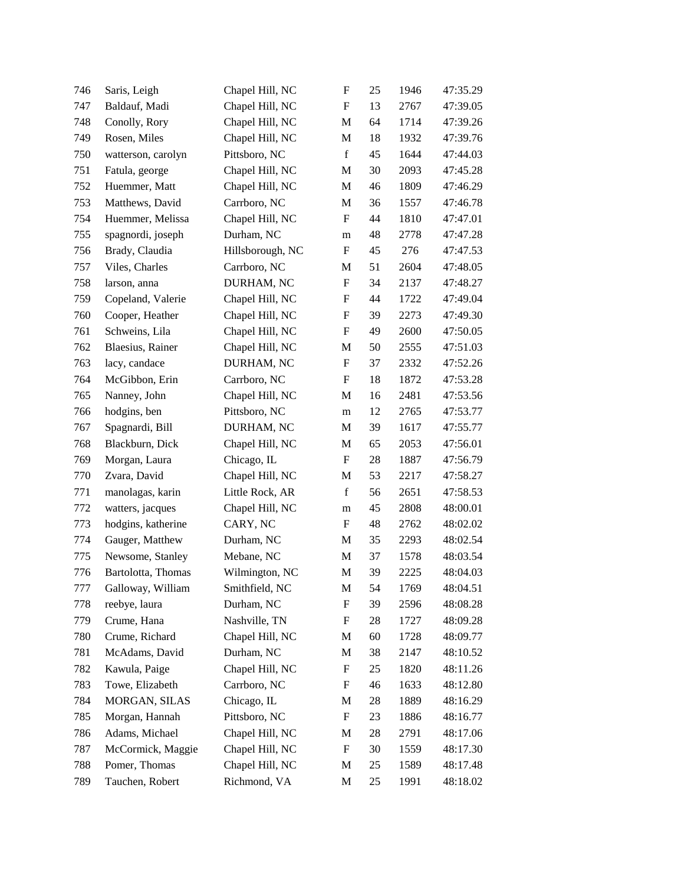| | | | | | | |
|---|---|---|---|---|---|---|
| 746 | Saris, Leigh | Chapel Hill, NC | F | 25 | 1946 | 47:35.29 |
| 747 | Baldauf, Madi | Chapel Hill, NC | F | 13 | 2767 | 47:39.05 |
| 748 | Conolly, Rory | Chapel Hill, NC | M | 64 | 1714 | 47:39.26 |
| 749 | Rosen, Miles | Chapel Hill, NC | M | 18 | 1932 | 47:39.76 |
| 750 | watterson, carolyn | Pittsboro, NC | f | 45 | 1644 | 47:44.03 |
| 751 | Fatula, george | Chapel Hill, NC | M | 30 | 2093 | 47:45.28 |
| 752 | Huemmer, Matt | Chapel Hill, NC | M | 46 | 1809 | 47:46.29 |
| 753 | Matthews, David | Carrboro, NC | M | 36 | 1557 | 47:46.78 |
| 754 | Huemmer, Melissa | Chapel Hill, NC | F | 44 | 1810 | 47:47.01 |
| 755 | spagnordi, joseph | Durham, NC | m | 48 | 2778 | 47:47.28 |
| 756 | Brady, Claudia | Hillsborough, NC | F | 45 | 276 | 47:47.53 |
| 757 | Viles, Charles | Carrboro, NC | M | 51 | 2604 | 47:48.05 |
| 758 | larson, anna | DURHAM, NC | F | 34 | 2137 | 47:48.27 |
| 759 | Copeland, Valerie | Chapel Hill, NC | F | 44 | 1722 | 47:49.04 |
| 760 | Cooper, Heather | Chapel Hill, NC | F | 39 | 2273 | 47:49.30 |
| 761 | Schweins, Lila | Chapel Hill, NC | F | 49 | 2600 | 47:50.05 |
| 762 | Blaesius, Rainer | Chapel Hill, NC | M | 50 | 2555 | 47:51.03 |
| 763 | lacy, candace | DURHAM, NC | F | 37 | 2332 | 47:52.26 |
| 764 | McGibbon, Erin | Carrboro, NC | F | 18 | 1872 | 47:53.28 |
| 765 | Nanney, John | Chapel Hill, NC | M | 16 | 2481 | 47:53.56 |
| 766 | hodgins, ben | Pittsboro, NC | m | 12 | 2765 | 47:53.77 |
| 767 | Spagnardi, Bill | DURHAM, NC | M | 39 | 1617 | 47:55.77 |
| 768 | Blackburn, Dick | Chapel Hill, NC | M | 65 | 2053 | 47:56.01 |
| 769 | Morgan, Laura | Chicago, IL | F | 28 | 1887 | 47:56.79 |
| 770 | Zvara, David | Chapel Hill, NC | M | 53 | 2217 | 47:58.27 |
| 771 | manolagas, karin | Little Rock, AR | f | 56 | 2651 | 47:58.53 |
| 772 | watters, jacques | Chapel Hill, NC | m | 45 | 2808 | 48:00.01 |
| 773 | hodgins, katherine | CARY, NC | F | 48 | 2762 | 48:02.02 |
| 774 | Gauger, Matthew | Durham, NC | M | 35 | 2293 | 48:02.54 |
| 775 | Newsome, Stanley | Mebane, NC | M | 37 | 1578 | 48:03.54 |
| 776 | Bartolotta, Thomas | Wilmington, NC | M | 39 | 2225 | 48:04.03 |
| 777 | Galloway, William | Smithfield, NC | M | 54 | 1769 | 48:04.51 |
| 778 | reebye, laura | Durham, NC | F | 39 | 2596 | 48:08.28 |
| 779 | Crume, Hana | Nashville, TN | F | 28 | 1727 | 48:09.28 |
| 780 | Crume, Richard | Chapel Hill, NC | M | 60 | 1728 | 48:09.77 |
| 781 | McAdams, David | Durham, NC | M | 38 | 2147 | 48:10.52 |
| 782 | Kawula, Paige | Chapel Hill, NC | F | 25 | 1820 | 48:11.26 |
| 783 | Towe, Elizabeth | Carrboro, NC | F | 46 | 1633 | 48:12.80 |
| 784 | MORGAN, SILAS | Chicago, IL | M | 28 | 1889 | 48:16.29 |
| 785 | Morgan, Hannah | Pittsboro, NC | F | 23 | 1886 | 48:16.77 |
| 786 | Adams, Michael | Chapel Hill, NC | M | 28 | 2791 | 48:17.06 |
| 787 | McCormick, Maggie | Chapel Hill, NC | F | 30 | 1559 | 48:17.30 |
| 788 | Pomer, Thomas | Chapel Hill, NC | M | 25 | 1589 | 48:17.48 |
| 789 | Tauchen, Robert | Richmond, VA | M | 25 | 1991 | 48:18.02 |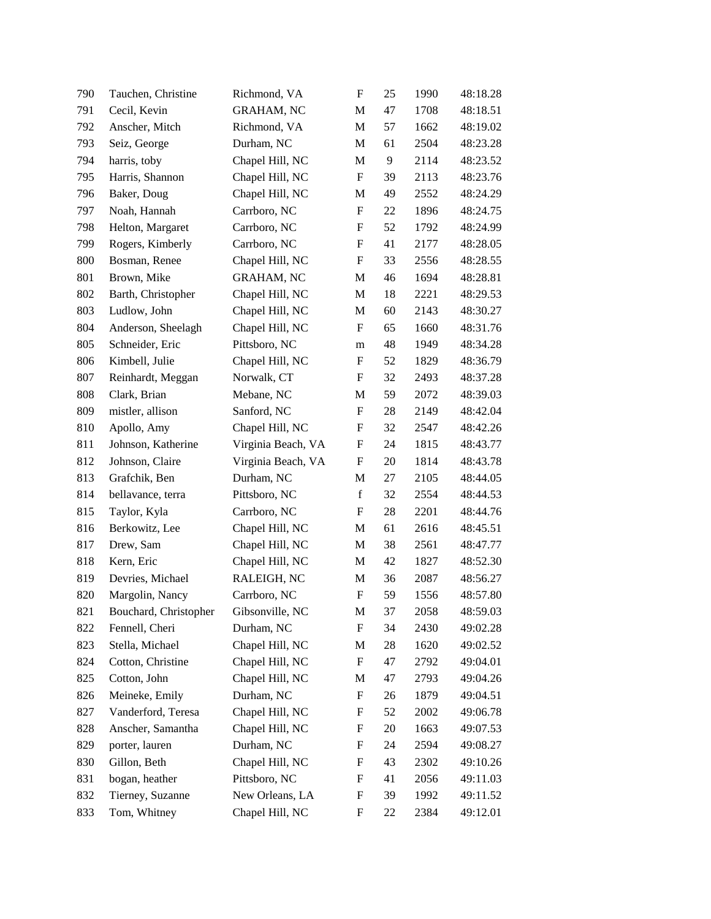| | | | | | | |
|---|---|---|---|---|---|---|
| 790 | Tauchen, Christine | Richmond, VA | F | 25 | 1990 | 48:18.28 |
| 791 | Cecil, Kevin | GRAHAM, NC | M | 47 | 1708 | 48:18.51 |
| 792 | Anscher, Mitch | Richmond, VA | M | 57 | 1662 | 48:19.02 |
| 793 | Seiz, George | Durham, NC | M | 61 | 2504 | 48:23.28 |
| 794 | harris, toby | Chapel Hill, NC | M | 9 | 2114 | 48:23.52 |
| 795 | Harris, Shannon | Chapel Hill, NC | F | 39 | 2113 | 48:23.76 |
| 796 | Baker, Doug | Chapel Hill, NC | M | 49 | 2552 | 48:24.29 |
| 797 | Noah, Hannah | Carrboro, NC | F | 22 | 1896 | 48:24.75 |
| 798 | Helton, Margaret | Carrboro, NC | F | 52 | 1792 | 48:24.99 |
| 799 | Rogers, Kimberly | Carrboro, NC | F | 41 | 2177 | 48:28.05 |
| 800 | Bosman, Renee | Chapel Hill, NC | F | 33 | 2556 | 48:28.55 |
| 801 | Brown, Mike | GRAHAM, NC | M | 46 | 1694 | 48:28.81 |
| 802 | Barth, Christopher | Chapel Hill, NC | M | 18 | 2221 | 48:29.53 |
| 803 | Ludlow, John | Chapel Hill, NC | M | 60 | 2143 | 48:30.27 |
| 804 | Anderson, Sheelagh | Chapel Hill, NC | F | 65 | 1660 | 48:31.76 |
| 805 | Schneider, Eric | Pittsboro, NC | m | 48 | 1949 | 48:34.28 |
| 806 | Kimbell, Julie | Chapel Hill, NC | F | 52 | 1829 | 48:36.79 |
| 807 | Reinhardt, Meggan | Norwalk, CT | F | 32 | 2493 | 48:37.28 |
| 808 | Clark, Brian | Mebane, NC | M | 59 | 2072 | 48:39.03 |
| 809 | mistler, allison | Sanford, NC | F | 28 | 2149 | 48:42.04 |
| 810 | Apollo, Amy | Chapel Hill, NC | F | 32 | 2547 | 48:42.26 |
| 811 | Johnson, Katherine | Virginia Beach, VA | F | 24 | 1815 | 48:43.77 |
| 812 | Johnson, Claire | Virginia Beach, VA | F | 20 | 1814 | 48:43.78 |
| 813 | Grafchik, Ben | Durham, NC | M | 27 | 2105 | 48:44.05 |
| 814 | bellavance, terra | Pittsboro, NC | f | 32 | 2554 | 48:44.53 |
| 815 | Taylor, Kyla | Carrboro, NC | F | 28 | 2201 | 48:44.76 |
| 816 | Berkowitz, Lee | Chapel Hill, NC | M | 61 | 2616 | 48:45.51 |
| 817 | Drew, Sam | Chapel Hill, NC | M | 38 | 2561 | 48:47.77 |
| 818 | Kern, Eric | Chapel Hill, NC | M | 42 | 1827 | 48:52.30 |
| 819 | Devries, Michael | RALEIGH, NC | M | 36 | 2087 | 48:56.27 |
| 820 | Margolin, Nancy | Carrboro, NC | F | 59 | 1556 | 48:57.80 |
| 821 | Bouchard, Christopher | Gibsonville, NC | M | 37 | 2058 | 48:59.03 |
| 822 | Fennell, Cheri | Durham, NC | F | 34 | 2430 | 49:02.28 |
| 823 | Stella, Michael | Chapel Hill, NC | M | 28 | 1620 | 49:02.52 |
| 824 | Cotton, Christine | Chapel Hill, NC | F | 47 | 2792 | 49:04.01 |
| 825 | Cotton, John | Chapel Hill, NC | M | 47 | 2793 | 49:04.26 |
| 826 | Meineke, Emily | Durham, NC | F | 26 | 1879 | 49:04.51 |
| 827 | Vanderford, Teresa | Chapel Hill, NC | F | 52 | 2002 | 49:06.78 |
| 828 | Anscher, Samantha | Chapel Hill, NC | F | 20 | 1663 | 49:07.53 |
| 829 | porter, lauren | Durham, NC | F | 24 | 2594 | 49:08.27 |
| 830 | Gillon, Beth | Chapel Hill, NC | F | 43 | 2302 | 49:10.26 |
| 831 | bogan, heather | Pittsboro, NC | F | 41 | 2056 | 49:11.03 |
| 832 | Tierney, Suzanne | New Orleans, LA | F | 39 | 1992 | 49:11.52 |
| 833 | Tom, Whitney | Chapel Hill, NC | F | 22 | 2384 | 49:12.01 |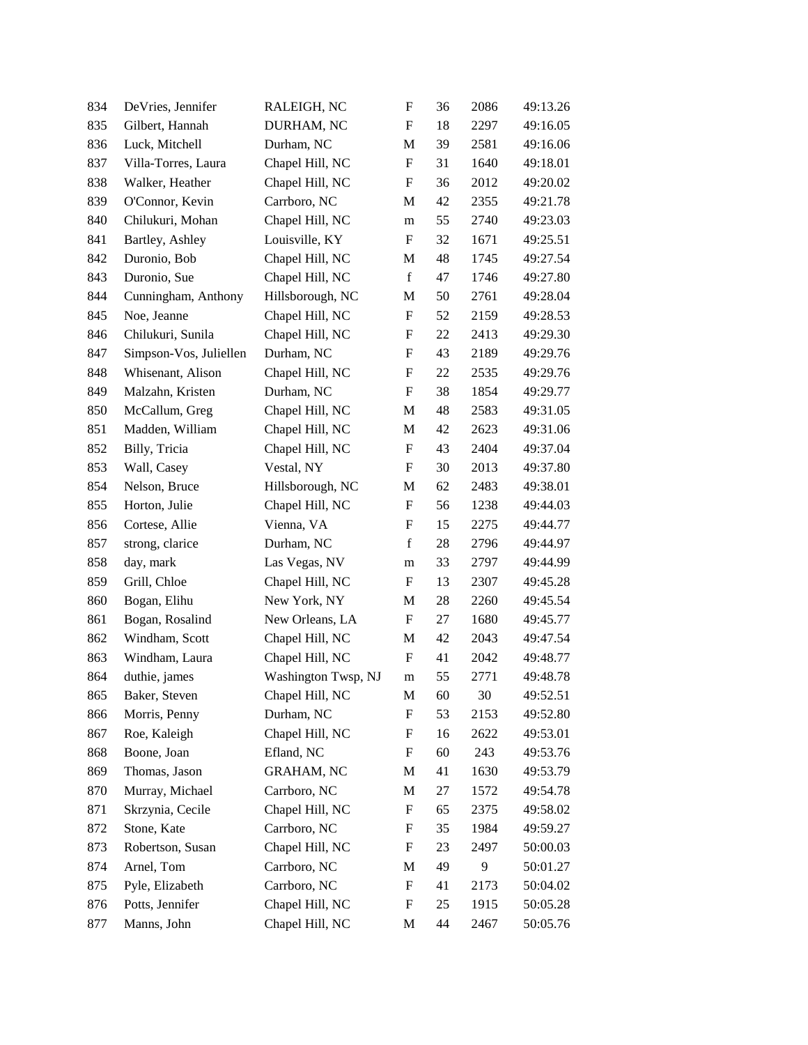| | | | | | | |
|---|---|---|---|---|---|---|
| 834 | DeVries, Jennifer | RALEIGH, NC | F | 36 | 2086 | 49:13.26 |
| 835 | Gilbert, Hannah | DURHAM, NC | F | 18 | 2297 | 49:16.05 |
| 836 | Luck, Mitchell | Durham, NC | M | 39 | 2581 | 49:16.06 |
| 837 | Villa-Torres, Laura | Chapel Hill, NC | F | 31 | 1640 | 49:18.01 |
| 838 | Walker, Heather | Chapel Hill, NC | F | 36 | 2012 | 49:20.02 |
| 839 | O'Connor, Kevin | Carrboro, NC | M | 42 | 2355 | 49:21.78 |
| 840 | Chilukuri, Mohan | Chapel Hill, NC | m | 55 | 2740 | 49:23.03 |
| 841 | Bartley, Ashley | Louisville, KY | F | 32 | 1671 | 49:25.51 |
| 842 | Duronio, Bob | Chapel Hill, NC | M | 48 | 1745 | 49:27.54 |
| 843 | Duronio, Sue | Chapel Hill, NC | f | 47 | 1746 | 49:27.80 |
| 844 | Cunningham, Anthony | Hillsborough, NC | M | 50 | 2761 | 49:28.04 |
| 845 | Noe, Jeanne | Chapel Hill, NC | F | 52 | 2159 | 49:28.53 |
| 846 | Chilukuri, Sunila | Chapel Hill, NC | F | 22 | 2413 | 49:29.30 |
| 847 | Simpson-Vos, Juliellen | Durham, NC | F | 43 | 2189 | 49:29.76 |
| 848 | Whisenant, Alison | Chapel Hill, NC | F | 22 | 2535 | 49:29.76 |
| 849 | Malzahn, Kristen | Durham, NC | F | 38 | 1854 | 49:29.77 |
| 850 | McCallum, Greg | Chapel Hill, NC | M | 48 | 2583 | 49:31.05 |
| 851 | Madden, William | Chapel Hill, NC | M | 42 | 2623 | 49:31.06 |
| 852 | Billy, Tricia | Chapel Hill, NC | F | 43 | 2404 | 49:37.04 |
| 853 | Wall, Casey | Vestal, NY | F | 30 | 2013 | 49:37.80 |
| 854 | Nelson, Bruce | Hillsborough, NC | M | 62 | 2483 | 49:38.01 |
| 855 | Horton, Julie | Chapel Hill, NC | F | 56 | 1238 | 49:44.03 |
| 856 | Cortese, Allie | Vienna, VA | F | 15 | 2275 | 49:44.77 |
| 857 | strong, clarice | Durham, NC | f | 28 | 2796 | 49:44.97 |
| 858 | day, mark | Las Vegas, NV | m | 33 | 2797 | 49:44.99 |
| 859 | Grill, Chloe | Chapel Hill, NC | F | 13 | 2307 | 49:45.28 |
| 860 | Bogan, Elihu | New York, NY | M | 28 | 2260 | 49:45.54 |
| 861 | Bogan, Rosalind | New Orleans, LA | F | 27 | 1680 | 49:45.77 |
| 862 | Windham, Scott | Chapel Hill, NC | M | 42 | 2043 | 49:47.54 |
| 863 | Windham, Laura | Chapel Hill, NC | F | 41 | 2042 | 49:48.77 |
| 864 | duthie, james | Washington Twsp, NJ | m | 55 | 2771 | 49:48.78 |
| 865 | Baker, Steven | Chapel Hill, NC | M | 60 | 30 | 49:52.51 |
| 866 | Morris, Penny | Durham, NC | F | 53 | 2153 | 49:52.80 |
| 867 | Roe, Kaleigh | Chapel Hill, NC | F | 16 | 2622 | 49:53.01 |
| 868 | Boone, Joan | Efland, NC | F | 60 | 243 | 49:53.76 |
| 869 | Thomas, Jason | GRAHAM, NC | M | 41 | 1630 | 49:53.79 |
| 870 | Murray, Michael | Carrboro, NC | M | 27 | 1572 | 49:54.78 |
| 871 | Skrzynia, Cecile | Chapel Hill, NC | F | 65 | 2375 | 49:58.02 |
| 872 | Stone, Kate | Carrboro, NC | F | 35 | 1984 | 49:59.27 |
| 873 | Robertson, Susan | Chapel Hill, NC | F | 23 | 2497 | 50:00.03 |
| 874 | Arnel, Tom | Carrboro, NC | M | 49 | 9 | 50:01.27 |
| 875 | Pyle, Elizabeth | Carrboro, NC | F | 41 | 2173 | 50:04.02 |
| 876 | Potts, Jennifer | Chapel Hill, NC | F | 25 | 1915 | 50:05.28 |
| 877 | Manns, John | Chapel Hill, NC | M | 44 | 2467 | 50:05.76 |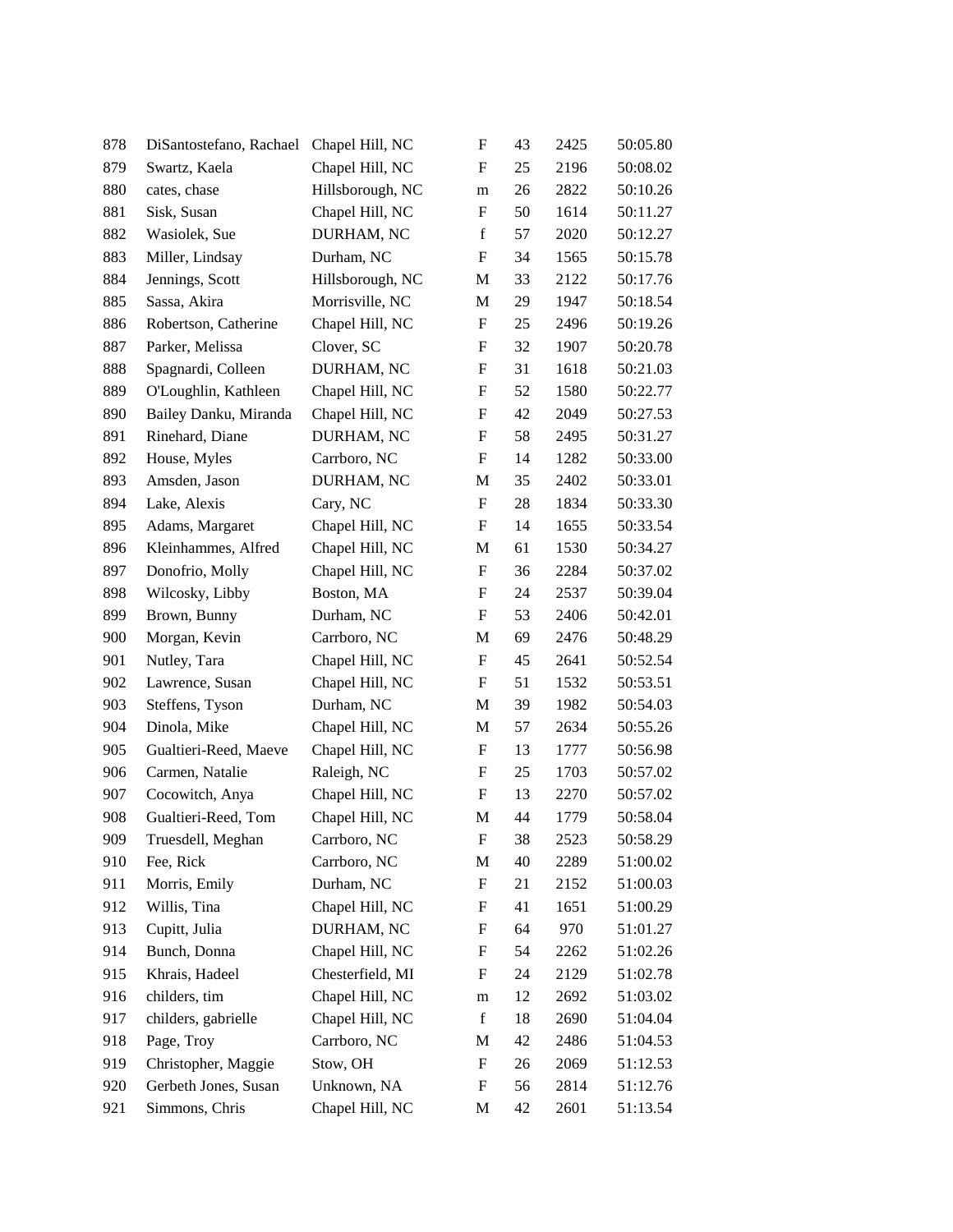| | | | | | | |
|---|---|---|---|---|---|---|
| 878 | DiSantostefano, Rachael | Chapel Hill, NC | F | 43 | 2425 | 50:05.80 |
| 879 | Swartz, Kaela | Chapel Hill, NC | F | 25 | 2196 | 50:08.02 |
| 880 | cates, chase | Hillsborough, NC | m | 26 | 2822 | 50:10.26 |
| 881 | Sisk, Susan | Chapel Hill, NC | F | 50 | 1614 | 50:11.27 |
| 882 | Wasiolek, Sue | DURHAM, NC | f | 57 | 2020 | 50:12.27 |
| 883 | Miller, Lindsay | Durham, NC | F | 34 | 1565 | 50:15.78 |
| 884 | Jennings, Scott | Hillsborough, NC | M | 33 | 2122 | 50:17.76 |
| 885 | Sassa, Akira | Morrisville, NC | M | 29 | 1947 | 50:18.54 |
| 886 | Robertson, Catherine | Chapel Hill, NC | F | 25 | 2496 | 50:19.26 |
| 887 | Parker, Melissa | Clover, SC | F | 32 | 1907 | 50:20.78 |
| 888 | Spagnardi, Colleen | DURHAM, NC | F | 31 | 1618 | 50:21.03 |
| 889 | O'Loughlin, Kathleen | Chapel Hill, NC | F | 52 | 1580 | 50:22.77 |
| 890 | Bailey Danku, Miranda | Chapel Hill, NC | F | 42 | 2049 | 50:27.53 |
| 891 | Rinehard, Diane | DURHAM, NC | F | 58 | 2495 | 50:31.27 |
| 892 | House, Myles | Carrboro, NC | F | 14 | 1282 | 50:33.00 |
| 893 | Amsden, Jason | DURHAM, NC | M | 35 | 2402 | 50:33.01 |
| 894 | Lake, Alexis | Cary, NC | F | 28 | 1834 | 50:33.30 |
| 895 | Adams, Margaret | Chapel Hill, NC | F | 14 | 1655 | 50:33.54 |
| 896 | Kleinhammes, Alfred | Chapel Hill, NC | M | 61 | 1530 | 50:34.27 |
| 897 | Donofrio, Molly | Chapel Hill, NC | F | 36 | 2284 | 50:37.02 |
| 898 | Wilcosky, Libby | Boston, MA | F | 24 | 2537 | 50:39.04 |
| 899 | Brown, Bunny | Durham, NC | F | 53 | 2406 | 50:42.01 |
| 900 | Morgan, Kevin | Carrboro, NC | M | 69 | 2476 | 50:48.29 |
| 901 | Nutley, Tara | Chapel Hill, NC | F | 45 | 2641 | 50:52.54 |
| 902 | Lawrence, Susan | Chapel Hill, NC | F | 51 | 1532 | 50:53.51 |
| 903 | Steffens, Tyson | Durham, NC | M | 39 | 1982 | 50:54.03 |
| 904 | Dinola, Mike | Chapel Hill, NC | M | 57 | 2634 | 50:55.26 |
| 905 | Gualtieri-Reed, Maeve | Chapel Hill, NC | F | 13 | 1777 | 50:56.98 |
| 906 | Carmen, Natalie | Raleigh, NC | F | 25 | 1703 | 50:57.02 |
| 907 | Cocowitch, Anya | Chapel Hill, NC | F | 13 | 2270 | 50:57.02 |
| 908 | Gualtieri-Reed, Tom | Chapel Hill, NC | M | 44 | 1779 | 50:58.04 |
| 909 | Truesdell, Meghan | Carrboro, NC | F | 38 | 2523 | 50:58.29 |
| 910 | Fee, Rick | Carrboro, NC | M | 40 | 2289 | 51:00.02 |
| 911 | Morris, Emily | Durham, NC | F | 21 | 2152 | 51:00.03 |
| 912 | Willis, Tina | Chapel Hill, NC | F | 41 | 1651 | 51:00.29 |
| 913 | Cupitt, Julia | DURHAM, NC | F | 64 | 970 | 51:01.27 |
| 914 | Bunch, Donna | Chapel Hill, NC | F | 54 | 2262 | 51:02.26 |
| 915 | Khrais, Hadeel | Chesterfield, MI | F | 24 | 2129 | 51:02.78 |
| 916 | childers, tim | Chapel Hill, NC | m | 12 | 2692 | 51:03.02 |
| 917 | childers, gabrielle | Chapel Hill, NC | f | 18 | 2690 | 51:04.04 |
| 918 | Page, Troy | Carrboro, NC | M | 42 | 2486 | 51:04.53 |
| 919 | Christopher, Maggie | Stow, OH | F | 26 | 2069 | 51:12.53 |
| 920 | Gerbeth Jones, Susan | Unknown, NA | F | 56 | 2814 | 51:12.76 |
| 921 | Simmons, Chris | Chapel Hill, NC | M | 42 | 2601 | 51:13.54 |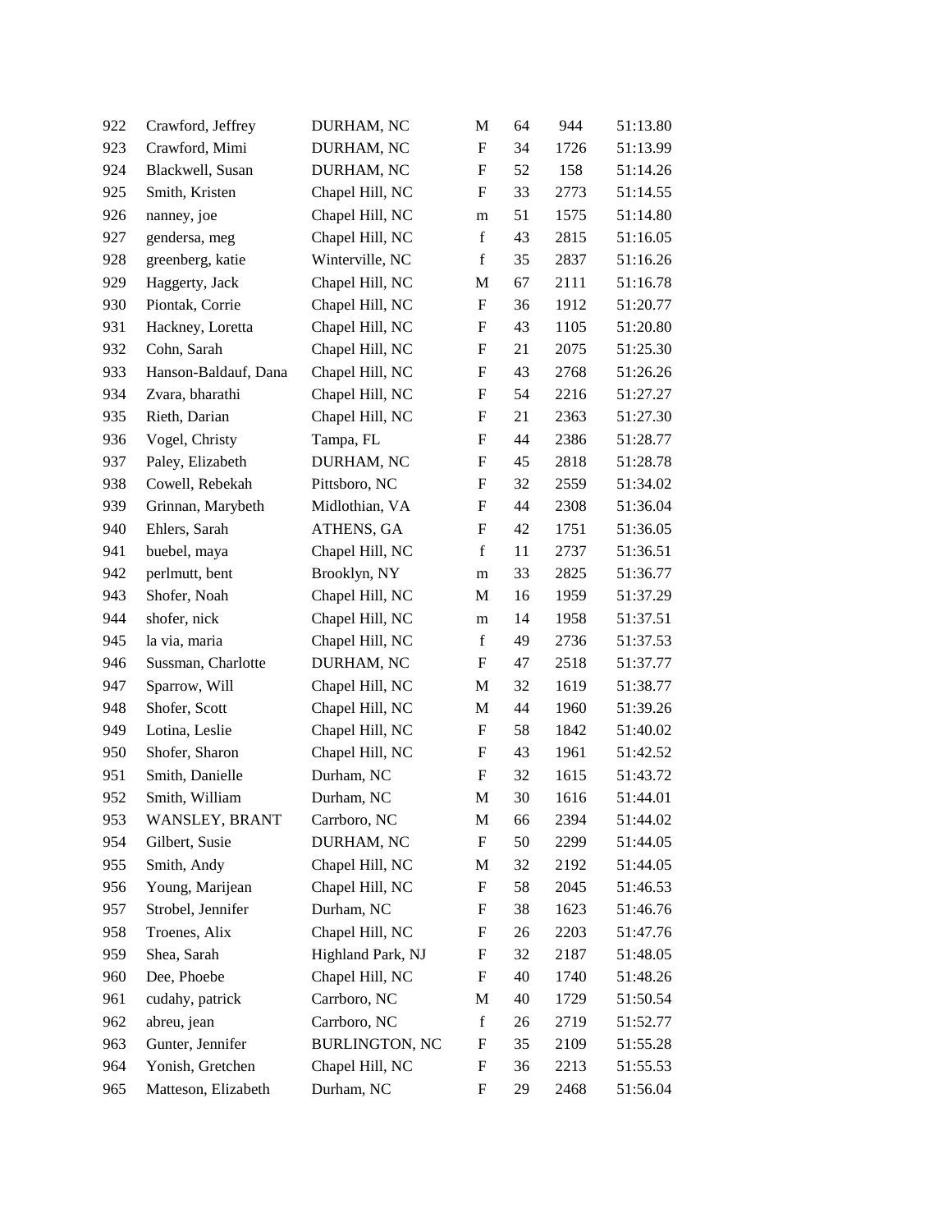| | | | | | | |
|---|---|---|---|---|---|---|
| 922 | Crawford, Jeffrey | DURHAM, NC | M | 64 | 944 | 51:13.80 |
| 923 | Crawford, Mimi | DURHAM, NC | F | 34 | 1726 | 51:13.99 |
| 924 | Blackwell, Susan | DURHAM, NC | F | 52 | 158 | 51:14.26 |
| 925 | Smith, Kristen | Chapel Hill, NC | F | 33 | 2773 | 51:14.55 |
| 926 | nanney, joe | Chapel Hill, NC | m | 51 | 1575 | 51:14.80 |
| 927 | gendersa, meg | Chapel Hill, NC | f | 43 | 2815 | 51:16.05 |
| 928 | greenberg, katie | Winterville, NC | f | 35 | 2837 | 51:16.26 |
| 929 | Haggerty, Jack | Chapel Hill, NC | M | 67 | 2111 | 51:16.78 |
| 930 | Piontak, Corrie | Chapel Hill, NC | F | 36 | 1912 | 51:20.77 |
| 931 | Hackney, Loretta | Chapel Hill, NC | F | 43 | 1105 | 51:20.80 |
| 932 | Cohn, Sarah | Chapel Hill, NC | F | 21 | 2075 | 51:25.30 |
| 933 | Hanson-Baldauf, Dana | Chapel Hill, NC | F | 43 | 2768 | 51:26.26 |
| 934 | Zvara, bharathi | Chapel Hill, NC | F | 54 | 2216 | 51:27.27 |
| 935 | Rieth, Darian | Chapel Hill, NC | F | 21 | 2363 | 51:27.30 |
| 936 | Vogel, Christy | Tampa, FL | F | 44 | 2386 | 51:28.77 |
| 937 | Paley, Elizabeth | DURHAM, NC | F | 45 | 2818 | 51:28.78 |
| 938 | Cowell, Rebekah | Pittsboro, NC | F | 32 | 2559 | 51:34.02 |
| 939 | Grinnan, Marybeth | Midlothian, VA | F | 44 | 2308 | 51:36.04 |
| 940 | Ehlers, Sarah | ATHENS, GA | F | 42 | 1751 | 51:36.05 |
| 941 | buebel, maya | Chapel Hill, NC | f | 11 | 2737 | 51:36.51 |
| 942 | perlmutt, bent | Brooklyn, NY | m | 33 | 2825 | 51:36.77 |
| 943 | Shofer, Noah | Chapel Hill, NC | M | 16 | 1959 | 51:37.29 |
| 944 | shofer, nick | Chapel Hill, NC | m | 14 | 1958 | 51:37.51 |
| 945 | la via, maria | Chapel Hill, NC | f | 49 | 2736 | 51:37.53 |
| 946 | Sussman, Charlotte | DURHAM, NC | F | 47 | 2518 | 51:37.77 |
| 947 | Sparrow, Will | Chapel Hill, NC | M | 32 | 1619 | 51:38.77 |
| 948 | Shofer, Scott | Chapel Hill, NC | M | 44 | 1960 | 51:39.26 |
| 949 | Lotina, Leslie | Chapel Hill, NC | F | 58 | 1842 | 51:40.02 |
| 950 | Shofer, Sharon | Chapel Hill, NC | F | 43 | 1961 | 51:42.52 |
| 951 | Smith, Danielle | Durham, NC | F | 32 | 1615 | 51:43.72 |
| 952 | Smith, William | Durham, NC | M | 30 | 1616 | 51:44.01 |
| 953 | WANSLEY, BRANT | Carrboro, NC | M | 66 | 2394 | 51:44.02 |
| 954 | Gilbert, Susie | DURHAM, NC | F | 50 | 2299 | 51:44.05 |
| 955 | Smith, Andy | Chapel Hill, NC | M | 32 | 2192 | 51:44.05 |
| 956 | Young, Marijean | Chapel Hill, NC | F | 58 | 2045 | 51:46.53 |
| 957 | Strobel, Jennifer | Durham, NC | F | 38 | 1623 | 51:46.76 |
| 958 | Troenes, Alix | Chapel Hill, NC | F | 26 | 2203 | 51:47.76 |
| 959 | Shea, Sarah | Highland Park, NJ | F | 32 | 2187 | 51:48.05 |
| 960 | Dee, Phoebe | Chapel Hill, NC | F | 40 | 1740 | 51:48.26 |
| 961 | cudahy, patrick | Carrboro, NC | M | 40 | 1729 | 51:50.54 |
| 962 | abreu, jean | Carrboro, NC | f | 26 | 2719 | 51:52.77 |
| 963 | Gunter, Jennifer | BURLINGTON, NC | F | 35 | 2109 | 51:55.28 |
| 964 | Yonish, Gretchen | Chapel Hill, NC | F | 36 | 2213 | 51:55.53 |
| 965 | Matteson, Elizabeth | Durham, NC | F | 29 | 2468 | 51:56.04 |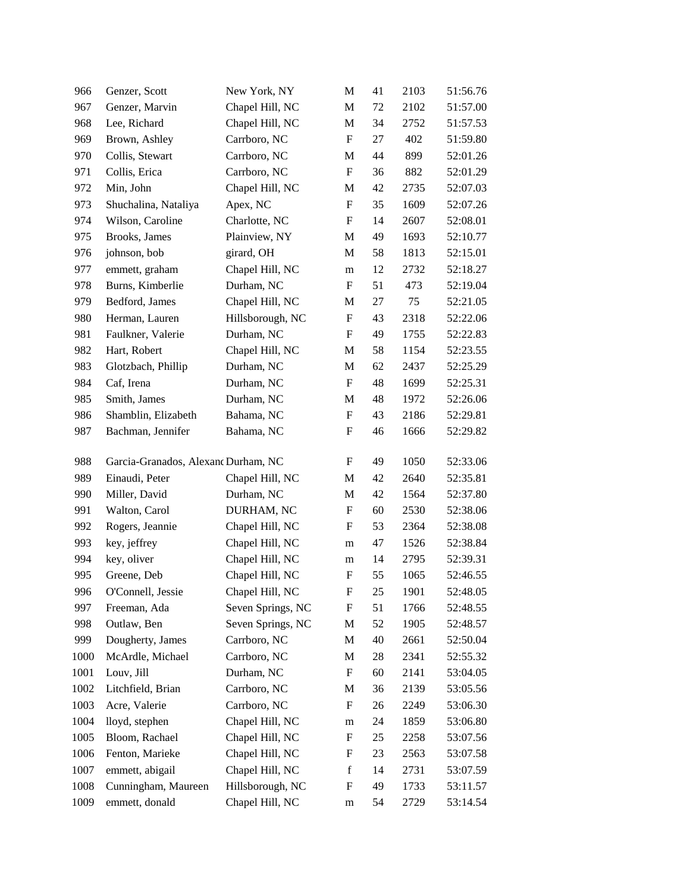| | | | | | | |
|---|---|---|---|---|---|---|
| 966 | Genzer, Scott | New York, NY | M | 41 | 2103 | 51:56.76 |
| 967 | Genzer, Marvin | Chapel Hill, NC | M | 72 | 2102 | 51:57.00 |
| 968 | Lee, Richard | Chapel Hill, NC | M | 34 | 2752 | 51:57.53 |
| 969 | Brown, Ashley | Carrboro, NC | F | 27 | 402 | 51:59.80 |
| 970 | Collis, Stewart | Carrboro, NC | M | 44 | 899 | 52:01.26 |
| 971 | Collis, Erica | Carrboro, NC | F | 36 | 882 | 52:01.29 |
| 972 | Min, John | Chapel Hill, NC | M | 42 | 2735 | 52:07.03 |
| 973 | Shuchalina, Nataliya | Apex, NC | F | 35 | 1609 | 52:07.26 |
| 974 | Wilson, Caroline | Charlotte, NC | F | 14 | 2607 | 52:08.01 |
| 975 | Brooks, James | Plainview, NY | M | 49 | 1693 | 52:10.77 |
| 976 | johnson, bob | girard, OH | M | 58 | 1813 | 52:15.01 |
| 977 | emmett, graham | Chapel Hill, NC | m | 12 | 2732 | 52:18.27 |
| 978 | Burns, Kimberlie | Durham, NC | F | 51 | 473 | 52:19.04 |
| 979 | Bedford, James | Chapel Hill, NC | M | 27 | 75 | 52:21.05 |
| 980 | Herman, Lauren | Hillsborough, NC | F | 43 | 2318 | 52:22.06 |
| 981 | Faulkner, Valerie | Durham, NC | F | 49 | 1755 | 52:22.83 |
| 982 | Hart, Robert | Chapel Hill, NC | M | 58 | 1154 | 52:23.55 |
| 983 | Glotzbach, Phillip | Durham, NC | M | 62 | 2437 | 52:25.29 |
| 984 | Caf, Irena | Durham, NC | F | 48 | 1699 | 52:25.31 |
| 985 | Smith, James | Durham, NC | M | 48 | 1972 | 52:26.06 |
| 986 | Shamblin, Elizabeth | Bahama, NC | F | 43 | 2186 | 52:29.81 |
| 987 | Bachman, Jennifer | Bahama, NC | F | 46 | 1666 | 52:29.82 |
| 988 | Garcia-Granados, Alexand | Durham, NC | F | 49 | 1050 | 52:33.06 |
| 989 | Einaudi, Peter | Chapel Hill, NC | M | 42 | 2640 | 52:35.81 |
| 990 | Miller, David | Durham, NC | M | 42 | 1564 | 52:37.80 |
| 991 | Walton, Carol | DURHAM, NC | F | 60 | 2530 | 52:38.06 |
| 992 | Rogers, Jeannie | Chapel Hill, NC | F | 53 | 2364 | 52:38.08 |
| 993 | key, jeffrey | Chapel Hill, NC | m | 47 | 1526 | 52:38.84 |
| 994 | key, oliver | Chapel Hill, NC | m | 14 | 2795 | 52:39.31 |
| 995 | Greene, Deb | Chapel Hill, NC | F | 55 | 1065 | 52:46.55 |
| 996 | O'Connell, Jessie | Chapel Hill, NC | F | 25 | 1901 | 52:48.05 |
| 997 | Freeman, Ada | Seven Springs, NC | F | 51 | 1766 | 52:48.55 |
| 998 | Outlaw, Ben | Seven Springs, NC | M | 52 | 1905 | 52:48.57 |
| 999 | Dougherty, James | Carrboro, NC | M | 40 | 2661 | 52:50.04 |
| 1000 | McArdle, Michael | Carrboro, NC | M | 28 | 2341 | 52:55.32 |
| 1001 | Louv, Jill | Durham, NC | F | 60 | 2141 | 53:04.05 |
| 1002 | Litchfield, Brian | Carrboro, NC | M | 36 | 2139 | 53:05.56 |
| 1003 | Acre, Valerie | Carrboro, NC | F | 26 | 2249 | 53:06.30 |
| 1004 | lloyd, stephen | Chapel Hill, NC | m | 24 | 1859 | 53:06.80 |
| 1005 | Bloom, Rachael | Chapel Hill, NC | F | 25 | 2258 | 53:07.56 |
| 1006 | Fenton, Marieke | Chapel Hill, NC | F | 23 | 2563 | 53:07.58 |
| 1007 | emmett, abigail | Chapel Hill, NC | f | 14 | 2731 | 53:07.59 |
| 1008 | Cunningham, Maureen | Hillsborough, NC | F | 49 | 1733 | 53:11.57 |
| 1009 | emmett, donald | Chapel Hill, NC | m | 54 | 2729 | 53:14.54 |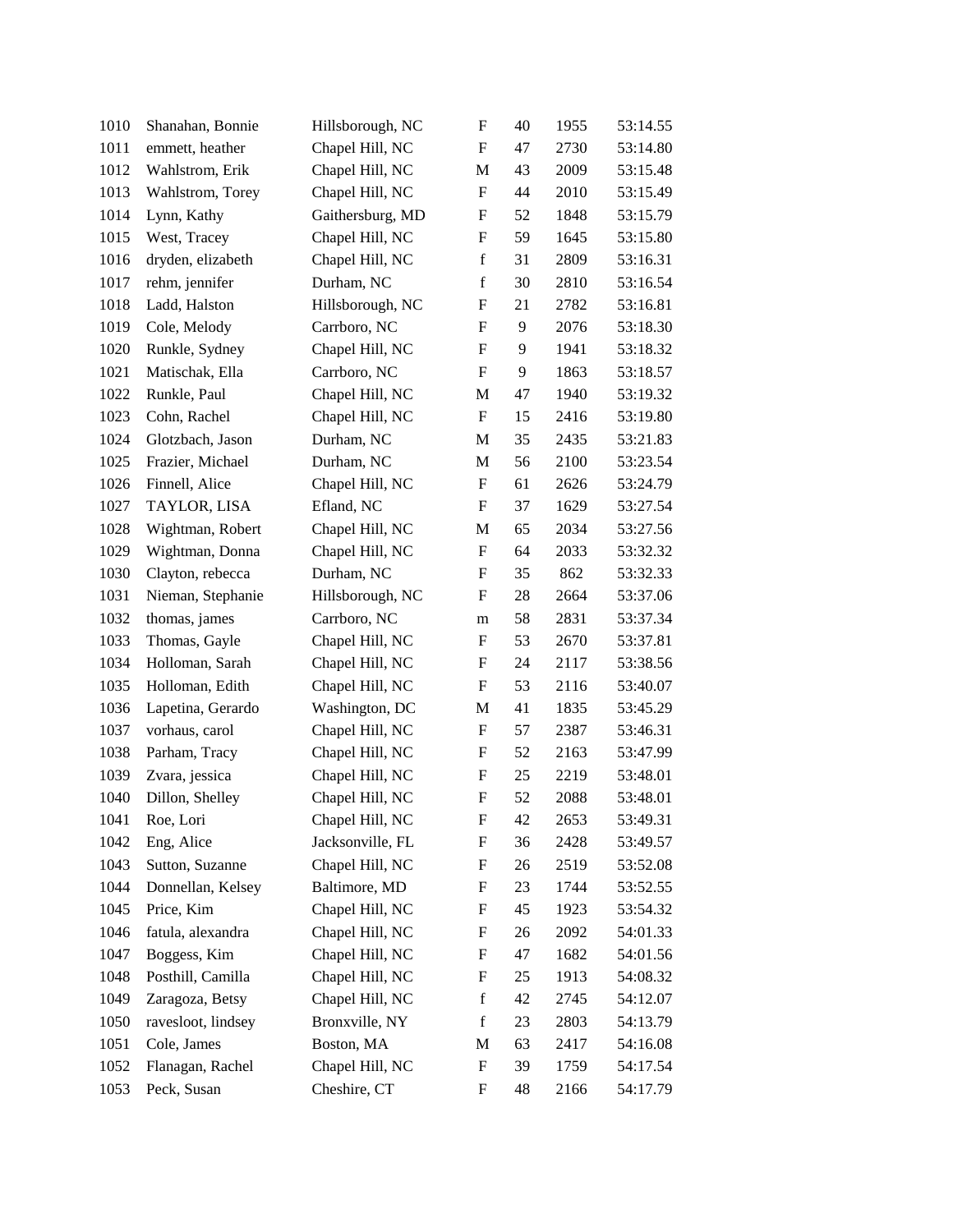| | | | | | | |
|---|---|---|---|---|---|---|
| 1010 | Shanahan, Bonnie | Hillsborough, NC | F | 40 | 1955 | 53:14.55 |
| 1011 | emmett, heather | Chapel Hill, NC | F | 47 | 2730 | 53:14.80 |
| 1012 | Wahlstrom, Erik | Chapel Hill, NC | M | 43 | 2009 | 53:15.48 |
| 1013 | Wahlstrom, Torey | Chapel Hill, NC | F | 44 | 2010 | 53:15.49 |
| 1014 | Lynn, Kathy | Gaithersburg, MD | F | 52 | 1848 | 53:15.79 |
| 1015 | West, Tracey | Chapel Hill, NC | F | 59 | 1645 | 53:15.80 |
| 1016 | dryden, elizabeth | Chapel Hill, NC | f | 31 | 2809 | 53:16.31 |
| 1017 | rehm, jennifer | Durham, NC | f | 30 | 2810 | 53:16.54 |
| 1018 | Ladd, Halston | Hillsborough, NC | F | 21 | 2782 | 53:16.81 |
| 1019 | Cole, Melody | Carrboro, NC | F | 9 | 2076 | 53:18.30 |
| 1020 | Runkle, Sydney | Chapel Hill, NC | F | 9 | 1941 | 53:18.32 |
| 1021 | Matischak, Ella | Carrboro, NC | F | 9 | 1863 | 53:18.57 |
| 1022 | Runkle, Paul | Chapel Hill, NC | M | 47 | 1940 | 53:19.32 |
| 1023 | Cohn, Rachel | Chapel Hill, NC | F | 15 | 2416 | 53:19.80 |
| 1024 | Glotzbach, Jason | Durham, NC | M | 35 | 2435 | 53:21.83 |
| 1025 | Frazier, Michael | Durham, NC | M | 56 | 2100 | 53:23.54 |
| 1026 | Finnell, Alice | Chapel Hill, NC | F | 61 | 2626 | 53:24.79 |
| 1027 | TAYLOR, LISA | Efland, NC | F | 37 | 1629 | 53:27.54 |
| 1028 | Wightman, Robert | Chapel Hill, NC | M | 65 | 2034 | 53:27.56 |
| 1029 | Wightman, Donna | Chapel Hill, NC | F | 64 | 2033 | 53:32.32 |
| 1030 | Clayton, rebecca | Durham, NC | F | 35 | 862 | 53:32.33 |
| 1031 | Nieman, Stephanie | Hillsborough, NC | F | 28 | 2664 | 53:37.06 |
| 1032 | thomas, james | Carrboro, NC | m | 58 | 2831 | 53:37.34 |
| 1033 | Thomas, Gayle | Chapel Hill, NC | F | 53 | 2670 | 53:37.81 |
| 1034 | Holloman, Sarah | Chapel Hill, NC | F | 24 | 2117 | 53:38.56 |
| 1035 | Holloman, Edith | Chapel Hill, NC | F | 53 | 2116 | 53:40.07 |
| 1036 | Lapetina, Gerardo | Washington, DC | M | 41 | 1835 | 53:45.29 |
| 1037 | vorhaus, carol | Chapel Hill, NC | F | 57 | 2387 | 53:46.31 |
| 1038 | Parham, Tracy | Chapel Hill, NC | F | 52 | 2163 | 53:47.99 |
| 1039 | Zvara, jessica | Chapel Hill, NC | F | 25 | 2219 | 53:48.01 |
| 1040 | Dillon, Shelley | Chapel Hill, NC | F | 52 | 2088 | 53:48.01 |
| 1041 | Roe, Lori | Chapel Hill, NC | F | 42 | 2653 | 53:49.31 |
| 1042 | Eng, Alice | Jacksonville, FL | F | 36 | 2428 | 53:49.57 |
| 1043 | Sutton, Suzanne | Chapel Hill, NC | F | 26 | 2519 | 53:52.08 |
| 1044 | Donnellan, Kelsey | Baltimore, MD | F | 23 | 1744 | 53:52.55 |
| 1045 | Price, Kim | Chapel Hill, NC | F | 45 | 1923 | 53:54.32 |
| 1046 | fatula, alexandra | Chapel Hill, NC | F | 26 | 2092 | 54:01.33 |
| 1047 | Boggess, Kim | Chapel Hill, NC | F | 47 | 1682 | 54:01.56 |
| 1048 | Posthill, Camilla | Chapel Hill, NC | F | 25 | 1913 | 54:08.32 |
| 1049 | Zaragoza, Betsy | Chapel Hill, NC | f | 42 | 2745 | 54:12.07 |
| 1050 | ravesloot, lindsey | Bronxville, NY | f | 23 | 2803 | 54:13.79 |
| 1051 | Cole, James | Boston, MA | M | 63 | 2417 | 54:16.08 |
| 1052 | Flanagan, Rachel | Chapel Hill, NC | F | 39 | 1759 | 54:17.54 |
| 1053 | Peck, Susan | Cheshire, CT | F | 48 | 2166 | 54:17.79 |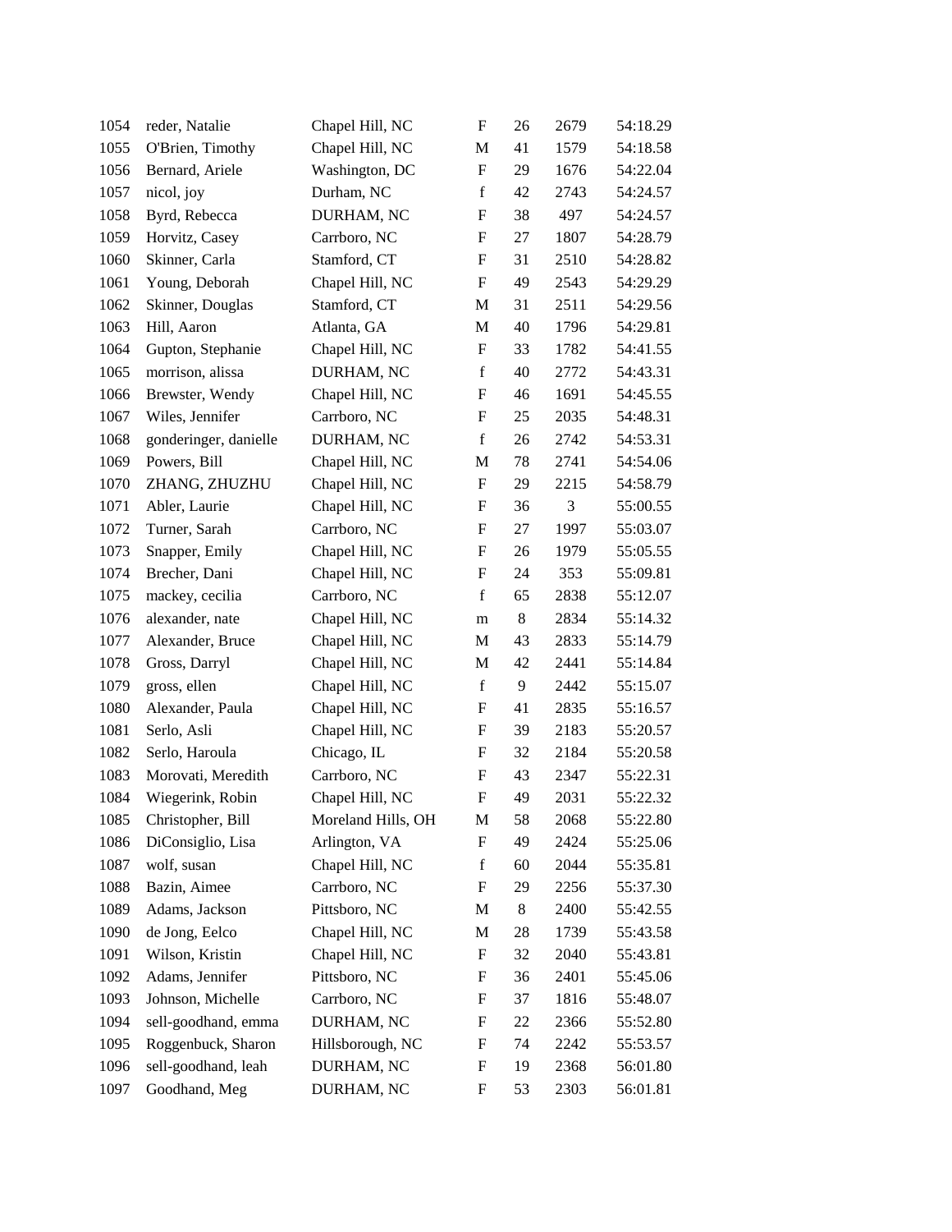| 1054 | reder, Natalie | Chapel Hill, NC | F | 26 | 2679 | 54:18.29 |
|---|---|---|---|---|---|---|
| 1055 | O'Brien, Timothy | Chapel Hill, NC | M | 41 | 1579 | 54:18.58 |
| 1056 | Bernard, Ariele | Washington, DC | F | 29 | 1676 | 54:22.04 |
| 1057 | nicol, joy | Durham, NC | f | 42 | 2743 | 54:24.57 |
| 1058 | Byrd, Rebecca | DURHAM, NC | F | 38 | 497 | 54:24.57 |
| 1059 | Horvitz, Casey | Carrboro, NC | F | 27 | 1807 | 54:28.79 |
| 1060 | Skinner, Carla | Stamford, CT | F | 31 | 2510 | 54:28.82 |
| 1061 | Young, Deborah | Chapel Hill, NC | F | 49 | 2543 | 54:29.29 |
| 1062 | Skinner, Douglas | Stamford, CT | M | 31 | 2511 | 54:29.56 |
| 1063 | Hill, Aaron | Atlanta, GA | M | 40 | 1796 | 54:29.81 |
| 1064 | Gupton, Stephanie | Chapel Hill, NC | F | 33 | 1782 | 54:41.55 |
| 1065 | morrison, alissa | DURHAM, NC | f | 40 | 2772 | 54:43.31 |
| 1066 | Brewster, Wendy | Chapel Hill, NC | F | 46 | 1691 | 54:45.55 |
| 1067 | Wiles, Jennifer | Carrboro, NC | F | 25 | 2035 | 54:48.31 |
| 1068 | gonderinger, danielle | DURHAM, NC | f | 26 | 2742 | 54:53.31 |
| 1069 | Powers, Bill | Chapel Hill, NC | M | 78 | 2741 | 54:54.06 |
| 1070 | ZHANG, ZHUZHU | Chapel Hill, NC | F | 29 | 2215 | 54:58.79 |
| 1071 | Abler, Laurie | Chapel Hill, NC | F | 36 | 3 | 55:00.55 |
| 1072 | Turner, Sarah | Carrboro, NC | F | 27 | 1997 | 55:03.07 |
| 1073 | Snapper, Emily | Chapel Hill, NC | F | 26 | 1979 | 55:05.55 |
| 1074 | Brecher, Dani | Chapel Hill, NC | F | 24 | 353 | 55:09.81 |
| 1075 | mackey, cecilia | Carrboro, NC | f | 65 | 2838 | 55:12.07 |
| 1076 | alexander, nate | Chapel Hill, NC | m | 8 | 2834 | 55:14.32 |
| 1077 | Alexander, Bruce | Chapel Hill, NC | M | 43 | 2833 | 55:14.79 |
| 1078 | Gross, Darryl | Chapel Hill, NC | M | 42 | 2441 | 55:14.84 |
| 1079 | gross, ellen | Chapel Hill, NC | f | 9 | 2442 | 55:15.07 |
| 1080 | Alexander, Paula | Chapel Hill, NC | F | 41 | 2835 | 55:16.57 |
| 1081 | Serlo, Asli | Chapel Hill, NC | F | 39 | 2183 | 55:20.57 |
| 1082 | Serlo, Haroula | Chicago, IL | F | 32 | 2184 | 55:20.58 |
| 1083 | Morovati, Meredith | Carrboro, NC | F | 43 | 2347 | 55:22.31 |
| 1084 | Wiegerink, Robin | Chapel Hill, NC | F | 49 | 2031 | 55:22.32 |
| 1085 | Christopher, Bill | Moreland Hills, OH | M | 58 | 2068 | 55:22.80 |
| 1086 | DiConsiglio, Lisa | Arlington, VA | F | 49 | 2424 | 55:25.06 |
| 1087 | wolf, susan | Chapel Hill, NC | f | 60 | 2044 | 55:35.81 |
| 1088 | Bazin, Aimee | Carrboro, NC | F | 29 | 2256 | 55:37.30 |
| 1089 | Adams, Jackson | Pittsboro, NC | M | 8 | 2400 | 55:42.55 |
| 1090 | de Jong, Eelco | Chapel Hill, NC | M | 28 | 1739 | 55:43.58 |
| 1091 | Wilson, Kristin | Chapel Hill, NC | F | 32 | 2040 | 55:43.81 |
| 1092 | Adams, Jennifer | Pittsboro, NC | F | 36 | 2401 | 55:45.06 |
| 1093 | Johnson, Michelle | Carrboro, NC | F | 37 | 1816 | 55:48.07 |
| 1094 | sell-goodhand, emma | DURHAM, NC | F | 22 | 2366 | 55:52.80 |
| 1095 | Roggenbuck, Sharon | Hillsborough, NC | F | 74 | 2242 | 55:53.57 |
| 1096 | sell-goodhand, leah | DURHAM, NC | F | 19 | 2368 | 56:01.80 |
| 1097 | Goodhand, Meg | DURHAM, NC | F | 53 | 2303 | 56:01.81 |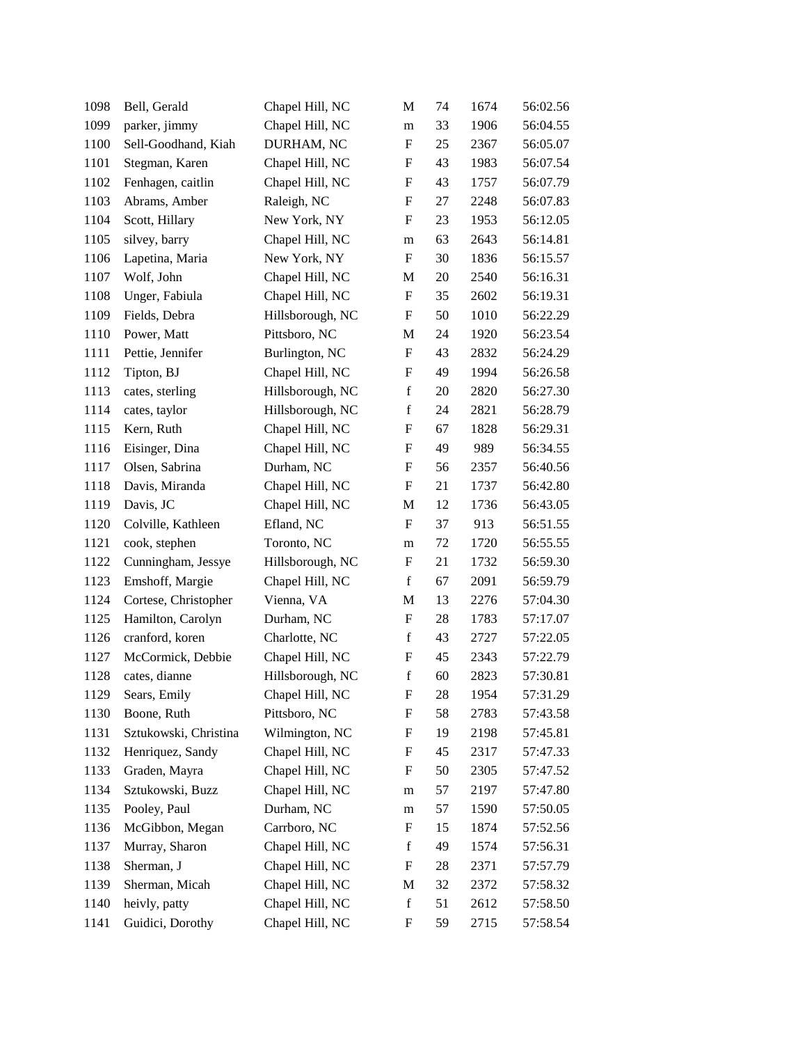| | | | | | | |
|---|---|---|---|---|---|---|
| 1098 | Bell, Gerald | Chapel Hill, NC | M | 74 | 1674 | 56:02.56 |
| 1099 | parker, jimmy | Chapel Hill, NC | m | 33 | 1906 | 56:04.55 |
| 1100 | Sell-Goodhand, Kiah | DURHAM, NC | F | 25 | 2367 | 56:05.07 |
| 1101 | Stegman, Karen | Chapel Hill, NC | F | 43 | 1983 | 56:07.54 |
| 1102 | Fenhagen, caitlin | Chapel Hill, NC | F | 43 | 1757 | 56:07.79 |
| 1103 | Abrams, Amber | Raleigh, NC | F | 27 | 2248 | 56:07.83 |
| 1104 | Scott, Hillary | New York, NY | F | 23 | 1953 | 56:12.05 |
| 1105 | silvey, barry | Chapel Hill, NC | m | 63 | 2643 | 56:14.81 |
| 1106 | Lapetina, Maria | New York, NY | F | 30 | 1836 | 56:15.57 |
| 1107 | Wolf, John | Chapel Hill, NC | M | 20 | 2540 | 56:16.31 |
| 1108 | Unger, Fabiula | Chapel Hill, NC | F | 35 | 2602 | 56:19.31 |
| 1109 | Fields, Debra | Hillsborough, NC | F | 50 | 1010 | 56:22.29 |
| 1110 | Power, Matt | Pittsboro, NC | M | 24 | 1920 | 56:23.54 |
| 1111 | Pettie, Jennifer | Burlington, NC | F | 43 | 2832 | 56:24.29 |
| 1112 | Tipton, BJ | Chapel Hill, NC | F | 49 | 1994 | 56:26.58 |
| 1113 | cates, sterling | Hillsborough, NC | f | 20 | 2820 | 56:27.30 |
| 1114 | cates, taylor | Hillsborough, NC | f | 24 | 2821 | 56:28.79 |
| 1115 | Kern, Ruth | Chapel Hill, NC | F | 67 | 1828 | 56:29.31 |
| 1116 | Eisinger, Dina | Chapel Hill, NC | F | 49 | 989 | 56:34.55 |
| 1117 | Olsen, Sabrina | Durham, NC | F | 56 | 2357 | 56:40.56 |
| 1118 | Davis, Miranda | Chapel Hill, NC | F | 21 | 1737 | 56:42.80 |
| 1119 | Davis, JC | Chapel Hill, NC | M | 12 | 1736 | 56:43.05 |
| 1120 | Colville, Kathleen | Efland, NC | F | 37 | 913 | 56:51.55 |
| 1121 | cook, stephen | Toronto, NC | m | 72 | 1720 | 56:55.55 |
| 1122 | Cunningham, Jessye | Hillsborough, NC | F | 21 | 1732 | 56:59.30 |
| 1123 | Emshoff, Margie | Chapel Hill, NC | f | 67 | 2091 | 56:59.79 |
| 1124 | Cortese, Christopher | Vienna, VA | M | 13 | 2276 | 57:04.30 |
| 1125 | Hamilton, Carolyn | Durham, NC | F | 28 | 1783 | 57:17.07 |
| 1126 | cranford, koren | Charlotte, NC | f | 43 | 2727 | 57:22.05 |
| 1127 | McCormick, Debbie | Chapel Hill, NC | F | 45 | 2343 | 57:22.79 |
| 1128 | cates, dianne | Hillsborough, NC | f | 60 | 2823 | 57:30.81 |
| 1129 | Sears, Emily | Chapel Hill, NC | F | 28 | 1954 | 57:31.29 |
| 1130 | Boone, Ruth | Pittsboro, NC | F | 58 | 2783 | 57:43.58 |
| 1131 | Sztukowski, Christina | Wilmington, NC | F | 19 | 2198 | 57:45.81 |
| 1132 | Henriquez, Sandy | Chapel Hill, NC | F | 45 | 2317 | 57:47.33 |
| 1133 | Graden, Mayra | Chapel Hill, NC | F | 50 | 2305 | 57:47.52 |
| 1134 | Sztukowski, Buzz | Chapel Hill, NC | m | 57 | 2197 | 57:47.80 |
| 1135 | Pooley, Paul | Durham, NC | m | 57 | 1590 | 57:50.05 |
| 1136 | McGibbon, Megan | Carrboro, NC | F | 15 | 1874 | 57:52.56 |
| 1137 | Murray, Sharon | Chapel Hill, NC | f | 49 | 1574 | 57:56.31 |
| 1138 | Sherman, J | Chapel Hill, NC | F | 28 | 2371 | 57:57.79 |
| 1139 | Sherman, Micah | Chapel Hill, NC | M | 32 | 2372 | 57:58.32 |
| 1140 | heivly, patty | Chapel Hill, NC | f | 51 | 2612 | 57:58.50 |
| 1141 | Guidici, Dorothy | Chapel Hill, NC | F | 59 | 2715 | 57:58.54 |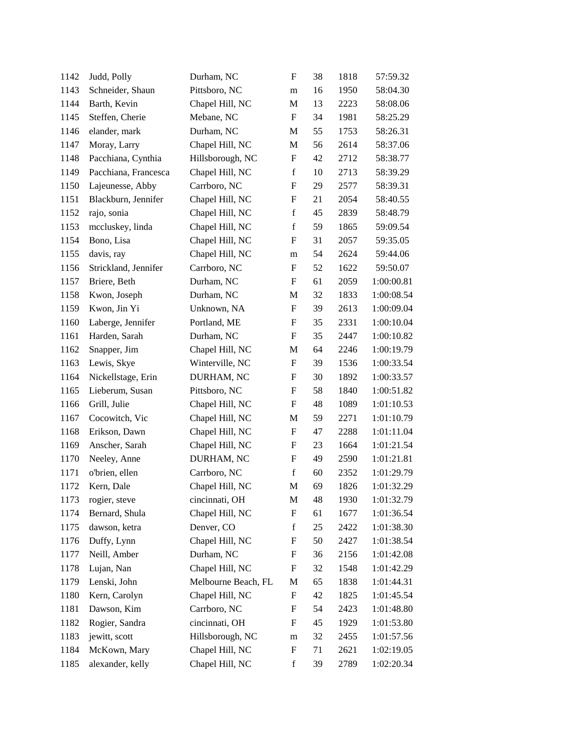| | | | | | | |
|---|---|---|---|---|---|---|
| 1142 | Judd, Polly | Durham, NC | F | 38 | 1818 | 57:59.32 |
| 1143 | Schneider, Shaun | Pittsboro, NC | m | 16 | 1950 | 58:04.30 |
| 1144 | Barth, Kevin | Chapel Hill, NC | M | 13 | 2223 | 58:08.06 |
| 1145 | Steffen, Cherie | Mebane, NC | F | 34 | 1981 | 58:25.29 |
| 1146 | elander, mark | Durham, NC | M | 55 | 1753 | 58:26.31 |
| 1147 | Moray, Larry | Chapel Hill, NC | M | 56 | 2614 | 58:37.06 |
| 1148 | Pacchiana, Cynthia | Hillsborough, NC | F | 42 | 2712 | 58:38.77 |
| 1149 | Pacchiana, Francesca | Chapel Hill, NC | f | 10 | 2713 | 58:39.29 |
| 1150 | Lajeunesse, Abby | Carrboro, NC | F | 29 | 2577 | 58:39.31 |
| 1151 | Blackburn, Jennifer | Chapel Hill, NC | F | 21 | 2054 | 58:40.55 |
| 1152 | rajo, sonia | Chapel Hill, NC | f | 45 | 2839 | 58:48.79 |
| 1153 | mccluskey, linda | Chapel Hill, NC | f | 59 | 1865 | 59:09.54 |
| 1154 | Bono, Lisa | Chapel Hill, NC | F | 31 | 2057 | 59:35.05 |
| 1155 | davis, ray | Chapel Hill, NC | m | 54 | 2624 | 59:44.06 |
| 1156 | Strickland, Jennifer | Carrboro, NC | F | 52 | 1622 | 59:50.07 |
| 1157 | Briere, Beth | Durham, NC | F | 61 | 2059 | 1:00:00.81 |
| 1158 | Kwon, Joseph | Durham, NC | M | 32 | 1833 | 1:00:08.54 |
| 1159 | Kwon, Jin Yi | Unknown, NA | F | 39 | 2613 | 1:00:09.04 |
| 1160 | Laberge, Jennifer | Portland, ME | F | 35 | 2331 | 1:00:10.04 |
| 1161 | Harden, Sarah | Durham, NC | F | 35 | 2447 | 1:00:10.82 |
| 1162 | Snapper, Jim | Chapel Hill, NC | M | 64 | 2246 | 1:00:19.79 |
| 1163 | Lewis, Skye | Winterville, NC | F | 39 | 1536 | 1:00:33.54 |
| 1164 | Nickellstage, Erin | DURHAM, NC | F | 30 | 1892 | 1:00:33.57 |
| 1165 | Lieberum, Susan | Pittsboro, NC | F | 58 | 1840 | 1:00:51.82 |
| 1166 | Grill, Julie | Chapel Hill, NC | F | 48 | 1089 | 1:01:10.53 |
| 1167 | Cocowitch, Vic | Chapel Hill, NC | M | 59 | 2271 | 1:01:10.79 |
| 1168 | Erikson, Dawn | Chapel Hill, NC | F | 47 | 2288 | 1:01:11.04 |
| 1169 | Anscher, Sarah | Chapel Hill, NC | F | 23 | 1664 | 1:01:21.54 |
| 1170 | Neeley, Anne | DURHAM, NC | F | 49 | 2590 | 1:01:21.81 |
| 1171 | o'brien, ellen | Carrboro, NC | f | 60 | 2352 | 1:01:29.79 |
| 1172 | Kern, Dale | Chapel Hill, NC | M | 69 | 1826 | 1:01:32.29 |
| 1173 | rogier, steve | cincinnati, OH | M | 48 | 1930 | 1:01:32.79 |
| 1174 | Bernard, Shula | Chapel Hill, NC | F | 61 | 1677 | 1:01:36.54 |
| 1175 | dawson, ketra | Denver, CO | f | 25 | 2422 | 1:01:38.30 |
| 1176 | Duffy, Lynn | Chapel Hill, NC | F | 50 | 2427 | 1:01:38.54 |
| 1177 | Neill, Amber | Durham, NC | F | 36 | 2156 | 1:01:42.08 |
| 1178 | Lujan, Nan | Chapel Hill, NC | F | 32 | 1548 | 1:01:42.29 |
| 1179 | Lenski, John | Melbourne Beach, FL | M | 65 | 1838 | 1:01:44.31 |
| 1180 | Kern, Carolyn | Chapel Hill, NC | F | 42 | 1825 | 1:01:45.54 |
| 1181 | Dawson, Kim | Carrboro, NC | F | 54 | 2423 | 1:01:48.80 |
| 1182 | Rogier, Sandra | cincinnati, OH | F | 45 | 1929 | 1:01:53.80 |
| 1183 | jewitt, scott | Hillsborough, NC | m | 32 | 2455 | 1:01:57.56 |
| 1184 | McKown, Mary | Chapel Hill, NC | F | 71 | 2621 | 1:02:19.05 |
| 1185 | alexander, kelly | Chapel Hill, NC | f | 39 | 2789 | 1:02:20.34 |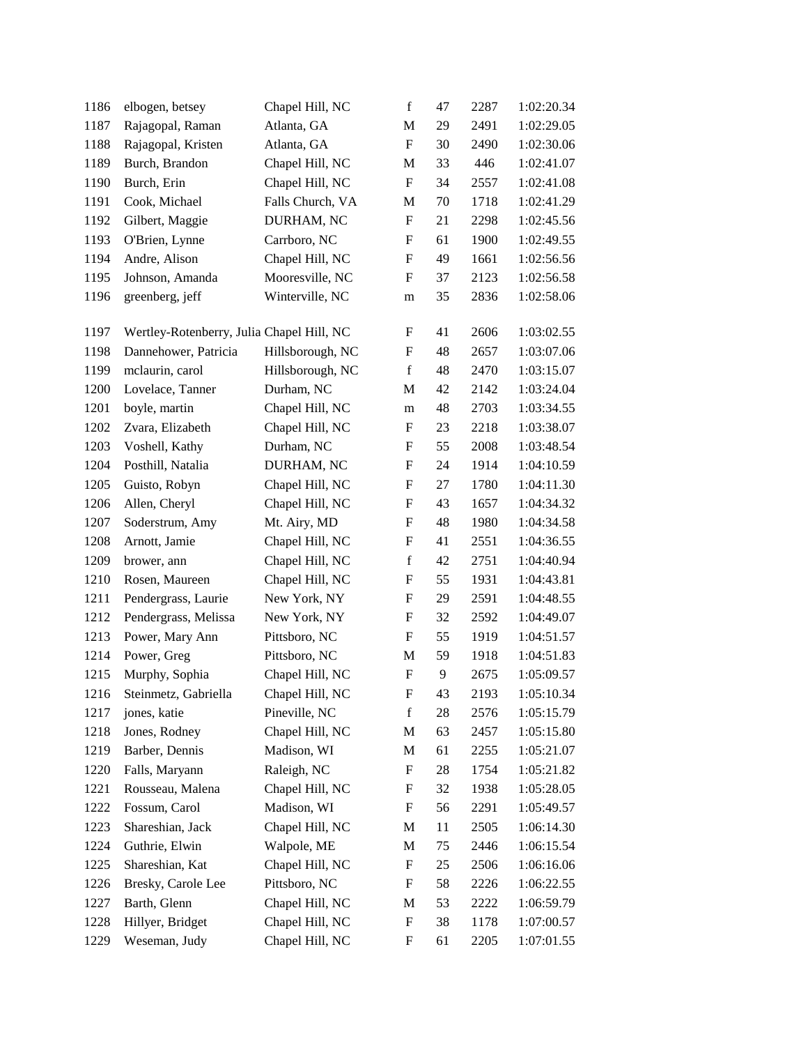| | | | | | | |
|---|---|---|---|---|---|---|
| 1186 | elbogen, betsey | Chapel Hill, NC | f | 47 | 2287 | 1:02:20.34 |
| 1187 | Rajagopal, Raman | Atlanta, GA | M | 29 | 2491 | 1:02:29.05 |
| 1188 | Rajagopal, Kristen | Atlanta, GA | F | 30 | 2490 | 1:02:30.06 |
| 1189 | Burch, Brandon | Chapel Hill, NC | M | 33 | 446 | 1:02:41.07 |
| 1190 | Burch, Erin | Chapel Hill, NC | F | 34 | 2557 | 1:02:41.08 |
| 1191 | Cook, Michael | Falls Church, VA | M | 70 | 1718 | 1:02:41.29 |
| 1192 | Gilbert, Maggie | DURHAM, NC | F | 21 | 2298 | 1:02:45.56 |
| 1193 | O'Brien, Lynne | Carrboro, NC | F | 61 | 1900 | 1:02:49.55 |
| 1194 | Andre, Alison | Chapel Hill, NC | F | 49 | 1661 | 1:02:56.56 |
| 1195 | Johnson, Amanda | Mooresville, NC | F | 37 | 2123 | 1:02:56.58 |
| 1196 | greenberg, jeff | Winterville, NC | m | 35 | 2836 | 1:02:58.06 |
| 1197 | Wertley-Rotenberry, Julia | Chapel Hill, NC | F | 41 | 2606 | 1:03:02.55 |
| 1198 | Dannehower, Patricia | Hillsborough, NC | F | 48 | 2657 | 1:03:07.06 |
| 1199 | mclaurin, carol | Hillsborough, NC | f | 48 | 2470 | 1:03:15.07 |
| 1200 | Lovelace, Tanner | Durham, NC | M | 42 | 2142 | 1:03:24.04 |
| 1201 | boyle, martin | Chapel Hill, NC | m | 48 | 2703 | 1:03:34.55 |
| 1202 | Zvara, Elizabeth | Chapel Hill, NC | F | 23 | 2218 | 1:03:38.07 |
| 1203 | Voshell, Kathy | Durham, NC | F | 55 | 2008 | 1:03:48.54 |
| 1204 | Posthill, Natalia | DURHAM, NC | F | 24 | 1914 | 1:04:10.59 |
| 1205 | Guisto, Robyn | Chapel Hill, NC | F | 27 | 1780 | 1:04:11.30 |
| 1206 | Allen, Cheryl | Chapel Hill, NC | F | 43 | 1657 | 1:04:34.32 |
| 1207 | Soderstrum, Amy | Mt. Airy, MD | F | 48 | 1980 | 1:04:34.58 |
| 1208 | Arnott, Jamie | Chapel Hill, NC | F | 41 | 2551 | 1:04:36.55 |
| 1209 | brower, ann | Chapel Hill, NC | f | 42 | 2751 | 1:04:40.94 |
| 1210 | Rosen, Maureen | Chapel Hill, NC | F | 55 | 1931 | 1:04:43.81 |
| 1211 | Pendergrass, Laurie | New York, NY | F | 29 | 2591 | 1:04:48.55 |
| 1212 | Pendergrass, Melissa | New York, NY | F | 32 | 2592 | 1:04:49.07 |
| 1213 | Power, Mary Ann | Pittsboro, NC | F | 55 | 1919 | 1:04:51.57 |
| 1214 | Power, Greg | Pittsboro, NC | M | 59 | 1918 | 1:04:51.83 |
| 1215 | Murphy, Sophia | Chapel Hill, NC | F | 9 | 2675 | 1:05:09.57 |
| 1216 | Steinmetz, Gabriella | Chapel Hill, NC | F | 43 | 2193 | 1:05:10.34 |
| 1217 | jones, katie | Pineville, NC | f | 28 | 2576 | 1:05:15.79 |
| 1218 | Jones, Rodney | Chapel Hill, NC | M | 63 | 2457 | 1:05:15.80 |
| 1219 | Barber, Dennis | Madison, WI | M | 61 | 2255 | 1:05:21.07 |
| 1220 | Falls, Maryann | Raleigh, NC | F | 28 | 1754 | 1:05:21.82 |
| 1221 | Rousseau, Malena | Chapel Hill, NC | F | 32 | 1938 | 1:05:28.05 |
| 1222 | Fossum, Carol | Madison, WI | F | 56 | 2291 | 1:05:49.57 |
| 1223 | Shareshian, Jack | Chapel Hill, NC | M | 11 | 2505 | 1:06:14.30 |
| 1224 | Guthrie, Elwin | Walpole, ME | M | 75 | 2446 | 1:06:15.54 |
| 1225 | Shareshian, Kat | Chapel Hill, NC | F | 25 | 2506 | 1:06:16.06 |
| 1226 | Bresky, Carole Lee | Pittsboro, NC | F | 58 | 2226 | 1:06:22.55 |
| 1227 | Barth, Glenn | Chapel Hill, NC | M | 53 | 2222 | 1:06:59.79 |
| 1228 | Hillyer, Bridget | Chapel Hill, NC | F | 38 | 1178 | 1:07:00.57 |
| 1229 | Weseman, Judy | Chapel Hill, NC | F | 61 | 2205 | 1:07:01.55 |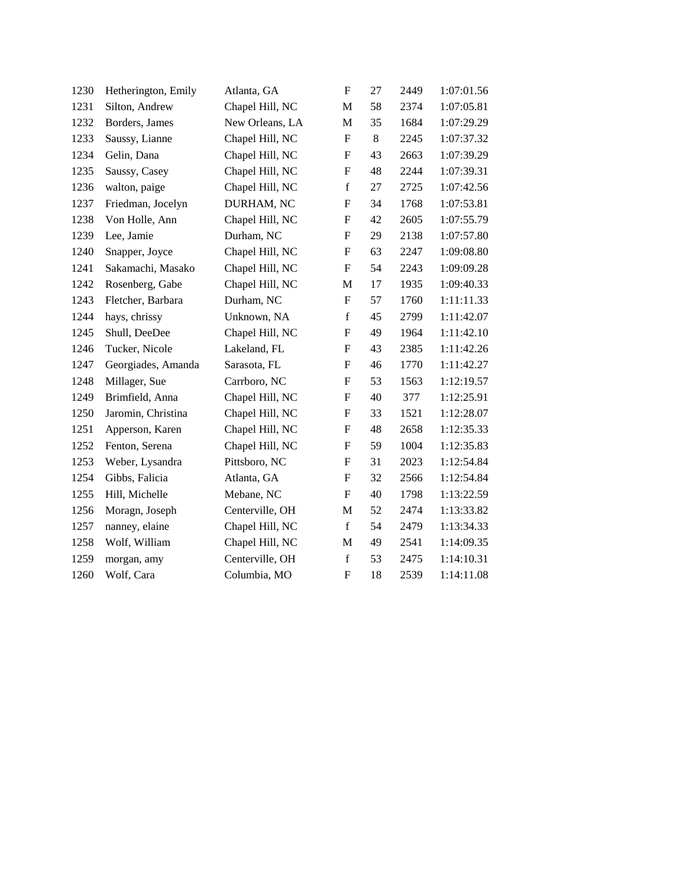| | | | | | | |
|---|---|---|---|---|---|---|
| 1230 | Hetherington, Emily | Atlanta, GA | F | 27 | 2449 | 1:07:01.56 |
| 1231 | Silton, Andrew | Chapel Hill, NC | M | 58 | 2374 | 1:07:05.81 |
| 1232 | Borders, James | New Orleans, LA | M | 35 | 1684 | 1:07:29.29 |
| 1233 | Saussy, Lianne | Chapel Hill, NC | F | 8 | 2245 | 1:07:37.32 |
| 1234 | Gelin, Dana | Chapel Hill, NC | F | 43 | 2663 | 1:07:39.29 |
| 1235 | Saussy, Casey | Chapel Hill, NC | F | 48 | 2244 | 1:07:39.31 |
| 1236 | walton, paige | Chapel Hill, NC | f | 27 | 2725 | 1:07:42.56 |
| 1237 | Friedman, Jocelyn | DURHAM, NC | F | 34 | 1768 | 1:07:53.81 |
| 1238 | Von Holle, Ann | Chapel Hill, NC | F | 42 | 2605 | 1:07:55.79 |
| 1239 | Lee, Jamie | Durham, NC | F | 29 | 2138 | 1:07:57.80 |
| 1240 | Snapper, Joyce | Chapel Hill, NC | F | 63 | 2247 | 1:09:08.80 |
| 1241 | Sakamachi, Masako | Chapel Hill, NC | F | 54 | 2243 | 1:09:09.28 |
| 1242 | Rosenberg, Gabe | Chapel Hill, NC | M | 17 | 1935 | 1:09:40.33 |
| 1243 | Fletcher, Barbara | Durham, NC | F | 57 | 1760 | 1:11:11.33 |
| 1244 | hays, chrissy | Unknown, NA | f | 45 | 2799 | 1:11:42.07 |
| 1245 | Shull, DeeDee | Chapel Hill, NC | F | 49 | 1964 | 1:11:42.10 |
| 1246 | Tucker, Nicole | Lakeland, FL | F | 43 | 2385 | 1:11:42.26 |
| 1247 | Georgiades, Amanda | Sarasota, FL | F | 46 | 1770 | 1:11:42.27 |
| 1248 | Millager, Sue | Carrboro, NC | F | 53 | 1563 | 1:12:19.57 |
| 1249 | Brimfield, Anna | Chapel Hill, NC | F | 40 | 377 | 1:12:25.91 |
| 1250 | Jaromin, Christina | Chapel Hill, NC | F | 33 | 1521 | 1:12:28.07 |
| 1251 | Apperson, Karen | Chapel Hill, NC | F | 48 | 2658 | 1:12:35.33 |
| 1252 | Fenton, Serena | Chapel Hill, NC | F | 59 | 1004 | 1:12:35.83 |
| 1253 | Weber, Lysandra | Pittsboro, NC | F | 31 | 2023 | 1:12:54.84 |
| 1254 | Gibbs, Falicia | Atlanta, GA | F | 32 | 2566 | 1:12:54.84 |
| 1255 | Hill, Michelle | Mebane, NC | F | 40 | 1798 | 1:13:22.59 |
| 1256 | Moragn, Joseph | Centerville, OH | M | 52 | 2474 | 1:13:33.82 |
| 1257 | nanney, elaine | Chapel Hill, NC | f | 54 | 2479 | 1:13:34.33 |
| 1258 | Wolf, William | Chapel Hill, NC | M | 49 | 2541 | 1:14:09.35 |
| 1259 | morgan, amy | Centerville, OH | f | 53 | 2475 | 1:14:10.31 |
| 1260 | Wolf, Cara | Columbia, MO | F | 18 | 2539 | 1:14:11.08 |